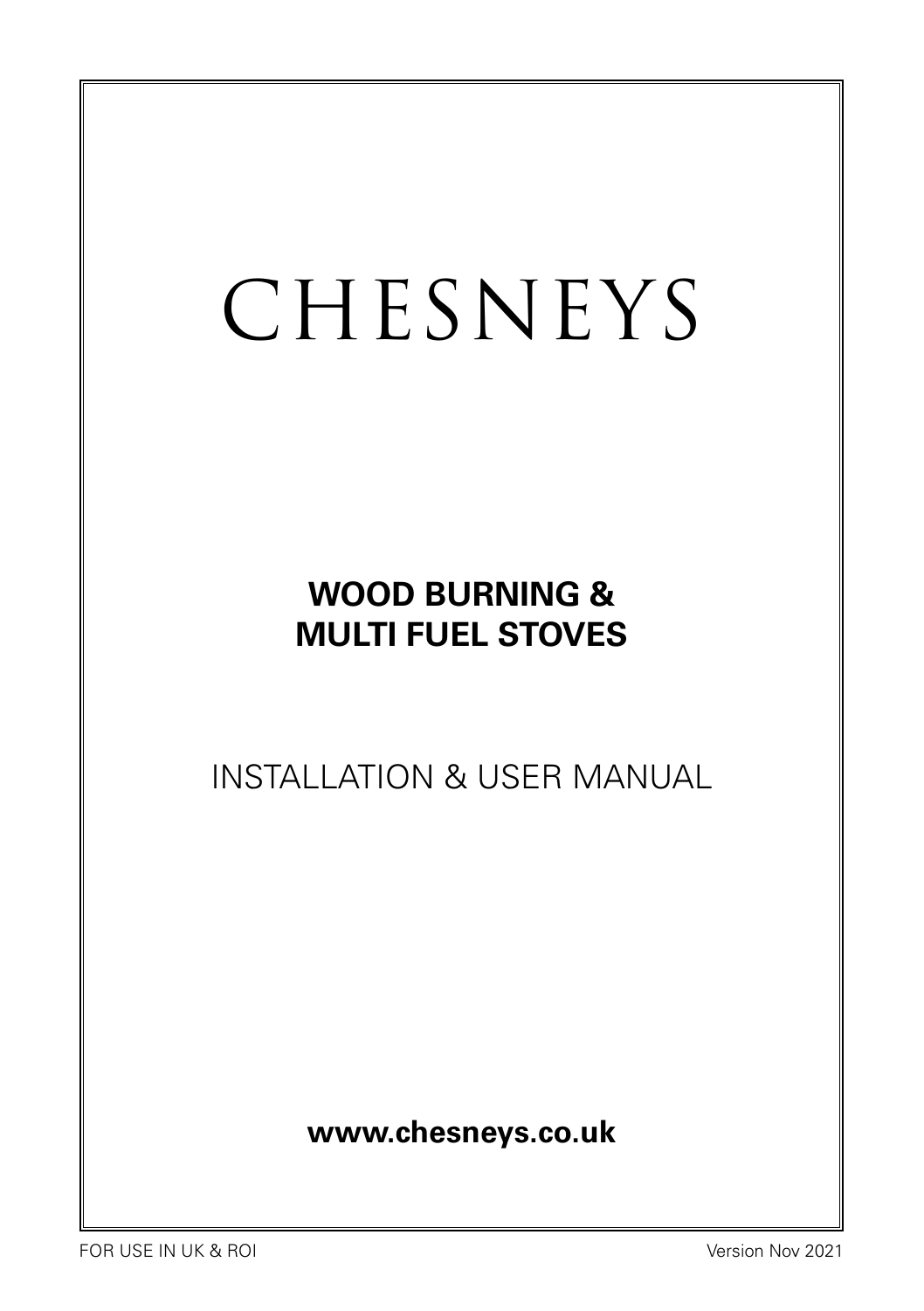# CHESNEYS

## WOOD BURNING & MULTI FUEL STOVES

INSTALLATION & USER MANUAL

**www.chesneys.co.uk**

FOR USE IN UK & ROI

Version Nov 2021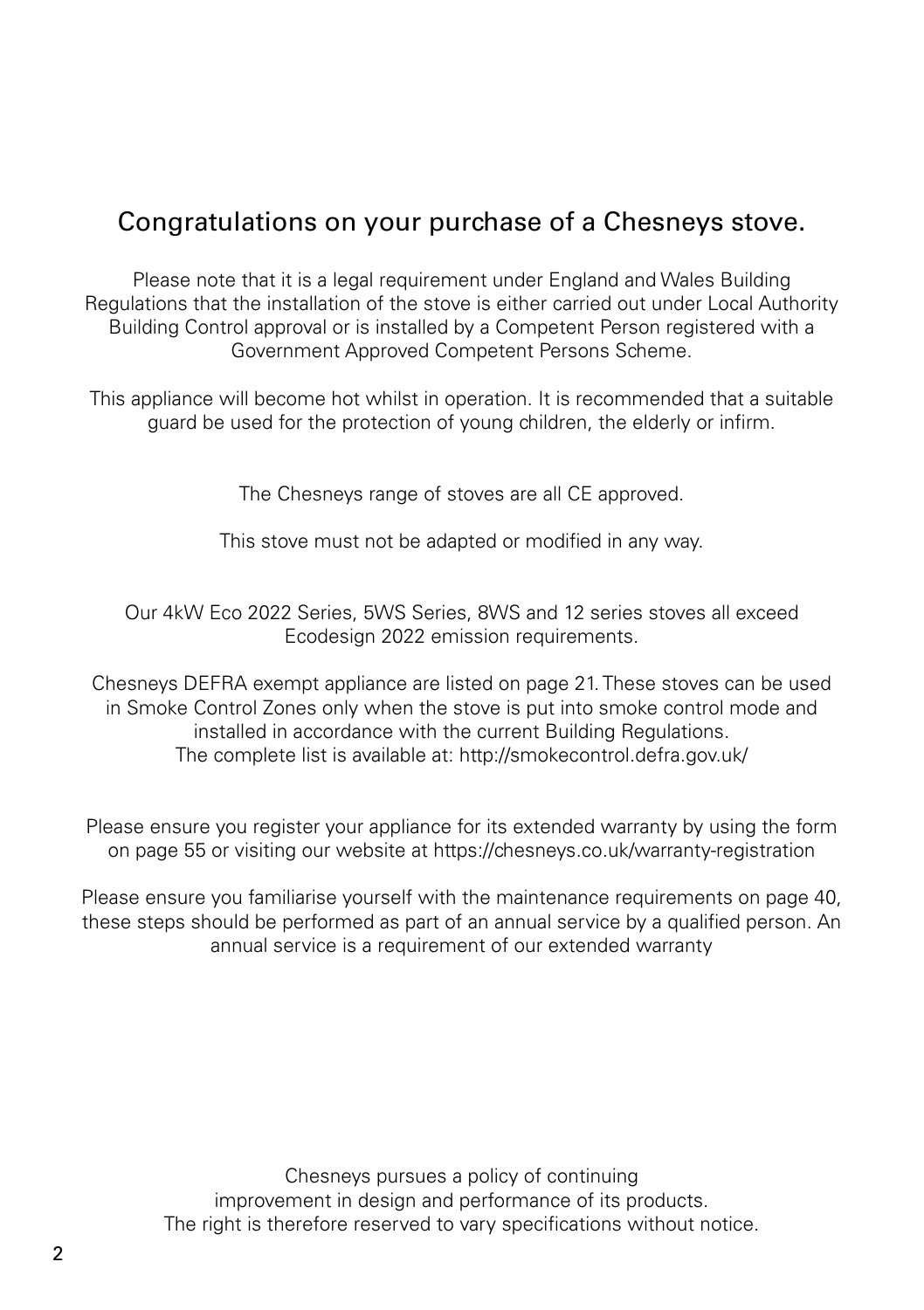## Congratulations on your purchase of a Chesneys stove.

Please note that it is a legal requirement under England and Wales Building Regulations that the installation of the stove is either carried out under Local Authority Building Control approval or is installed by a Competent Person registered with a Government Approved Competent Persons Scheme.

This appliance will become hot whilst in operation. It is recommended that a suitable guard be used for the protection of young children, the elderly or infirm.

The Chesneys range of stoves are all CE approved.

This stove must not be adapted or modified in any way.

Our 4kW Eco 2022 Series, 5WS Series, 8WS and 12 series stoves all exceed Ecodesign 2022 emission requirements.

Chesneys DEFRA exempt appliance are listed on page 21. These stoves can be used in Smoke Control Zones only when the stove is put into smoke control mode and installed in accordance with the current Building Regulations.
The complete list is available at: http://smokecontrol.defra.gov.uk/

Please ensure you register your appliance for its extended warranty by using the form on page 55 or visiting our website at https://chesneys.co.uk/warranty-registration

Please ensure you familiarise yourself with the maintenance requirements on page 40, these steps should be performed as part of an annual service by a qualified person. An annual service is a requirement of our extended warranty

Chesneys pursues a policy of continuing improvement in design and performance of its products.
The right is therefore reserved to vary specifications without notice.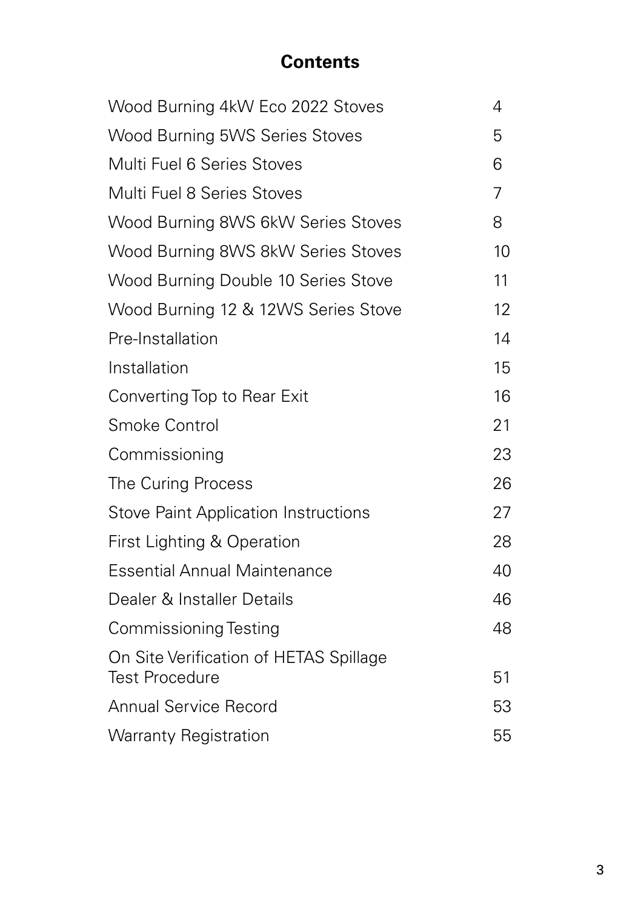# Contents

| | |
|---|---|
| Wood Burning 4kW Eco 2022 Stoves | 4 |
| Wood Burning 5WS Series Stoves | 5 |
| Multi Fuel 6 Series Stoves | 6 |
| Multi Fuel 8 Series Stoves | 7 |
| Wood Burning 8WS 6kW Series Stoves | 8 |
| Wood Burning 8WS 8kW Series Stoves | 10 |
| Wood Burning Double 10 Series Stove | 11 |
| Wood Burning 12 & 12WS Series Stove | 12 |
| Pre-Installation | 14 |
| Installation | 15 |
| Converting Top to Rear Exit | 16 |
| Smoke Control | 21 |
| Commissioning | 23 |
| The Curing Process | 26 |
| Stove Paint Application Instructions | 27 |
| First Lighting & Operation | 28 |
| Essential Annual Maintenance | 40 |
| Dealer & Installer Details | 46 |
| Commissioning Testing | 48 |
| On Site Verification of HETAS Spillage Test Procedure | 51 |
| Annual Service Record | 53 |
| Warranty Registration | 55 |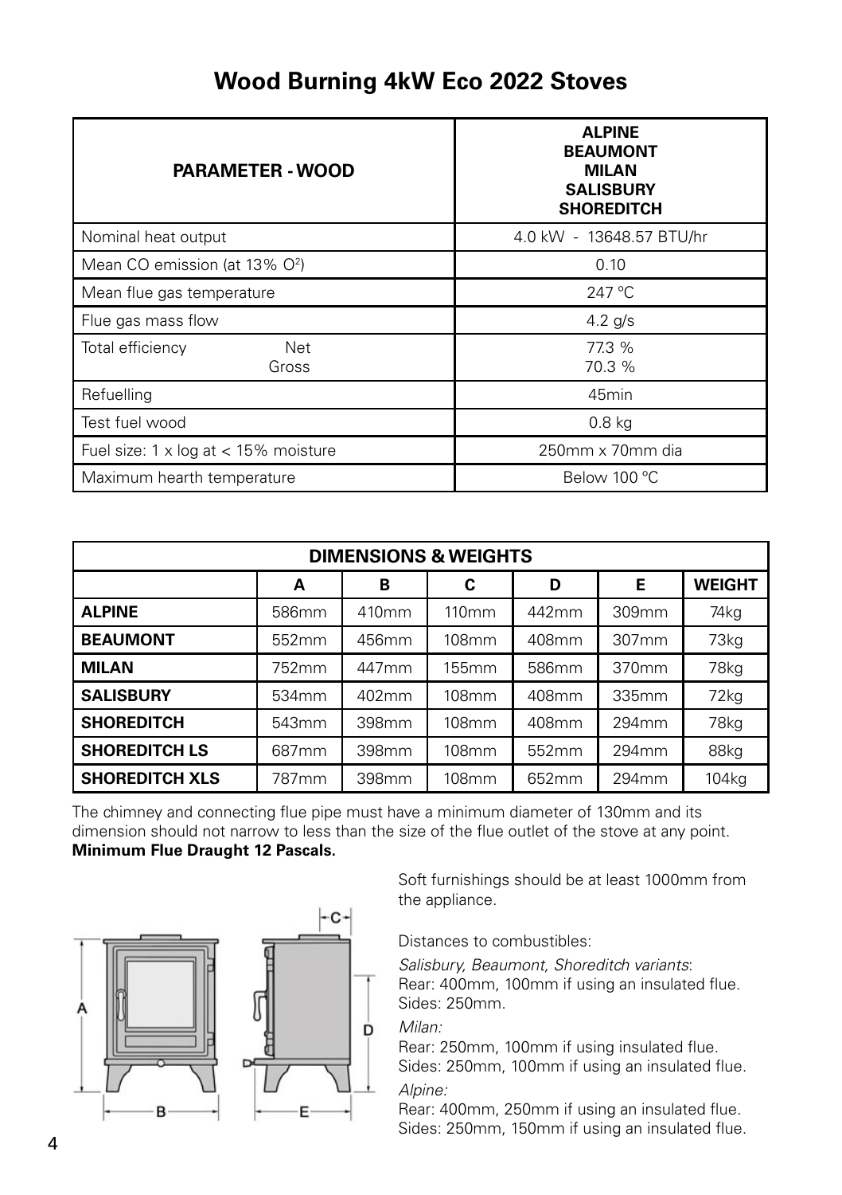# Wood Burning 4kW Eco 2022 Stoves

| PARAMETER - WOOD | ALPINE<br>BEAUMONT<br>MILAN<br>SALISBURY<br>SHOREDITCH |
|---|---|
| Nominal heat output | 4.0 kW - 13648.57 BTU/hr |
| Mean CO emission (at 13% $O^2$) | 0.10 |
| Mean flue gas temperature | 247 °C |
| Flue gas mass flow | 4.2 g/s |
| Total efficiency Net<br>Gross | 77.3 %<br>70.3 % |
| Refuelling | 45min |
| Test fuel wood | 0.8 kg |
| Fuel size: 1 x log at < 15% moisture | 250mm x 70mm dia |
| Maximum hearth temperature | Below 100 °C |

| DIMENSIONS & WEIGHTS | | | | | | |
|---|---|---|---|---|---|---|
| | A | B | C | D | E | WEIGHT |
| **ALPINE** | 586mm | 410mm | 110mm | 442mm | 309mm | 74kg |
| **BEAUMONT** | 552mm | 456mm | 108mm | 408mm | 307mm | 73kg |
| **MILAN** | 752mm | 447mm | 155mm | 586mm | 370mm | 78kg |
| **SALISBURY** | 534mm | 402mm | 108mm | 408mm | 335mm | 72kg |
| **SHOREDITCH** | 543mm | 398mm | 108mm | 408mm | 294mm | 78kg |
| **SHOREDITCH LS** | 687mm | 398mm | 108mm | 552mm | 294mm | 88kg |
| **SHOREDITCH XLS** | 787mm | 398mm | 108mm | 652mm | 294mm | 104kg |

The chimney and connecting flue pipe must have a minimum diameter of 130mm and its dimension should not narrow to less than the size of the flue outlet of the stove at any point.
**Minimum Flue Draught 12 Pascals.**

Soft furnishings should be at least 1000mm from the appliance.

Distances to combustibles:

*Salisbury, Beaumont, Shoreditch variants*:
Rear: 400mm, 100mm if using an insulated flue.
Sides: 250mm.

*Milan:*
Rear: 250mm, 100mm if using insulated flue.
Sides: 250mm, 100mm if using an insulated flue.

*Alpine:*
Rear: 400mm, 250mm if using an insulated flue.
Sides: 250mm, 150mm if using an insulated flue.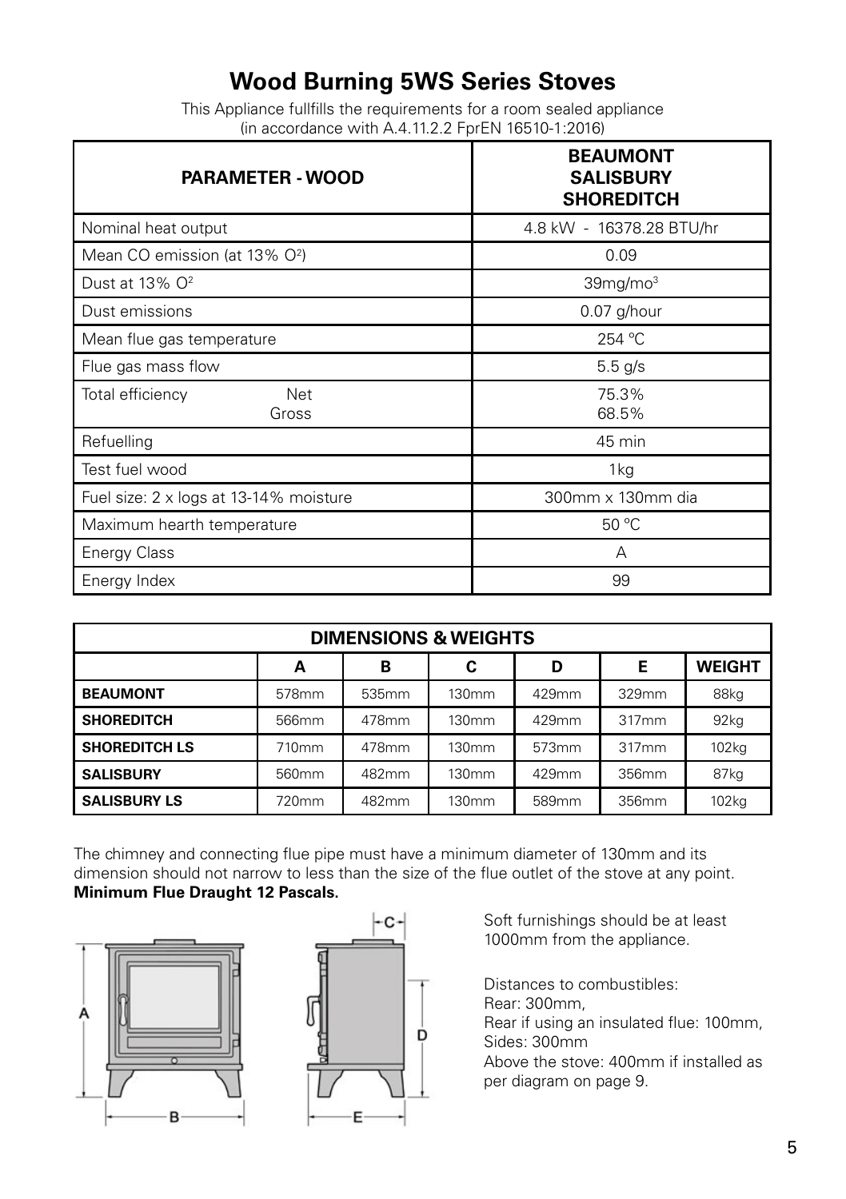# Wood Burning 5WS Series Stoves

This Appliance fullfills the requirements for a room sealed appliance (in accordance with A.4.11.2.2 FprEN 16510-1:2016)

| PARAMETER - WOOD | BEAUMONT SALISBURY SHOREDITCH |
|---|---|
| Nominal heat output | 4.8 kW - 16378.28 BTU/hr |
| Mean CO emission (at 13% $O^2$) | 0.09 |
| Dust at 13% $O^2$ | 39mg/mo$^3$ |
| Dust emissions | 0.07 g/hour |
| Mean flue gas temperature | 254 °C |
| Flue gas mass flow | 5.5 g/s |
| Total efficiency Net / Gross | 75.3% / 68.5% |
| Refuelling | 45 min |
| Test fuel wood | 1kg |
| Fuel size: 2 x logs at 13-14% moisture | 300mm x 130mm dia |
| Maximum hearth temperature | 50 °C |
| Energy Class | A |
| Energy Index | 99 |

| DIMENSIONS & WEIGHTS | | | | | | |
|---|---|---|---|---|---|---|
| | A | B | C | D | E | WEIGHT |
| **BEAUMONT** | 578mm | 535mm | 130mm | 429mm | 329mm | 88kg |
| **SHOREDITCH** | 566mm | 478mm | 130mm | 429mm | 317mm | 92kg |
| **SHOREDITCH LS** | 710mm | 478mm | 130mm | 573mm | 317mm | 102kg |
| **SALISBURY** | 560mm | 482mm | 130mm | 429mm | 356mm | 87kg |
| **SALISBURY LS** | 720mm | 482mm | 130mm | 589mm | 356mm | 102kg |

The chimney and connecting flue pipe must have a minimum diameter of 130mm and its dimension should not narrow to less than the size of the flue outlet of the stove at any point.
**Minimum Flue Draught 12 Pascals.**

Soft furnishings should be at least 1000mm from the appliance.

Distances to combustibles:
Rear: 300mm,
Rear if using an insulated flue: 100mm,
Sides: 300mm
Above the stove: 400mm if installed as per diagram on page 9.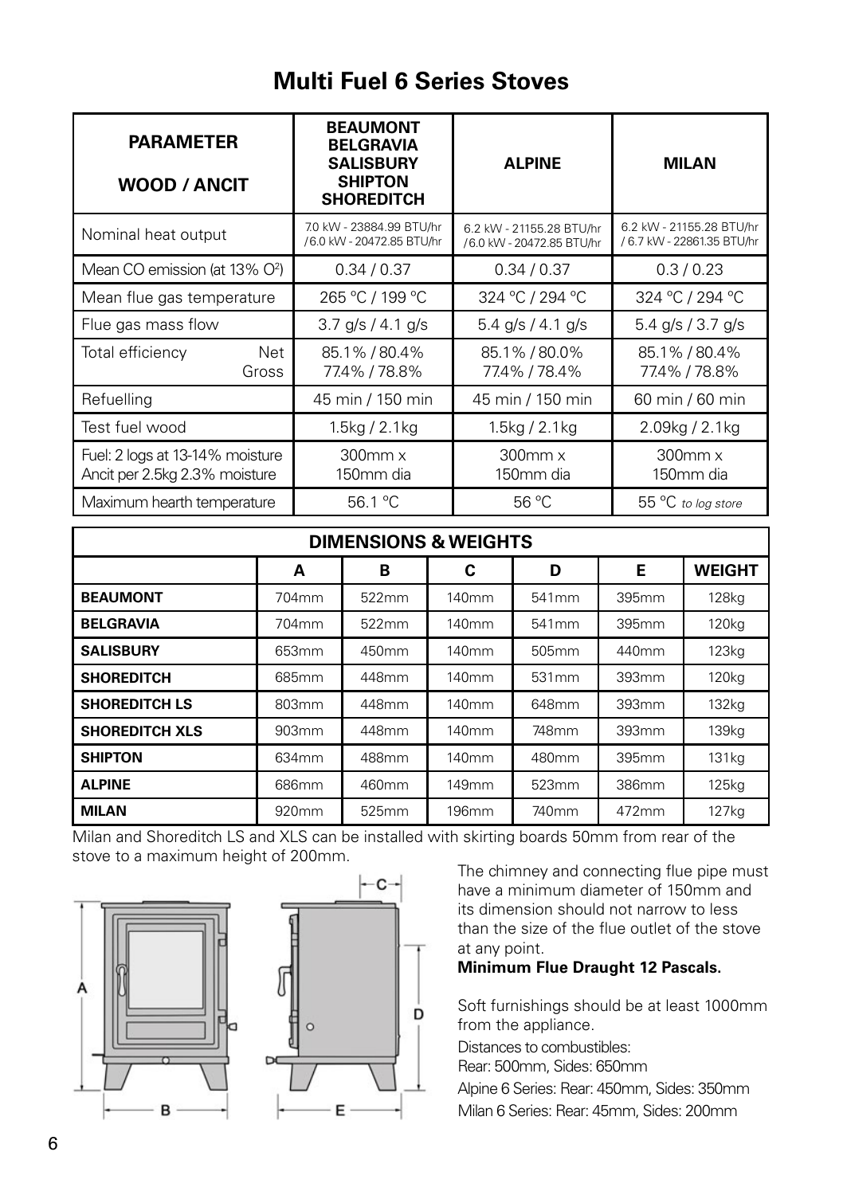# Multi Fuel 6 Series Stoves

| PARAMETER<br>WOOD / ANCIT | BEAUMONT<br>BELGRAVIA<br>SALISBURY<br>SHIPTON<br>SHOREDITCH | ALPINE | MILAN |
|---|---|---|---|
| Nominal heat output | 7.0 kW - 23884.99 BTU/hr<br>/6.0 kW - 20472.85 BTU/hr | 6.2 kW - 21155.28 BTU/hr<br>/6.0 kW - 20472.85 BTU/hr | 6.2 kW - 21155.28 BTU/hr<br>/ 6.7 kW - 22861.35 BTU/hr |
| Mean CO emission (at 13% $O^2$) | 0.34 / 0.37 | 0.34 / 0.37 | 0.3 / 0.23 |
| Mean flue gas temperature | 265 °C / 199 °C | 324 °C / 294 °C | 324 °C / 294 °C |
| Flue gas mass flow | 3.7 g/s / 4.1 g/s | 5.4 g/s / 4.1 g/s | 5.4 g/s / 3.7 g/s |
| Total efficiency Net<br>Gross | 85.1% / 80.4%<br>77.4% / 78.8% | 85.1% / 80.0%<br>77.4% / 78.4% | 85.1% / 80.4%<br>77.4% / 78.8% |
| Refuelling | 45 min / 150 min | 45 min / 150 min | 60 min / 60 min |
| Test fuel wood | 1.5kg / 2.1kg | 1.5kg / 2.1kg | 2.09kg / 2.1kg |
| Fuel: 2 logs at 13-14% moisture<br>Ancit per 2.5kg 2.3% moisture | 300mm x<br>150mm dia | 300mm x<br>150mm dia | 300mm x<br>150mm dia |
| Maximum hearth temperature | 56.1 °C | 56 °C | 55 °C *to log store* |

| DIMENSIONS & WEIGHTS | | | | | | |
|---|---|---|---|---|---|---|
| | **A** | **B** | **C** | **D** | **E** | **WEIGHT** |
| **BEAUMONT** | 704mm | 522mm | 140mm | 541mm | 395mm | 128kg |
| **BELGRAVIA** | 704mm | 522mm | 140mm | 541mm | 395mm | 120kg |
| **SALISBURY** | 653mm | 450mm | 140mm | 505mm | 440mm | 123kg |
| **SHOREDITCH** | 685mm | 448mm | 140mm | 531mm | 393mm | 120kg |
| **SHOREDITCH LS** | 803mm | 448mm | 140mm | 648mm | 393mm | 132kg |
| **SHOREDITCH XLS** | 903mm | 448mm | 140mm | 748mm | 393mm | 139kg |
| **SHIPTON** | 634mm | 488mm | 140mm | 480mm | 395mm | 131kg |
| **ALPINE** | 686mm | 460mm | 149mm | 523mm | 386mm | 125kg |
| **MILAN** | 920mm | 525mm | 196mm | 740mm | 472mm | 127kg |

Milan and Shoreditch LS and XLS can be installed with skirting boards 50mm from rear of the stove to a maximum height of 200mm.

The chimney and connecting flue pipe must have a minimum diameter of 150mm and its dimension should not narrow to less than the size of the flue outlet of the stove at any point.

**Minimum Flue Draught 12 Pascals.**

Soft furnishings should be at least 1000mm from the appliance.

Distances to combustibles:
Rear: 500mm, Sides: 650mm

Alpine 6 Series: Rear: 450mm, Sides: 350mm

Milan 6 Series: Rear: 45mm, Sides: 200mm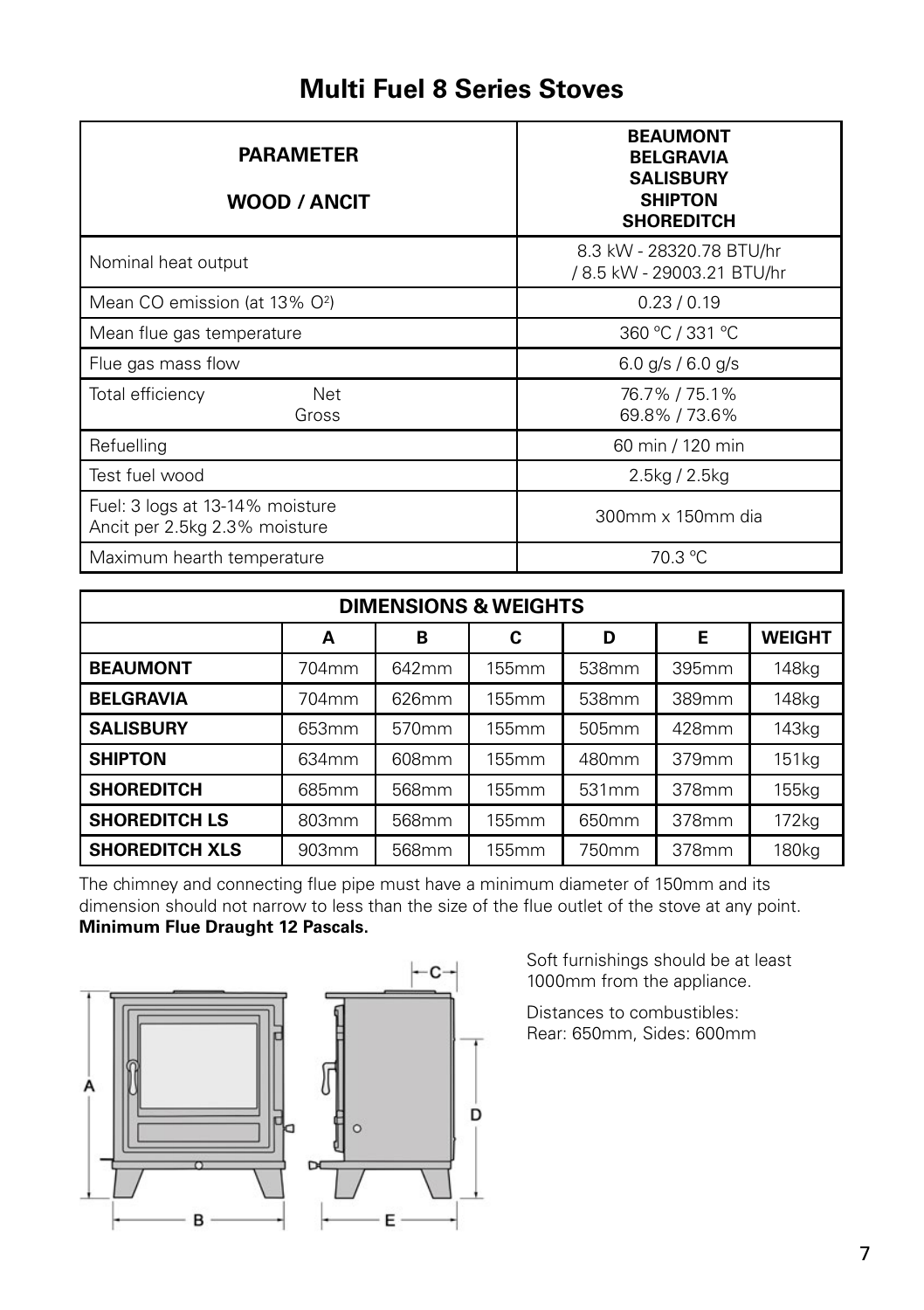# Multi Fuel 8 Series Stoves

| PARAMETER<br><br>WOOD / ANCIT | BEAUMONT<br>BELGRAVIA<br>SALISBURY<br>SHIPTON<br>SHOREDITCH |
|---|---|
| Nominal heat output | 8.3 kW - 28320.78 BTU/hr<br>/ 8.5 kW - 29003.21 BTU/hr |
| Mean CO emission (at 13% $O^2$) | 0.23 / 0.19 |
| Mean flue gas temperature | 360 °C / 331 °C |
| Flue gas mass flow | 6.0 g/s / 6.0 g/s |
| Total efficiency Net<br>Gross | 76.7% / 75.1%<br>69.8% / 73.6% |
| Refuelling | 60 min / 120 min |
| Test fuel wood | 2.5kg / 2.5kg |
| Fuel: 3 logs at 13-14% moisture<br>Ancit per 2.5kg 2.3% moisture | 300mm x 150mm dia |
| Maximum hearth temperature | 70.3 °C |

| DIMENSIONS & WEIGHTS | | | | | | |
|---|---|---|---|---|---|---|
| | A | B | C | D | E | WEIGHT |
| **BEAUMONT** | 704mm | 642mm | 155mm | 538mm | 395mm | 148kg |
| **BELGRAVIA** | 704mm | 626mm | 155mm | 538mm | 389mm | 148kg |
| **SALISBURY** | 653mm | 570mm | 155mm | 505mm | 428mm | 143kg |
| **SHIPTON** | 634mm | 608mm | 155mm | 480mm | 379mm | 151kg |
| **SHOREDITCH** | 685mm | 568mm | 155mm | 531mm | 378mm | 155kg |
| **SHOREDITCH LS** | 803mm | 568mm | 155mm | 650mm | 378mm | 172kg |
| **SHOREDITCH XLS** | 903mm | 568mm | 155mm | 750mm | 378mm | 180kg |

The chimney and connecting flue pipe must have a minimum diameter of 150mm and its dimension should not narrow to less than the size of the flue outlet of the stove at any point.
**Minimum Flue Draught 12 Pascals.**

Soft furnishings should be at least 1000mm from the appliance.

Distances to combustibles:
Rear: 650mm, Sides: 600mm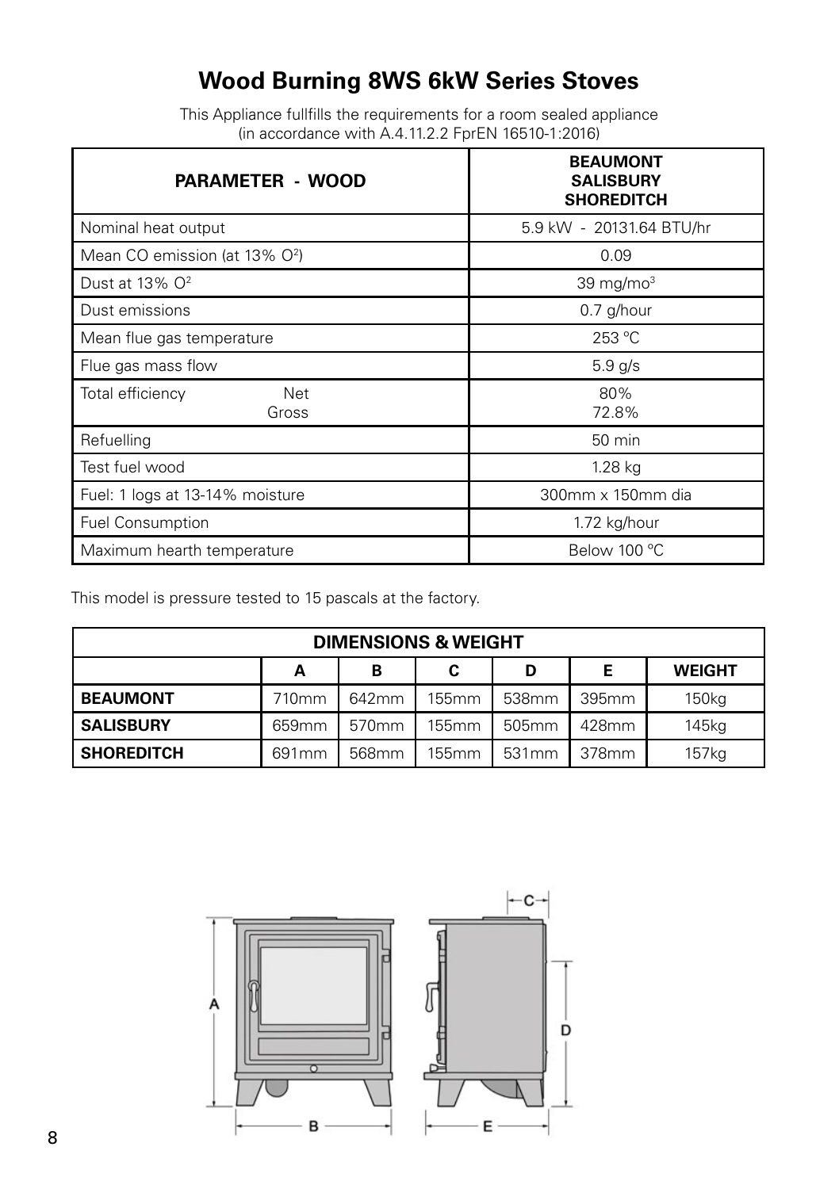# Wood Burning 8WS 6kW Series Stoves

This Appliance fullfills the requirements for a room sealed appliance (in accordance with A.4.11.2.2 FprEN 16510-1:2016)

| PARAMETER - WOOD | BEAUMONT SALISBURY SHOREDITCH |
|---|---|
| Nominal heat output | 5.9 kW - 20131.64 BTU/hr |
| Mean CO emission (at 13% $O^2$) | 0.09 |
| Dust at 13% $O^2$ | 39 mg/$mo^3$ |
| Dust emissions | 0.7 g/hour |
| Mean flue gas temperature | 253 °C |
| Flue gas mass flow | 5.9 g/s |
| Total efficiency Net / Gross | 80% / 72.8% |
| Refuelling | 50 min |
| Test fuel wood | 1.28 kg |
| Fuel: 1 logs at 13-14% moisture | 300mm x 150mm dia |
| Fuel Consumption | 1.72 kg/hour |
| Maximum hearth temperature | Below 100 °C |

This model is pressure tested to 15 pascals at the factory.

| DIMENSIONS & WEIGHT | A | B | C | D | E | WEIGHT |
|---|---|---|---|---|---|---|
| BEAUMONT | 710mm | 642mm | 155mm | 538mm | 395mm | 150kg |
| SALISBURY | 659mm | 570mm | 155mm | 505mm | 428mm | 145kg |
| SHOREDITCH | 691mm | 568mm | 155mm | 531mm | 378mm | 157kg |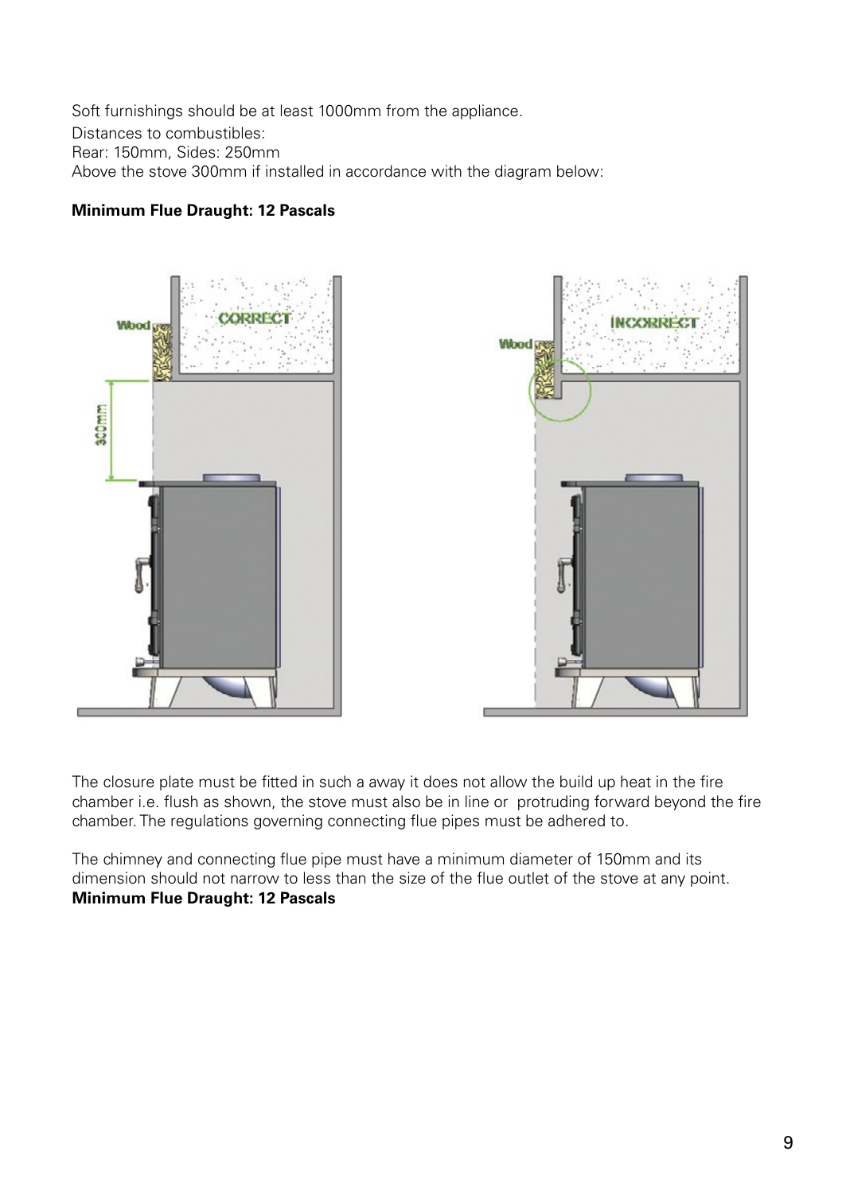Soft furnishings should be at least 1000mm from the appliance.

Distances to combustibles:

Rear: 150mm, Sides: 250mm

Above the stove 300mm if installed in accordance with the diagram below:

**Minimum Flue Draught: 12 Pascals**

The closure plate must be fitted in such a away it does not allow the build up heat in the fire chamber i.e. flush as shown, the stove must also be in line or protruding forward beyond the fire chamber. The regulations governing connecting flue pipes must be adhered to.

The chimney and connecting flue pipe must have a minimum diameter of 150mm and its dimension should not narrow to less than the size of the flue outlet of the stove at any point.

**Minimum Flue Draught: 12 Pascals**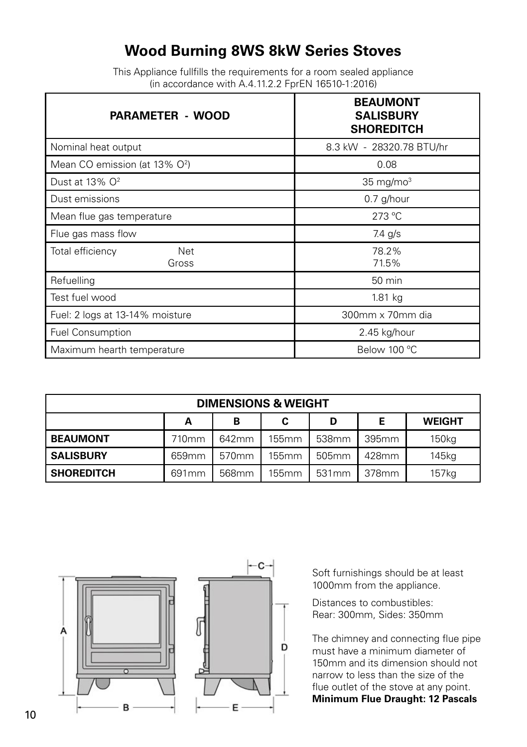# Wood Burning 8WS 8kW Series Stoves

This Appliance fullfills the requirements for a room sealed appliance
(in accordance with A.4.11.2.2 FprEN 16510-1:2016)

| PARAMETER - WOOD | BEAUMONT<br>SALISBURY<br>SHOREDITCH |
|---|---|
| Nominal heat output | 8.3 kW - 28320.78 BTU/hr |
| Mean CO emission (at 13% $O^2$) | 0.08 |
| Dust at 13% $O^2$ | 35 mg/mo$^3$ |
| Dust emissions | 0.7 g/hour |
| Mean flue gas temperature | 273 ºC |
| Flue gas mass flow | 7.4 g/s |
| Total efficiency Net<br>Gross | 78.2%<br>71.5% |
| Refuelling | 50 min |
| Test fuel wood | 1.81 kg |
| Fuel: 2 logs at 13-14% moisture | 300mm x 70mm dia |
| Fuel Consumption | 2.45 kg/hour |
| Maximum hearth temperature | Below 100 ºC |

| DIMENSIONS & WEIGHT | | | | | | |
|---|---|---|---|---|---|---|
| | A | B | C | D | E | WEIGHT |
| **BEAUMONT** | 710mm | 642mm | 155mm | 538mm | 395mm | 150kg |
| **SALISBURY** | 659mm | 570mm | 155mm | 505mm | 428mm | 145kg |
| **SHOREDITCH** | 691mm | 568mm | 155mm | 531mm | 378mm | 157kg |

Soft furnishings should be at least 1000mm from the appliance.

Distances to combustibles:
Rear: 300mm, Sides: 350mm

The chimney and connecting flue pipe must have a minimum diameter of 150mm and its dimension should not narrow to less than the size of the flue outlet of the stove at any point.
**Minimum Flue Draught: 12 Pascals**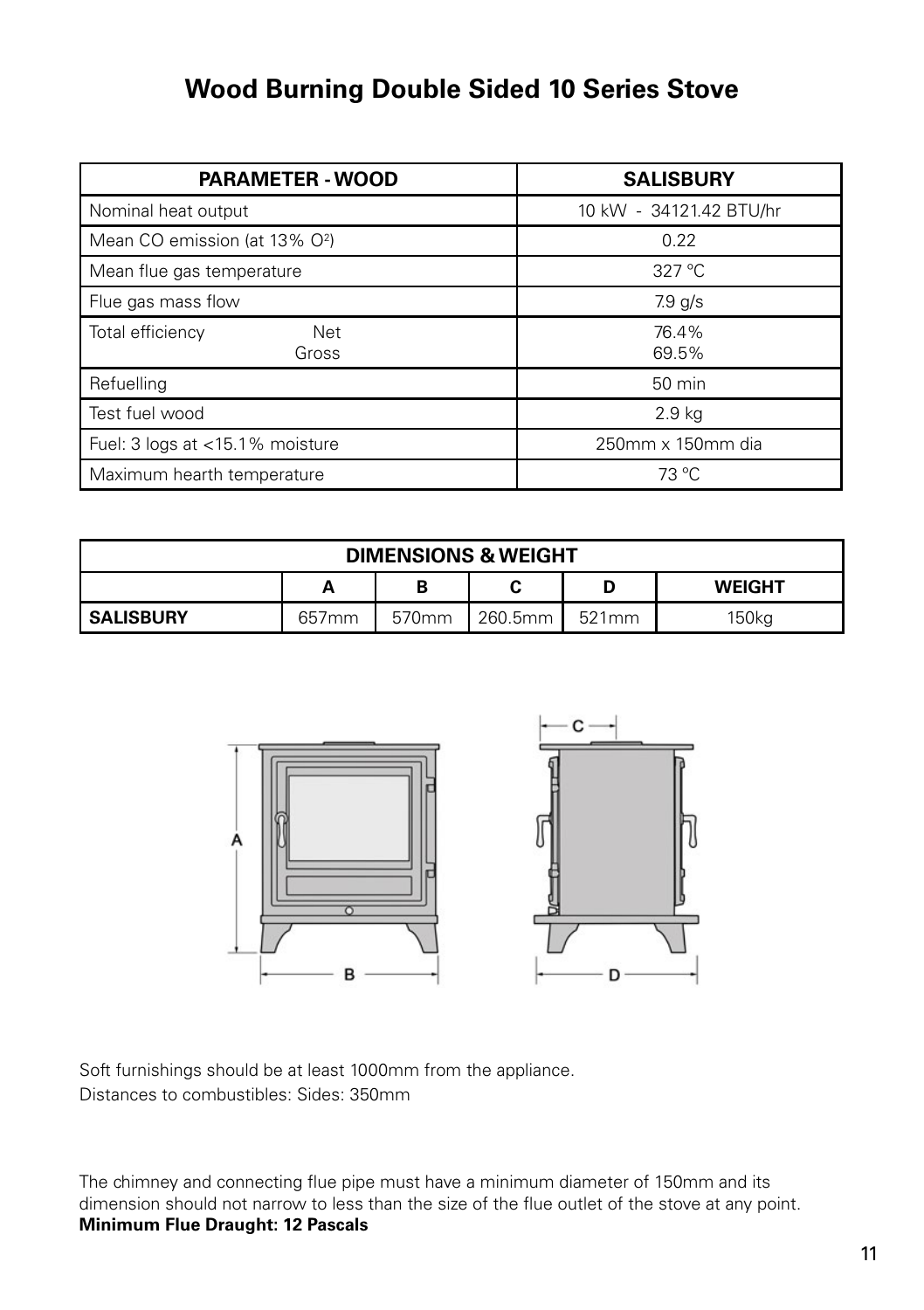# Wood Burning Double Sided 10 Series Stove

| PARAMETER - WOOD | SALISBURY |
| --- | --- |
| Nominal heat output | 10 kW - 34121.42 BTU/hr |
| Mean CO emission (at 13% $O^2$) | 0.22 |
| Mean flue gas temperature | 327 °C |
| Flue gas mass flow | 7.9 g/s |
| Total efficiency Net<br>Gross | 76.4%<br>69.5% |
| Refuelling | 50 min |
| Test fuel wood | 2.9 kg |
| Fuel: 3 logs at <15.1% moisture | 250mm x 150mm dia |
| Maximum hearth temperature | 73 °C |

| DIMENSIONS & WEIGHT | | | | | |
| --- | --- | --- | --- | --- | --- |
| | A | B | C | D | WEIGHT |
| SALISBURY | 657mm | 570mm | 260.5mm | 521mm | 150kg |

Soft furnishings should be at least 1000mm from the appliance.
Distances to combustibles: Sides: 350mm

The chimney and connecting flue pipe must have a minimum diameter of 150mm and its dimension should not narrow to less than the size of the flue outlet of the stove at any point.
**Minimum Flue Draught: 12 Pascals**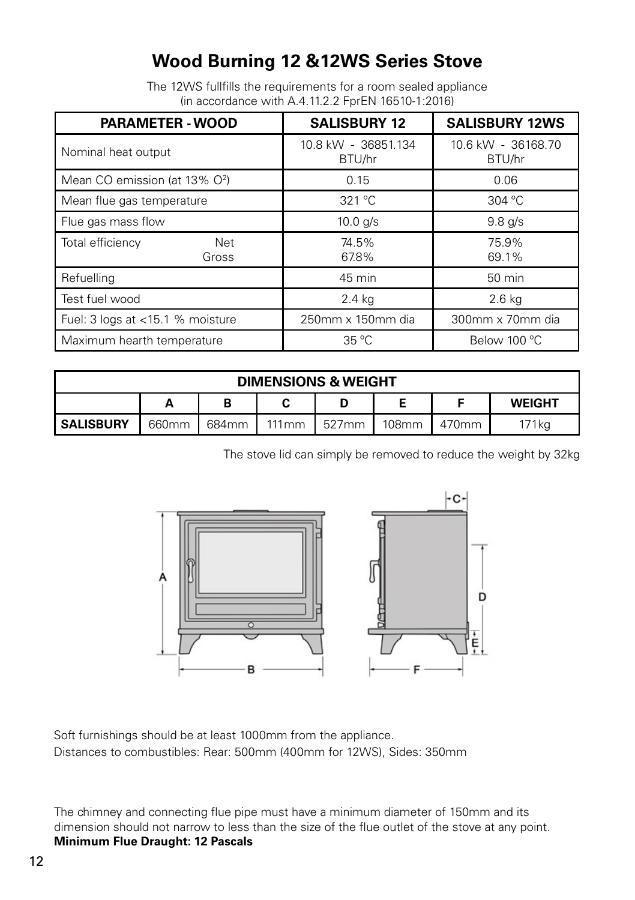# Wood Burning 12 &12WS Series Stove

The 12WS fullfills the requirements for a room sealed appliance
(in accordance with A.4.11.2.2 FprEN 16510-1:2016)

| PARAMETER - WOOD | SALISBURY 12 | SALISBURY 12WS |
| --- | --- | --- |
| Nominal heat output | 10.8 kW - 36851.134 BTU/hr | 10.6 kW - 36168.70 BTU/hr |
| Mean CO emission (at 13% $O^2$) | 0.15 | 0.06 |
| Mean flue gas temperature | 321 °C | 304 °C |
| Flue gas mass flow | 10.0 g/s | 9.8 g/s |
| Total efficiency Net / Gross | 74.5% / 67.8% | 75.9% / 69.1% |
| Refuelling | 45 min | 50 min |
| Test fuel wood | 2.4 kg | 2.6 kg |
| Fuel: 3 logs at <15.1 % moisture | 250mm x 150mm dia | 300mm x 70mm dia |
| Maximum hearth temperature | 35 °C | Below 100 °C |

| DIMENSIONS & WEIGHT | | | | | | | |
| --- | --- | --- | --- | --- | --- | --- | --- |
| | A | B | C | D | E | F | WEIGHT |
| SALISBURY | 660mm | 684mm | 111mm | 527mm | 108mm | 470mm | 171kg |

The stove lid can simply be removed to reduce the weight by 32kg

Soft furnishings should be at least 1000mm from the appliance.
Distances to combustibles: Rear: 500mm (400mm for 12WS), Sides: 350mm

The chimney and connecting flue pipe must have a minimum diameter of 150mm and its dimension should not narrow to less than the size of the flue outlet of the stove at any point.
**Minimum Flue Draught: 12 Pascals**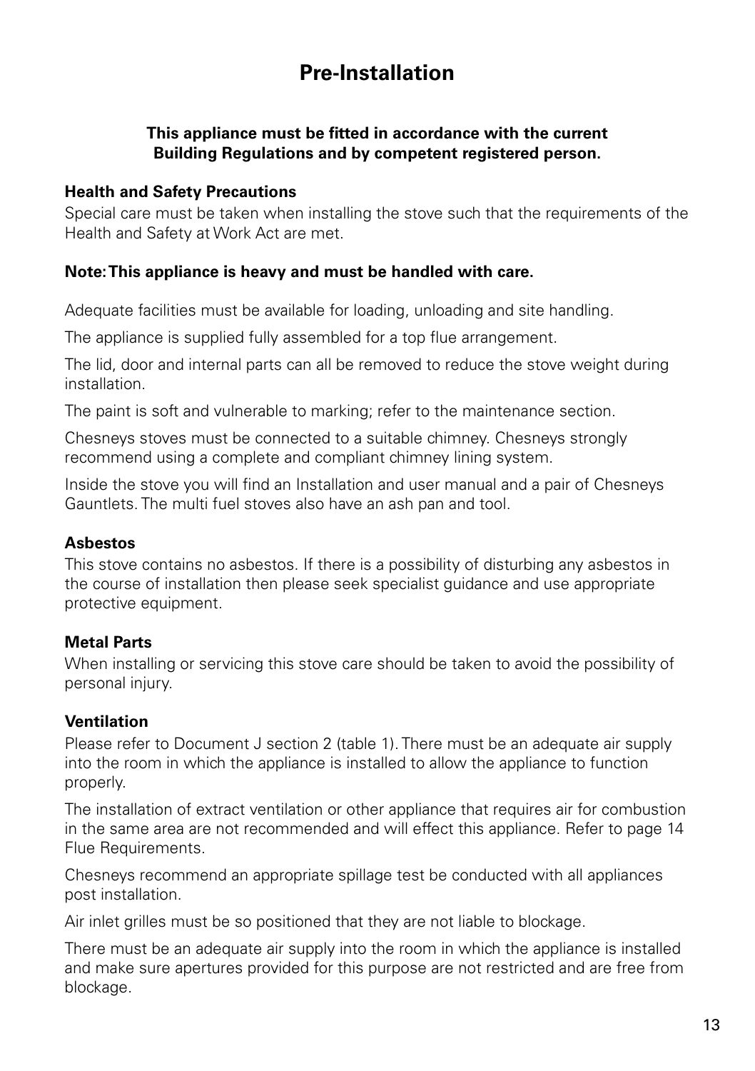# Pre-Installation

**This appliance must be fitted in accordance with the current Building Regulations and by competent registered person.**

**Health and Safety Precautions**

Special care must be taken when installing the stove such that the requirements of the Health and Safety at Work Act are met.

**Note: This appliance is heavy and must be handled with care.**

Adequate facilities must be available for loading, unloading and site handling.

The appliance is supplied fully assembled for a top flue arrangement.

The lid, door and internal parts can all be removed to reduce the stove weight during installation.

The paint is soft and vulnerable to marking; refer to the maintenance section.

Chesneys stoves must be connected to a suitable chimney. Chesneys strongly recommend using a complete and compliant chimney lining system.

Inside the stove you will find an Installation and user manual and a pair of Chesneys Gauntlets. The multi fuel stoves also have an ash pan and tool.

**Asbestos**

This stove contains no asbestos. If there is a possibility of disturbing any asbestos in the course of installation then please seek specialist guidance and use appropriate protective equipment.

**Metal Parts**

When installing or servicing this stove care should be taken to avoid the possibility of personal injury.

**Ventilation**

Please refer to Document J section 2 (table 1). There must be an adequate air supply into the room in which the appliance is installed to allow the appliance to function properly.

The installation of extract ventilation or other appliance that requires air for combustion in the same area are not recommended and will effect this appliance. Refer to page 14 Flue Requirements.

Chesneys recommend an appropriate spillage test be conducted with all appliances post installation.

Air inlet grilles must be so positioned that they are not liable to blockage.

There must be an adequate air supply into the room in which the appliance is installed and make sure apertures provided for this purpose are not restricted and are free from blockage.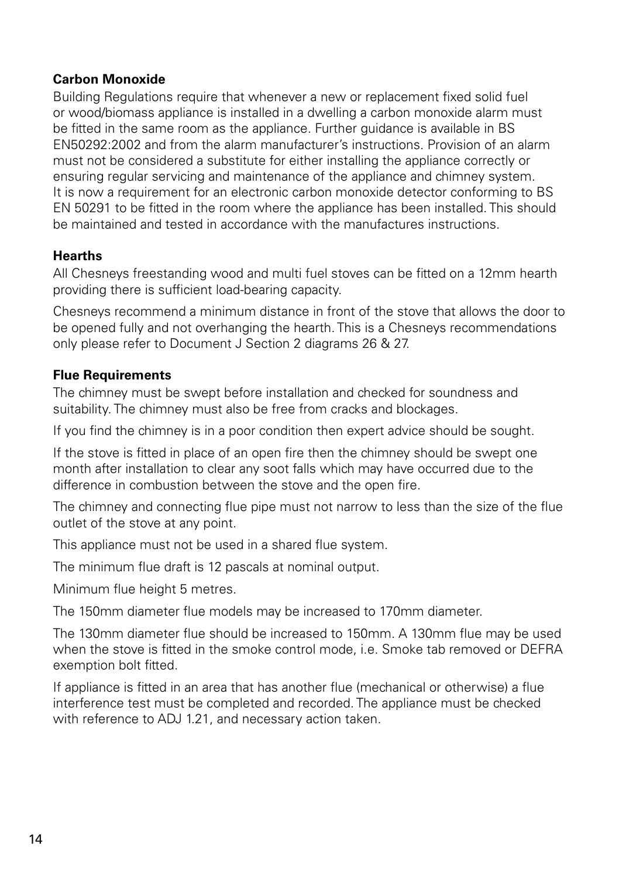**Carbon Monoxide**

Building Regulations require that whenever a new or replacement fixed solid fuel or wood/biomass appliance is installed in a dwelling a carbon monoxide alarm must be fitted in the same room as the appliance. Further guidance is available in BS EN50292:2002 and from the alarm manufacturer's instructions. Provision of an alarm must not be considered a substitute for either installing the appliance correctly or ensuring regular servicing and maintenance of the appliance and chimney system. It is now a requirement for an electronic carbon monoxide detector conforming to BS EN 50291 to be fitted in the room where the appliance has been installed. This should be maintained and tested in accordance with the manufactures instructions.

**Hearths**

All Chesneys freestanding wood and multi fuel stoves can be fitted on a 12mm hearth providing there is sufficient load-bearing capacity.

Chesneys recommend a minimum distance in front of the stove that allows the door to be opened fully and not overhanging the hearth. This is a Chesneys recommendations only please refer to Document J Section 2 diagrams 26 & 27.

**Flue Requirements**

The chimney must be swept before installation and checked for soundness and suitability. The chimney must also be free from cracks and blockages.

If you find the chimney is in a poor condition then expert advice should be sought.

If the stove is fitted in place of an open fire then the chimney should be swept one month after installation to clear any soot falls which may have occurred due to the difference in combustion between the stove and the open fire.

The chimney and connecting flue pipe must not narrow to less than the size of the flue outlet of the stove at any point.

This appliance must not be used in a shared flue system.

The minimum flue draft is 12 pascals at nominal output.

Minimum flue height 5 metres.

The 150mm diameter flue models may be increased to 170mm diameter.

The 130mm diameter flue should be increased to 150mm. A 130mm flue may be used when the stove is fitted in the smoke control mode, i.e. Smoke tab removed or DEFRA exemption bolt fitted.

If appliance is fitted in an area that has another flue (mechanical or otherwise) a flue interference test must be completed and recorded. The appliance must be checked with reference to ADJ 1.21, and necessary action taken.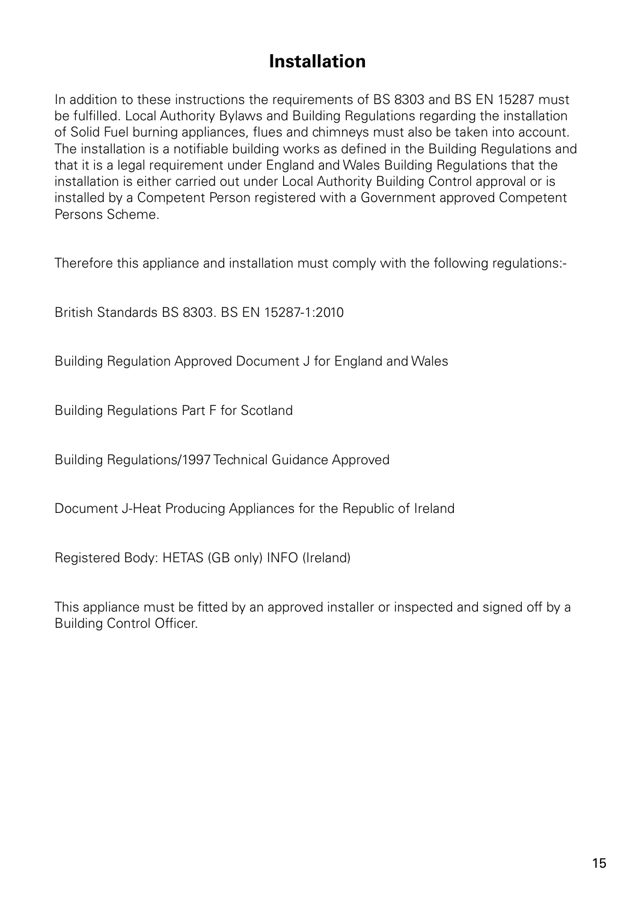# Installation

In addition to these instructions the requirements of BS 8303 and BS EN 15287 must be fulfilled. Local Authority Bylaws and Building Regulations regarding the installation of Solid Fuel burning appliances, flues and chimneys must also be taken into account. The installation is a notifiable building works as defined in the Building Regulations and that it is a legal requirement under England and Wales Building Regulations that the installation is either carried out under Local Authority Building Control approval or is installed by a Competent Person registered with a Government approved Competent Persons Scheme.

Therefore this appliance and installation must comply with the following regulations:-

British Standards BS 8303. BS EN 15287-1:2010

Building Regulation Approved Document J for England and Wales

Building Regulations Part F for Scotland

Building Regulations/1997 Technical Guidance Approved

Document J-Heat Producing Appliances for the Republic of Ireland

Registered Body: HETAS (GB only) INFO (Ireland)

This appliance must be fitted by an approved installer or inspected and signed off by a Building Control Officer.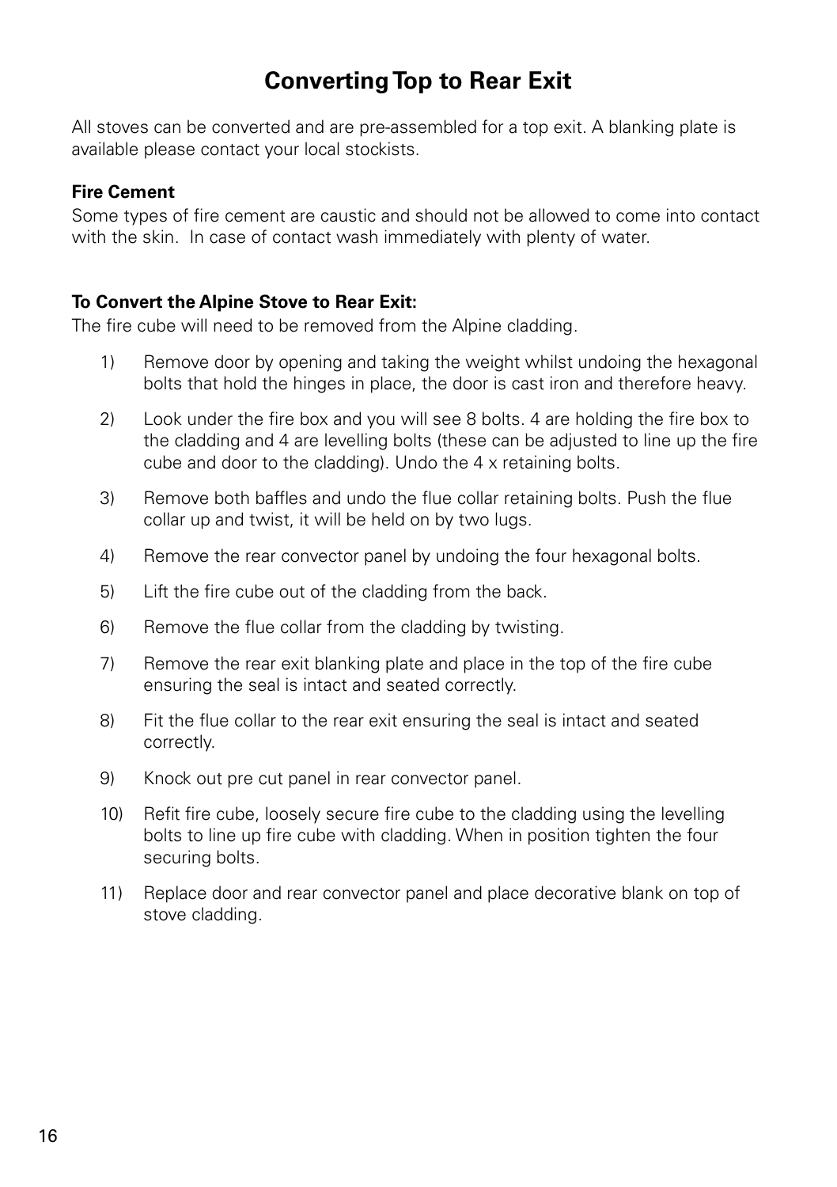# Converting Top to Rear Exit

All stoves can be converted and are pre-assembled for a top exit. A blanking plate is available please contact your local stockists.

**Fire Cement**

Some types of fire cement are caustic and should not be allowed to come into contact with the skin. In case of contact wash immediately with plenty of water.

**To Convert the Alpine Stove to Rear Exit:**

The fire cube will need to be removed from the Alpine cladding.

1) Remove door by opening and taking the weight whilst undoing the hexagonal bolts that hold the hinges in place, the door is cast iron and therefore heavy.

2) Look under the fire box and you will see 8 bolts. 4 are holding the fire box to the cladding and 4 are levelling bolts (these can be adjusted to line up the fire cube and door to the cladding). Undo the 4 x retaining bolts.

3) Remove both baffles and undo the flue collar retaining bolts. Push the flue collar up and twist, it will be held on by two lugs.

4) Remove the rear convector panel by undoing the four hexagonal bolts.

5) Lift the fire cube out of the cladding from the back.

6) Remove the flue collar from the cladding by twisting.

7) Remove the rear exit blanking plate and place in the top of the fire cube ensuring the seal is intact and seated correctly.

8) Fit the flue collar to the rear exit ensuring the seal is intact and seated correctly.

9) Knock out pre cut panel in rear convector panel.

10) Refit fire cube, loosely secure fire cube to the cladding using the levelling bolts to line up fire cube with cladding. When in position tighten the four securing bolts.

11) Replace door and rear convector panel and place decorative blank on top of stove cladding.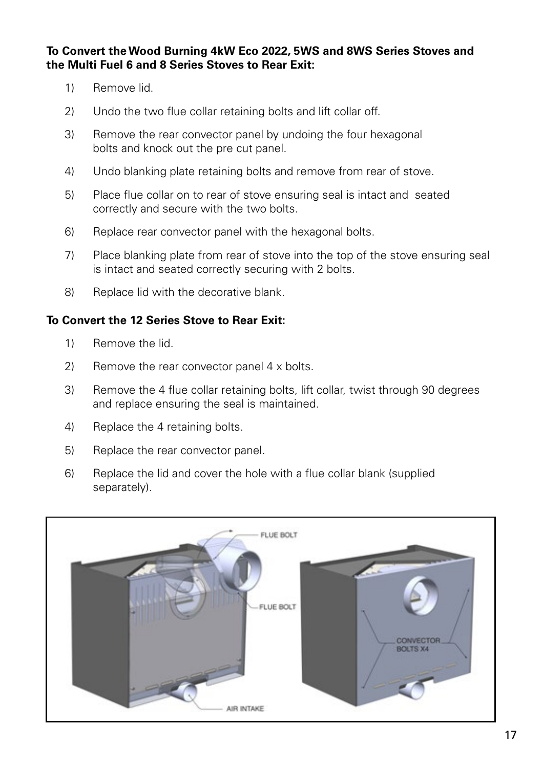**To Convert the Wood Burning 4kW Eco 2022, 5WS and 8WS Series Stoves and the Multi Fuel 6 and 8 Series Stoves to Rear Exit:**

1) Remove lid.
2) Undo the two flue collar retaining bolts and lift collar off.
3) Remove the rear convector panel by undoing the four hexagonal bolts and knock out the pre cut panel.
4) Undo blanking plate retaining bolts and remove from rear of stove.
5) Place flue collar on to rear of stove ensuring seal is intact and seated correctly and secure with the two bolts.
6) Replace rear convector panel with the hexagonal bolts.
7) Place blanking plate from rear of stove into the top of the stove ensuring seal is intact and seated correctly securing with 2 bolts.
8) Replace lid with the decorative blank.

**To Convert the 12 Series Stove to Rear Exit:**

1) Remove the lid.
2) Remove the rear convector panel 4 x bolts.
3) Remove the 4 flue collar retaining bolts, lift collar, twist through 90 degrees and replace ensuring the seal is maintained.
4) Replace the 4 retaining bolts.
5) Replace the rear convector panel.
6) Replace the lid and cover the hole with a flue collar blank (supplied separately).

FLUE BOLT

FLUE BOLT

AIR INTAKE

CONVECTOR BOLTS X4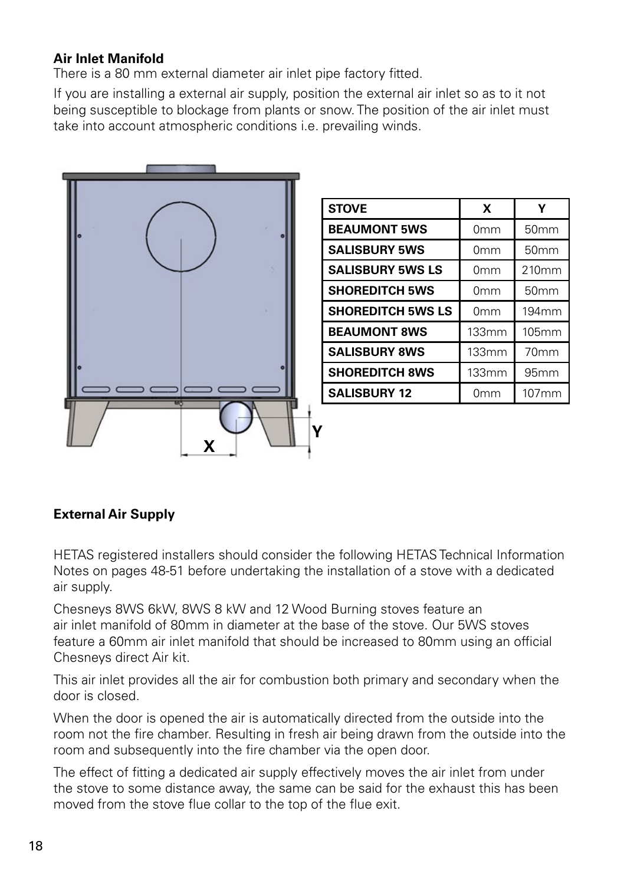**Air Inlet Manifold**

There is a 80 mm external diameter air inlet pipe factory fitted.

If you are installing a external air supply, position the external air inlet so as to it not being susceptible to blockage from plants or snow. The position of the air inlet must take into account atmospheric conditions i.e. prevailing winds.

| STOVE | X | Y |
|---|---|---|
| BEAUMONT 5WS | 0mm | 50mm |
| SALISBURY 5WS | 0mm | 50mm |
| SALISBURY 5WS LS | 0mm | 210mm |
| SHOREDITCH 5WS | 0mm | 50mm |
| SHOREDITCH 5WS LS | 0mm | 194mm |
| BEAUMONT 8WS | 133mm | 105mm |
| SALISBURY 8WS | 133mm | 70mm |
| SHOREDITCH 8WS | 133mm | 95mm |
| SALISBURY 12 | 0mm | 107mm |

**External Air Supply**

HETAS registered installers should consider the following HETAS Technical Information Notes on pages 48-51 before undertaking the installation of a stove with a dedicated air supply.

Chesneys 8WS 6kW, 8WS 8 kW and 12 Wood Burning stoves feature an air inlet manifold of 80mm in diameter at the base of the stove. Our 5WS stoves feature a 60mm air inlet manifold that should be increased to 80mm using an official Chesneys direct Air kit.

This air inlet provides all the air for combustion both primary and secondary when the door is closed.

When the door is opened the air is automatically directed from the outside into the room not the fire chamber. Resulting in fresh air being drawn from the outside into the room and subsequently into the fire chamber via the open door.

The effect of fitting a dedicated air supply effectively moves the air inlet from under the stove to some distance away, the same can be said for the exhaust this has been moved from the stove flue collar to the top of the flue exit.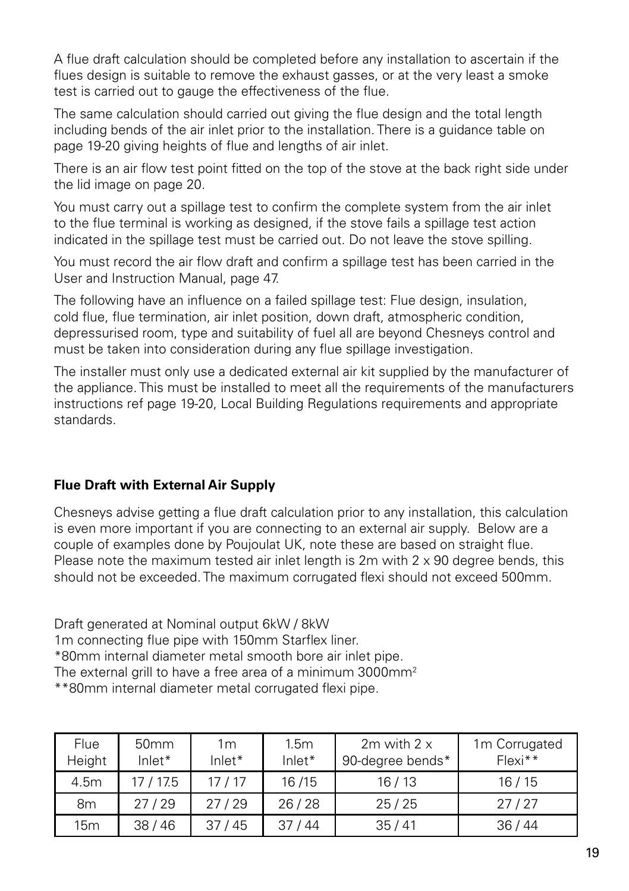A flue draft calculation should be completed before any installation to ascertain if the flues design is suitable to remove the exhaust gasses, or at the very least a smoke test is carried out to gauge the effectiveness of the flue.

The same calculation should carried out giving the flue design and the total length including bends of the air inlet prior to the installation. There is a guidance table on page 19-20 giving heights of flue and lengths of air inlet.

There is an air flow test point fitted on the top of the stove at the back right side under the lid image on page 20.

You must carry out a spillage test to confirm the complete system from the air inlet to the flue terminal is working as designed, if the stove fails a spillage test action indicated in the spillage test must be carried out. Do not leave the stove spilling.

You must record the air flow draft and confirm a spillage test has been carried in the User and Instruction Manual, page 47.

The following have an influence on a failed spillage test: Flue design, insulation, cold flue, flue termination, air inlet position, down draft, atmospheric condition, depressurised room, type and suitability of fuel all are beyond Chesneys control and must be taken into consideration during any flue spillage investigation.

The installer must only use a dedicated external air kit supplied by the manufacturer of the appliance. This must be installed to meet all the requirements of the manufacturers instructions ref page 19-20, Local Building Regulations requirements and appropriate standards.

**Flue Draft with External Air Supply**

Chesneys advise getting a flue draft calculation prior to any installation, this calculation is even more important if you are connecting to an external air supply. Below are a couple of examples done by Poujoulat UK, note these are based on straight flue. Please note the maximum tested air inlet length is 2m with 2 x 90 degree bends, this should not be exceeded. The maximum corrugated flexi should not exceed 500mm.

Draft generated at Nominal output 6kW / 8kW
1m connecting flue pipe with 150mm Starflex liner.
*80mm internal diameter metal smooth bore air inlet pipe.
The external grill to have a free area of a minimum 3000mm²
**80mm internal diameter metal corrugated flexi pipe.

| Flue Height | 50mm Inlet* | 1m Inlet* | 1.5m Inlet* | 2m with 2 x 90-degree bends* | 1m Corrugated Flexi** |
|---|---|---|---|---|---|
| 4.5m | 17 / 17.5 | 17 / 17 | 16 /15 | 16 / 13 | 16 / 15 |
| 8m | 27 / 29 | 27 / 29 | 26 / 28 | 25 / 25 | 27 / 27 |
| 15m | 38 / 46 | 37 / 45 | 37 / 44 | 35 / 41 | 36 / 44 |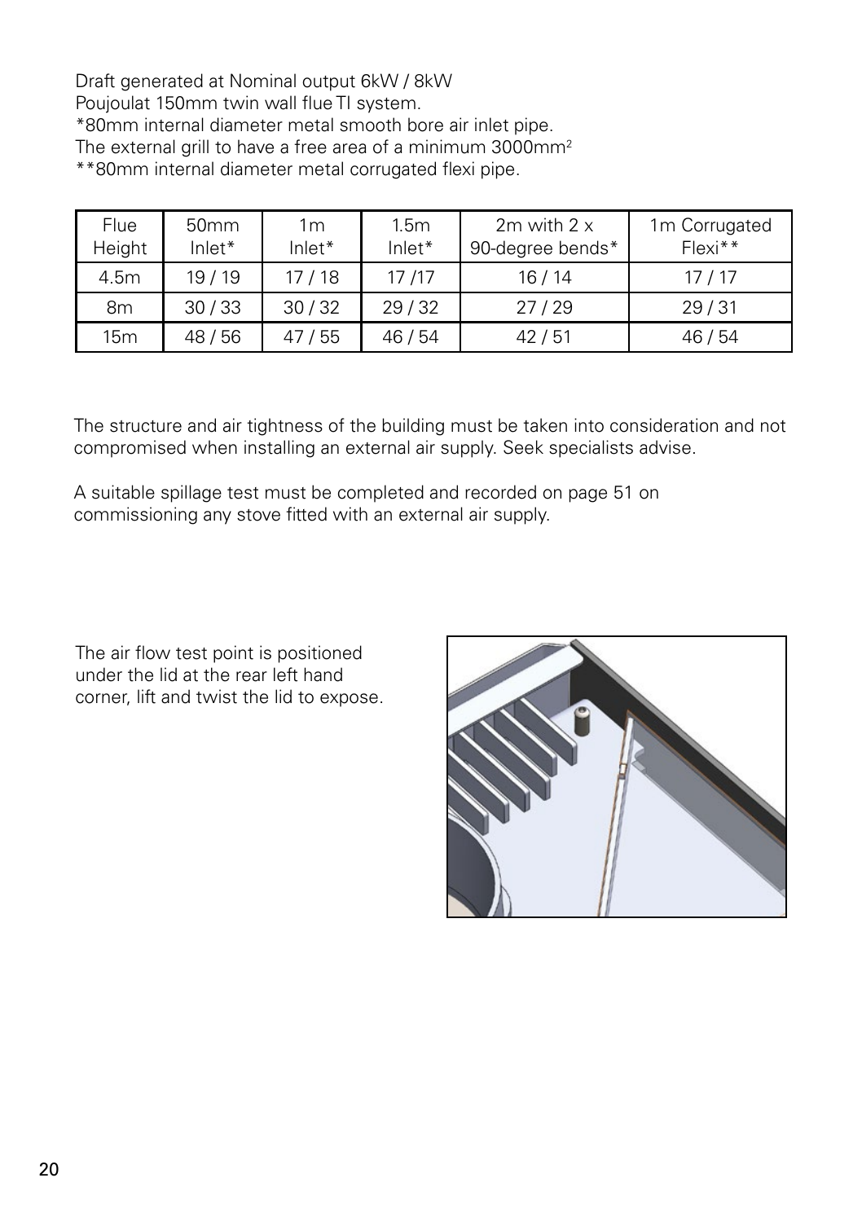Draft generated at Nominal output 6kW / 8kW
Poujoulat 150mm twin wall flue TI system.
*80mm internal diameter metal smooth bore air inlet pipe.
The external grill to have a free area of a minimum 3000mm$^2$
**80mm internal diameter metal corrugated flexi pipe.

| Flue Height | 50mm Inlet* | 1m Inlet* | 1.5m Inlet* | 2m with 2 x 90-degree bends* | 1m Corrugated Flexi** |
|---|---|---|---|---|---|
| 4.5m | 19 / 19 | 17 / 18 | 17 /17 | 16 / 14 | 17 / 17 |
| 8m | 30 / 33 | 30 / 32 | 29 / 32 | 27 / 29 | 29 / 31 |
| 15m | 48 / 56 | 47 / 55 | 46 / 54 | 42 / 51 | 46 / 54 |

The structure and air tightness of the building must be taken into consideration and not compromised when installing an external air supply. Seek specialists advise.

A suitable spillage test must be completed and recorded on page 51 on commissioning any stove fitted with an external air supply.

The air flow test point is positioned under the lid at the rear left hand corner, lift and twist the lid to expose.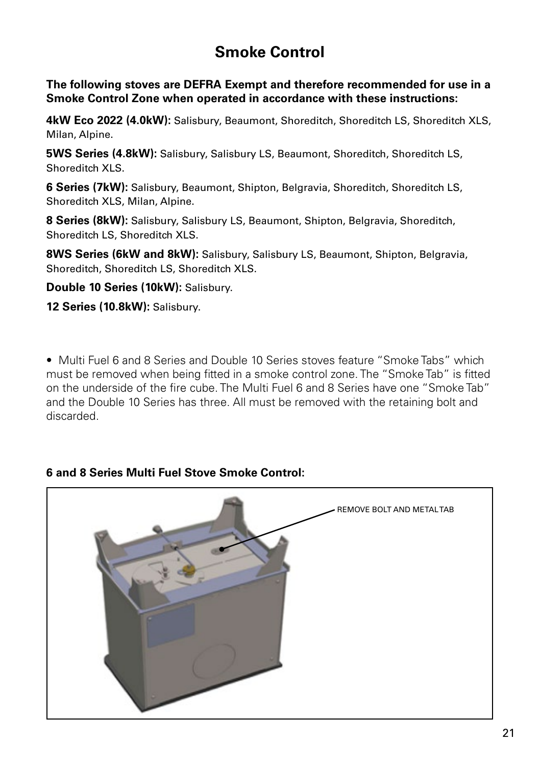# Smoke Control

**The following stoves are DEFRA Exempt and therefore recommended for use in a Smoke Control Zone when operated in accordance with these instructions:**

**4kW Eco 2022 (4.0kW):** Salisbury, Beaumont, Shoreditch, Shoreditch LS, Shoreditch XLS, Milan, Alpine.

**5WS Series (4.8kW):** Salisbury, Salisbury LS, Beaumont, Shoreditch, Shoreditch LS, Shoreditch XLS.

**6 Series (7kW):** Salisbury, Beaumont, Shipton, Belgravia, Shoreditch, Shoreditch LS, Shoreditch XLS, Milan, Alpine.

**8 Series (8kW):** Salisbury, Salisbury LS, Beaumont, Shipton, Belgravia, Shoreditch, Shoreditch LS, Shoreditch XLS.

**8WS Series (6kW and 8kW):** Salisbury, Salisbury LS, Beaumont, Shipton, Belgravia, Shoreditch, Shoreditch LS, Shoreditch XLS.

**Double 10 Series (10kW):** Salisbury.

**12 Series (10.8kW):** Salisbury.

- Multi Fuel 6 and 8 Series and Double 10 Series stoves feature "Smoke Tabs" which must be removed when being fitted in a smoke control zone. The "Smoke Tab" is fitted on the underside of the fire cube. The Multi Fuel 6 and 8 Series have one "Smoke Tab" and the Double 10 Series has three. All must be removed with the retaining bolt and discarded.

**6 and 8 Series Multi Fuel Stove Smoke Control:**

REMOVE BOLT AND METAL TAB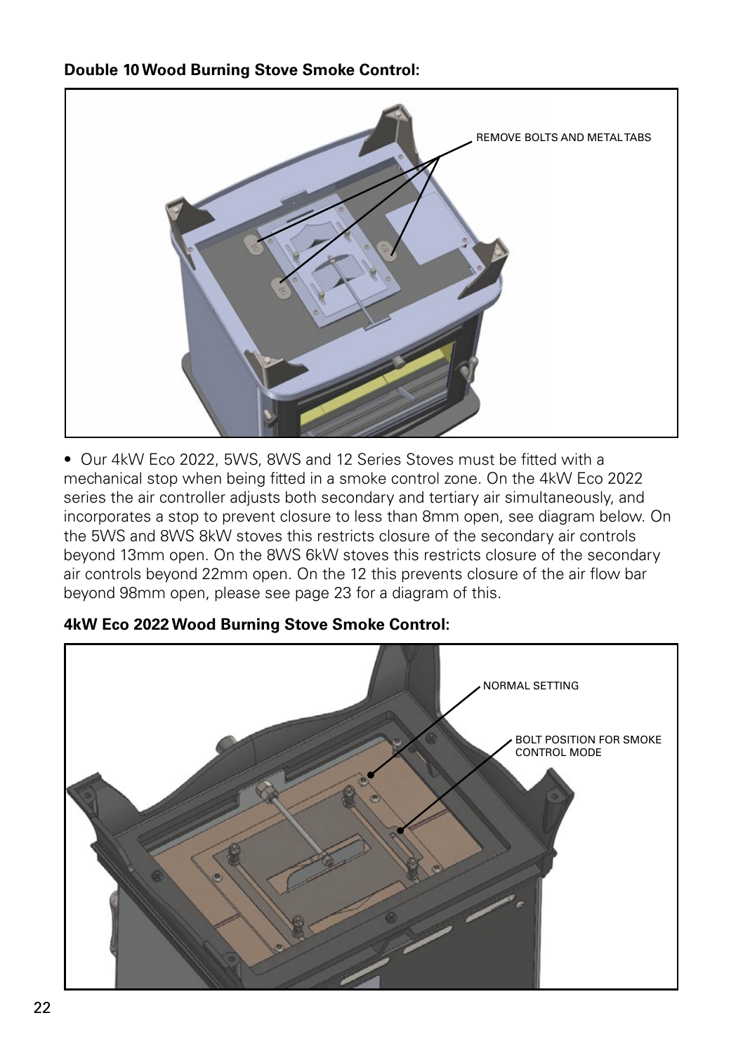**Double 10 Wood Burning Stove Smoke Control:**

REMOVE BOLTS AND METAL TABS

- Our 4kW Eco 2022, 5WS, 8WS and 12 Series Stoves must be fitted with a mechanical stop when being fitted in a smoke control zone. On the 4kW Eco 2022 series the air controller adjusts both secondary and tertiary air simultaneously, and incorporates a stop to prevent closure to less than 8mm open, see diagram below. On the 5WS and 8WS 8kW stoves this restricts closure of the secondary air controls beyond 13mm open. On the 8WS 6kW stoves this restricts closure of the secondary air controls beyond 22mm open. On the 12 this prevents closure of the air flow bar beyond 98mm open, please see page 23 for a diagram of this.

**4kW Eco 2022 Wood Burning Stove Smoke Control:**

NORMAL SETTING

BOLT POSITION FOR SMOKE CONTROL MODE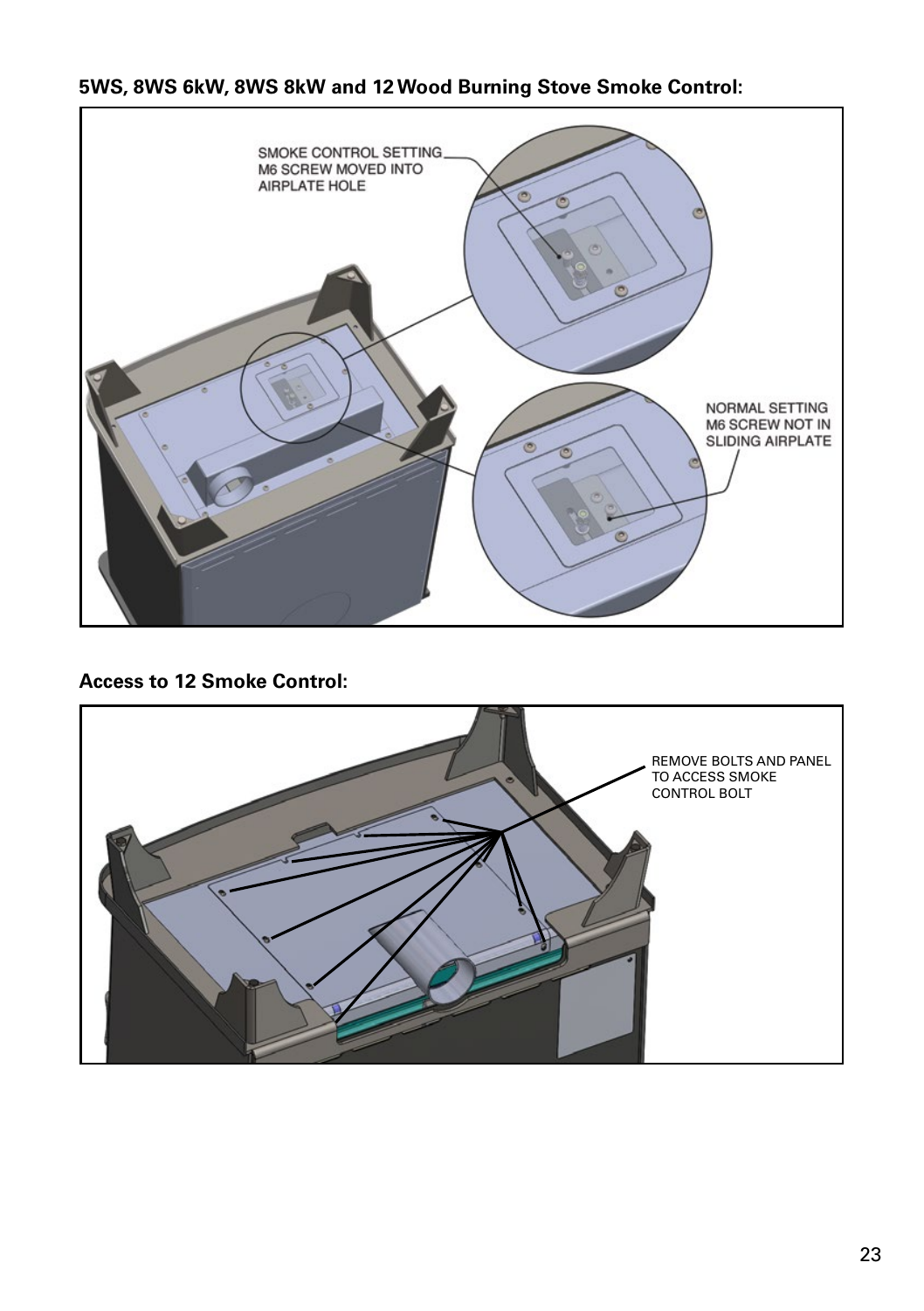**5WS, 8WS 6kW, 8WS 8kW and 12 Wood Burning Stove Smoke Control:**

SMOKE CONTROL SETTING M6 SCREW MOVED INTO AIRPLATE HOLE

NORMAL SETTING M6 SCREW NOT IN SLIDING AIRPLATE

**Access to 12 Smoke Control:**

REMOVE BOLTS AND PANEL TO ACCESS SMOKE CONTROL BOLT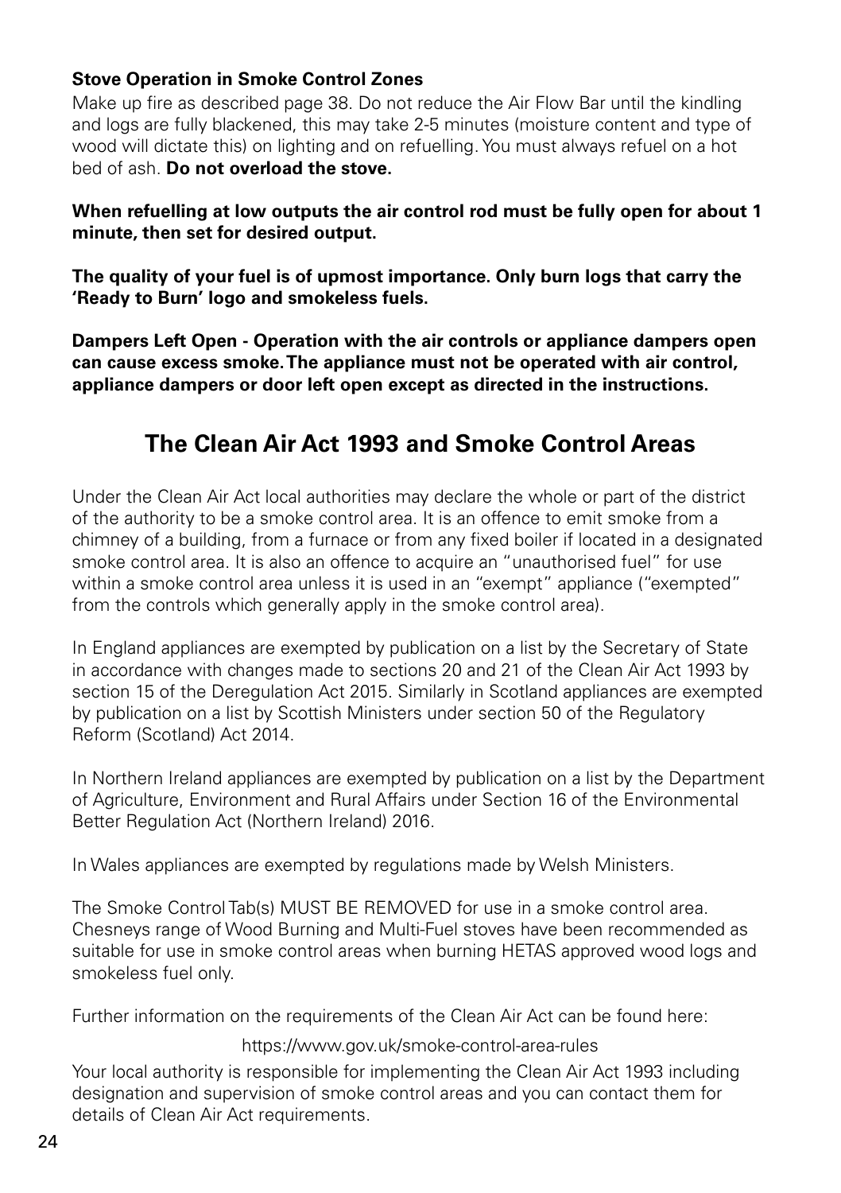**Stove Operation in Smoke Control Zones**

Make up fire as described page 38. Do not reduce the Air Flow Bar until the kindling and logs are fully blackened, this may take 2-5 minutes (moisture content and type of wood will dictate this) on lighting and on refuelling. You must always refuel on a hot bed of ash. **Do not overload the stove.**

**When refuelling at low outputs the air control rod must be fully open for about 1 minute, then set for desired output.**

**The quality of your fuel is of upmost importance. Only burn logs that carry the 'Ready to Burn' logo and smokeless fuels.**

**Dampers Left Open - Operation with the air controls or appliance dampers open can cause excess smoke. The appliance must not be operated with air control, appliance dampers or door left open except as directed in the instructions.**

## The Clean Air Act 1993 and Smoke Control Areas

Under the Clean Air Act local authorities may declare the whole or part of the district of the authority to be a smoke control area. It is an offence to emit smoke from a chimney of a building, from a furnace or from any fixed boiler if located in a designated smoke control area. It is also an offence to acquire an "unauthorised fuel" for use within a smoke control area unless it is used in an "exempt" appliance ("exempted" from the controls which generally apply in the smoke control area).

In England appliances are exempted by publication on a list by the Secretary of State in accordance with changes made to sections 20 and 21 of the Clean Air Act 1993 by section 15 of the Deregulation Act 2015. Similarly in Scotland appliances are exempted by publication on a list by Scottish Ministers under section 50 of the Regulatory Reform (Scotland) Act 2014.

In Northern Ireland appliances are exempted by publication on a list by the Department of Agriculture, Environment and Rural Affairs under Section 16 of the Environmental Better Regulation Act (Northern Ireland) 2016.

In Wales appliances are exempted by regulations made by Welsh Ministers.

The Smoke Control Tab(s) MUST BE REMOVED for use in a smoke control area. Chesneys range of Wood Burning and Multi-Fuel stoves have been recommended as suitable for use in smoke control areas when burning HETAS approved wood logs and smokeless fuel only.

Further information on the requirements of the Clean Air Act can be found here:

https://www.gov.uk/smoke-control-area-rules

Your local authority is responsible for implementing the Clean Air Act 1993 including designation and supervision of smoke control areas and you can contact them for details of Clean Air Act requirements.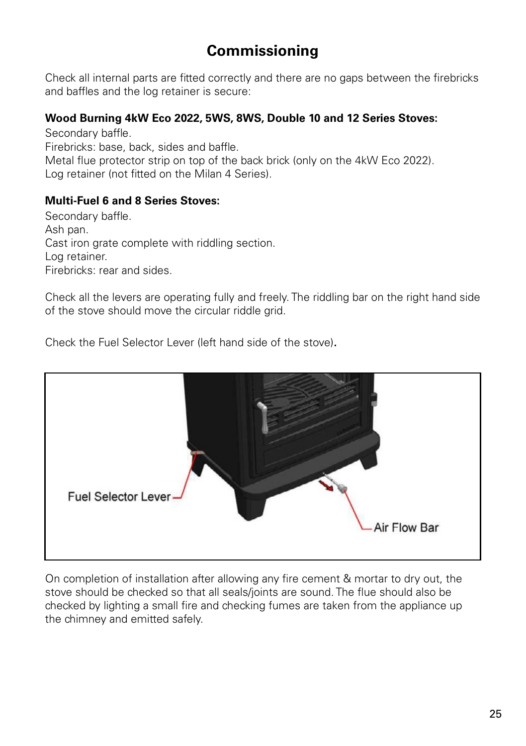# Commissioning

Check all internal parts are fitted correctly and there are no gaps between the firebricks and baffles and the log retainer is secure:

**Wood Burning 4kW Eco 2022, 5WS, 8WS, Double 10 and 12 Series Stoves:**

Secondary baffle.
Firebricks: base, back, sides and baffle.
Metal flue protector strip on top of the back brick (only on the 4kW Eco 2022).
Log retainer (not fitted on the Milan 4 Series).

**Multi-Fuel 6 and 8 Series Stoves:**

Secondary baffle.
Ash pan.
Cast iron grate complete with riddling section.
Log retainer.
Firebricks: rear and sides.

Check all the levers are operating fully and freely. The riddling bar on the right hand side of the stove should move the circular riddle grid.

Check the Fuel Selector Lever (left hand side of the stove).

Fuel Selector Lever

Air Flow Bar

On completion of installation after allowing any fire cement & mortar to dry out, the stove should be checked so that all seals/joints are sound. The flue should also be checked by lighting a small fire and checking fumes are taken from the appliance up the chimney and emitted safely.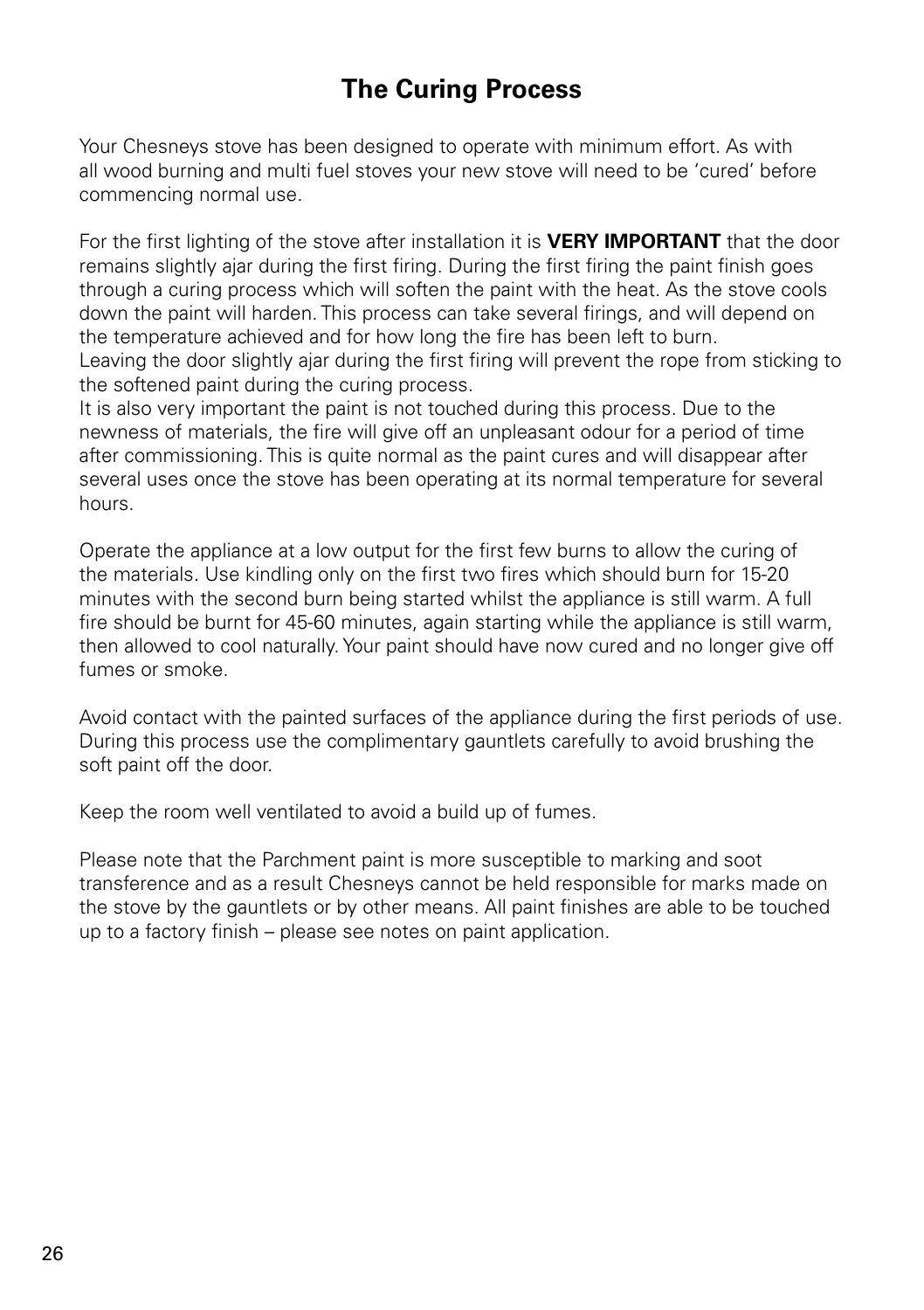# The Curing Process

Your Chesneys stove has been designed to operate with minimum effort. As with all wood burning and multi fuel stoves your new stove will need to be 'cured' before commencing normal use.

For the first lighting of the stove after installation it is **VERY IMPORTANT** that the door remains slightly ajar during the first firing. During the first firing the paint finish goes through a curing process which will soften the paint with the heat. As the stove cools down the paint will harden. This process can take several firings, and will depend on the temperature achieved and for how long the fire has been left to burn.
Leaving the door slightly ajar during the first firing will prevent the rope from sticking to the softened paint during the curing process.
It is also very important the paint is not touched during this process. Due to the newness of materials, the fire will give off an unpleasant odour for a period of time after commissioning. This is quite normal as the paint cures and will disappear after several uses once the stove has been operating at its normal temperature for several hours.

Operate the appliance at a low output for the first few burns to allow the curing of the materials. Use kindling only on the first two fires which should burn for 15-20 minutes with the second burn being started whilst the appliance is still warm. A full fire should be burnt for 45-60 minutes, again starting while the appliance is still warm, then allowed to cool naturally. Your paint should have now cured and no longer give off fumes or smoke.

Avoid contact with the painted surfaces of the appliance during the first periods of use. During this process use the complimentary gauntlets carefully to avoid brushing the soft paint off the door.

Keep the room well ventilated to avoid a build up of fumes.

Please note that the Parchment paint is more susceptible to marking and soot transference and as a result Chesneys cannot be held responsible for marks made on the stove by the gauntlets or by other means. All paint finishes are able to be touched up to a factory finish – please see notes on paint application.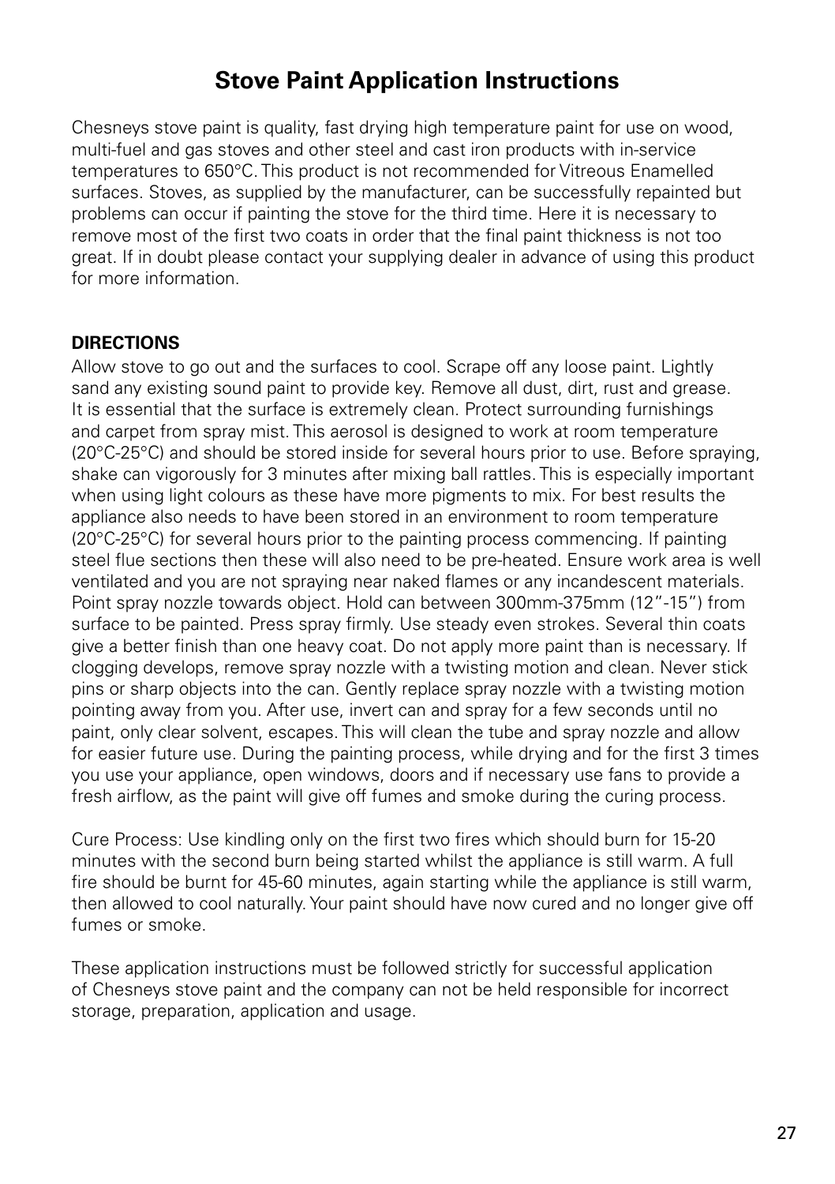# Stove Paint Application Instructions

Chesneys stove paint is quality, fast drying high temperature paint for use on wood, multi-fuel and gas stoves and other steel and cast iron products with in-service temperatures to 650°C. This product is not recommended for Vitreous Enamelled surfaces. Stoves, as supplied by the manufacturer, can be successfully repainted but problems can occur if painting the stove for the third time. Here it is necessary to remove most of the first two coats in order that the final paint thickness is not too great. If in doubt please contact your supplying dealer in advance of using this product for more information.

**DIRECTIONS**

Allow stove to go out and the surfaces to cool. Scrape off any loose paint. Lightly sand any existing sound paint to provide key. Remove all dust, dirt, rust and grease. It is essential that the surface is extremely clean. Protect surrounding furnishings and carpet from spray mist. This aerosol is designed to work at room temperature (20°C-25°C) and should be stored inside for several hours prior to use. Before spraying, shake can vigorously for 3 minutes after mixing ball rattles. This is especially important when using light colours as these have more pigments to mix. For best results the appliance also needs to have been stored in an environment to room temperature (20°C-25°C) for several hours prior to the painting process commencing. If painting steel flue sections then these will also need to be pre-heated. Ensure work area is well ventilated and you are not spraying near naked flames or any incandescent materials. Point spray nozzle towards object. Hold can between 300mm-375mm (12”-15”) from surface to be painted. Press spray firmly. Use steady even strokes. Several thin coats give a better finish than one heavy coat. Do not apply more paint than is necessary. If clogging develops, remove spray nozzle with a twisting motion and clean. Never stick pins or sharp objects into the can. Gently replace spray nozzle with a twisting motion pointing away from you. After use, invert can and spray for a few seconds until no paint, only clear solvent, escapes. This will clean the tube and spray nozzle and allow for easier future use. During the painting process, while drying and for the first 3 times you use your appliance, open windows, doors and if necessary use fans to provide a fresh airflow, as the paint will give off fumes and smoke during the curing process.

Cure Process: Use kindling only on the first two fires which should burn for 15-20 minutes with the second burn being started whilst the appliance is still warm. A full fire should be burnt for 45-60 minutes, again starting while the appliance is still warm, then allowed to cool naturally. Your paint should have now cured and no longer give off fumes or smoke.

These application instructions must be followed strictly for successful application of Chesneys stove paint and the company can not be held responsible for incorrect storage, preparation, application and usage.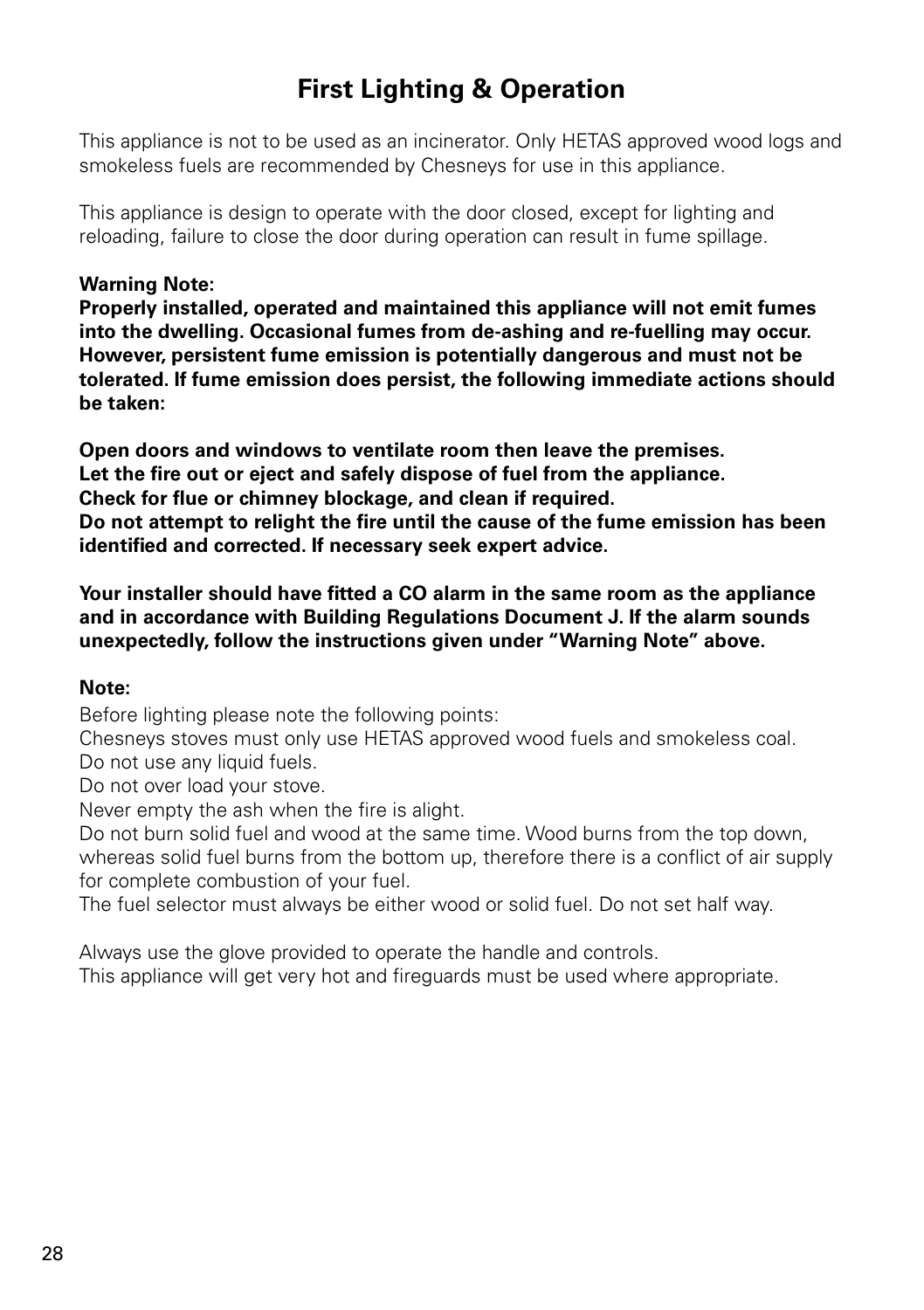# First Lighting & Operation

This appliance is not to be used as an incinerator. Only HETAS approved wood logs and smokeless fuels are recommended by Chesneys for use in this appliance.

This appliance is design to operate with the door closed, except for lighting and reloading, failure to close the door during operation can result in fume spillage.

**Warning Note:**
**Properly installed, operated and maintained this appliance will not emit fumes into the dwelling. Occasional fumes from de-ashing and re-fuelling may occur. However, persistent fume emission is potentially dangerous and must not be tolerated. If fume emission does persist, the following immediate actions should be taken:**

**Open doors and windows to ventilate room then leave the premises.**
**Let the fire out or eject and safely dispose of fuel from the appliance.**
**Check for flue or chimney blockage, and clean if required.**
**Do not attempt to relight the fire until the cause of the fume emission has been identified and corrected. If necessary seek expert advice.**

**Your installer should have fitted a CO alarm in the same room as the appliance and in accordance with Building Regulations Document J. If the alarm sounds unexpectedly, follow the instructions given under "Warning Note" above.**

**Note:**
Before lighting please note the following points:
Chesneys stoves must only use HETAS approved wood fuels and smokeless coal.
Do not use any liquid fuels.
Do not over load your stove.
Never empty the ash when the fire is alight.
Do not burn solid fuel and wood at the same time. Wood burns from the top down, whereas solid fuel burns from the bottom up, therefore there is a conflict of air supply for complete combustion of your fuel.
The fuel selector must always be either wood or solid fuel. Do not set half way.

Always use the glove provided to operate the handle and controls.
This appliance will get very hot and fireguards must be used where appropriate.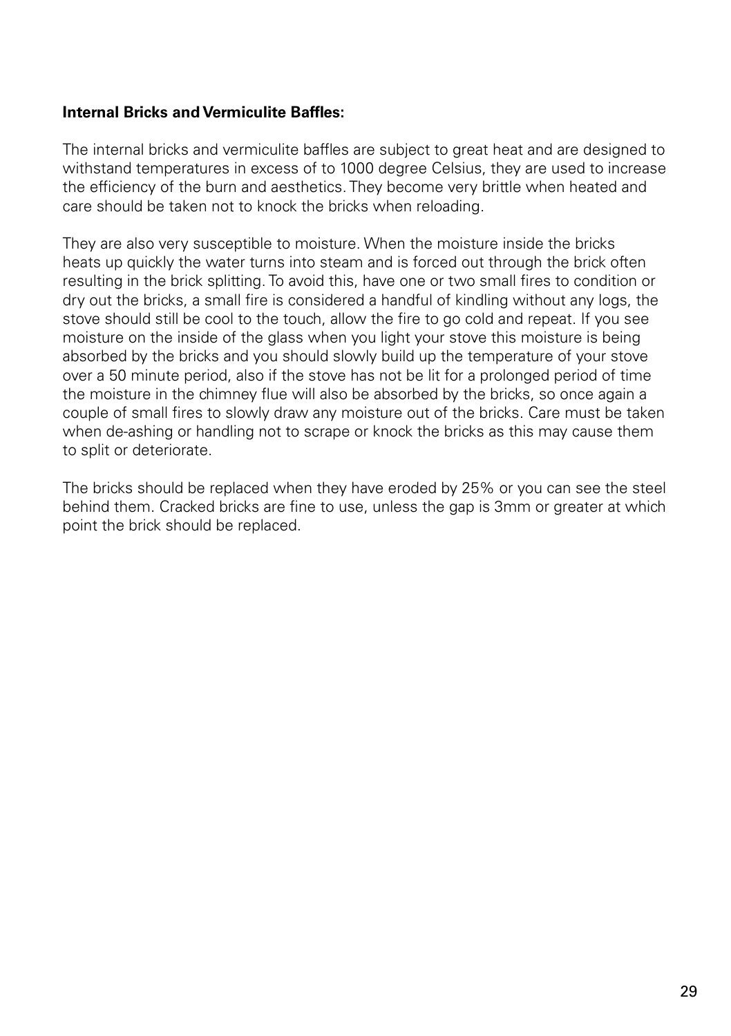**Internal Bricks and Vermiculite Baffles:**

The internal bricks and vermiculite baffles are subject to great heat and are designed to withstand temperatures in excess of to 1000 degree Celsius, they are used to increase the efficiency of the burn and aesthetics. They become very brittle when heated and care should be taken not to knock the bricks when reloading.

They are also very susceptible to moisture. When the moisture inside the bricks heats up quickly the water turns into steam and is forced out through the brick often resulting in the brick splitting. To avoid this, have one or two small fires to condition or dry out the bricks, a small fire is considered a handful of kindling without any logs, the stove should still be cool to the touch, allow the fire to go cold and repeat. If you see moisture on the inside of the glass when you light your stove this moisture is being absorbed by the bricks and you should slowly build up the temperature of your stove over a 50 minute period, also if the stove has not be lit for a prolonged period of time the moisture in the chimney flue will also be absorbed by the bricks, so once again a couple of small fires to slowly draw any moisture out of the bricks. Care must be taken when de-ashing or handling not to scrape or knock the bricks as this may cause them to split or deteriorate.

The bricks should be replaced when they have eroded by 25% or you can see the steel behind them. Cracked bricks are fine to use, unless the gap is 3mm or greater at which point the brick should be replaced.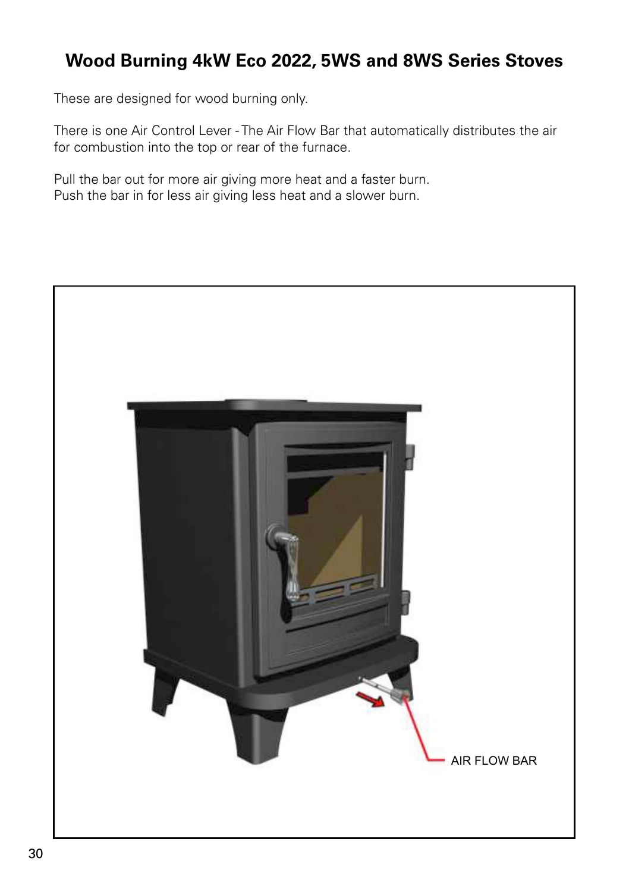## Wood Burning 4kW Eco 2022, 5WS and 8WS Series Stoves

These are designed for wood burning only.

There is one Air Control Lever - The Air Flow Bar that automatically distributes the air for combustion into the top or rear of the furnace.

Pull the bar out for more air giving more heat and a faster burn.
Push the bar in for less air giving less heat and a slower burn.

AIR FLOW BAR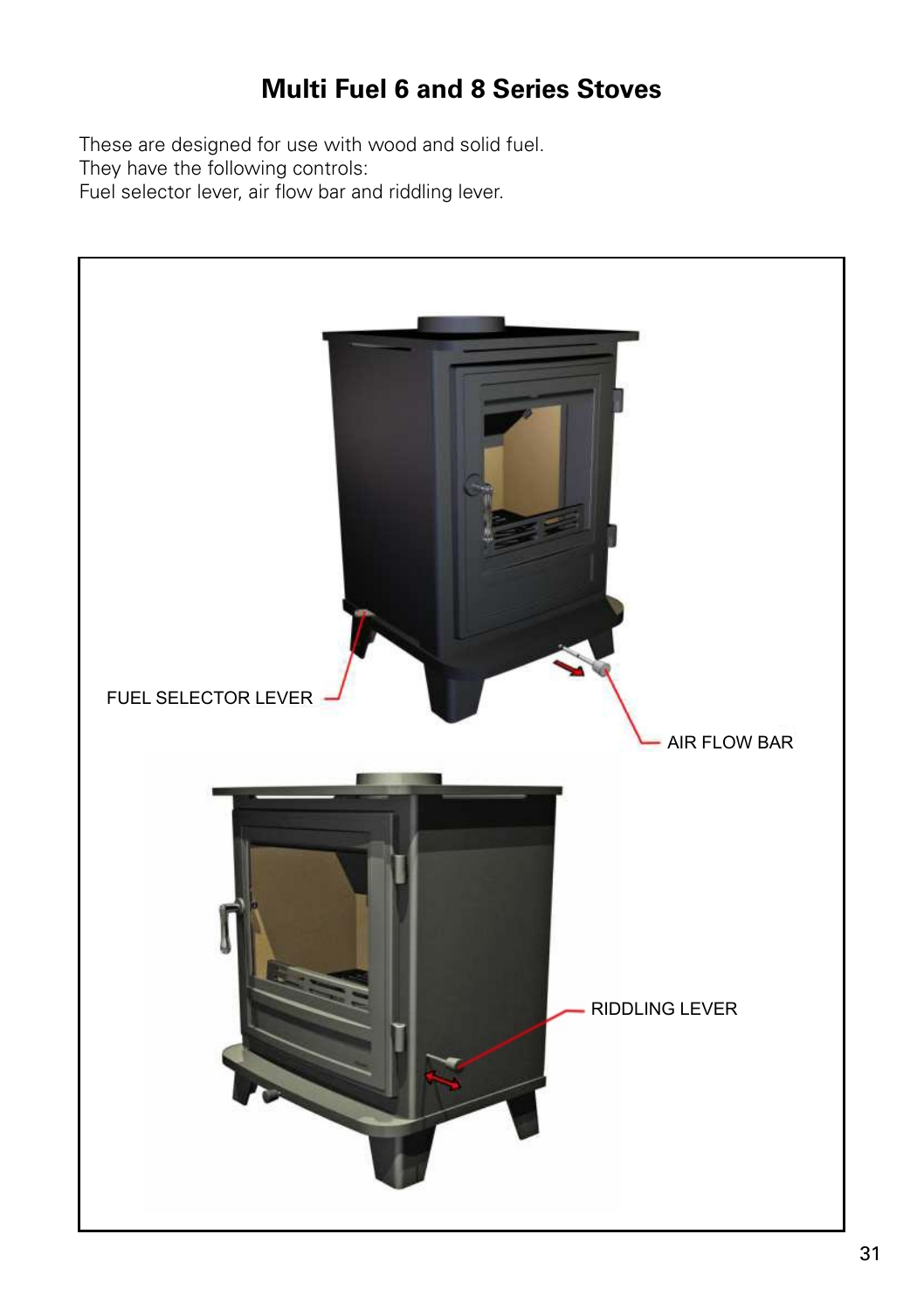# Multi Fuel 6 and 8 Series Stoves

These are designed for use with wood and solid fuel.
They have the following controls:
Fuel selector lever, air flow bar and riddling lever.

FUEL SELECTOR LEVER

AIR FLOW BAR

RIDDLING LEVER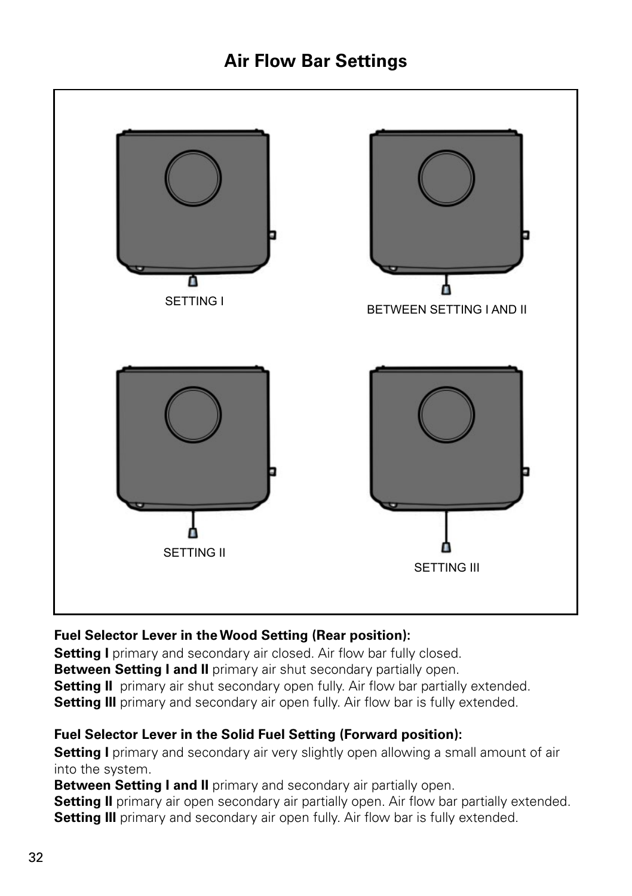## Air Flow Bar Settings

SETTING I

BETWEEN SETTING I AND II

SETTING II

SETTING III

**Fuel Selector Lever in the Wood Setting (Rear position):**

**Setting I** primary and secondary air closed. Air flow bar fully closed.
**Between Setting I and II** primary air shut secondary partially open.
**Setting II** primary air shut secondary open fully. Air flow bar partially extended.
**Setting III** primary and secondary air open fully. Air flow bar is fully extended.

**Fuel Selector Lever in the Solid Fuel Setting (Forward position):**

**Setting I** primary and secondary air very slightly open allowing a small amount of air into the system.
**Between Setting I and II** primary and secondary air partially open.
**Setting II** primary air open secondary air partially open. Air flow bar partially extended.
**Setting III** primary and secondary air open fully. Air flow bar is fully extended.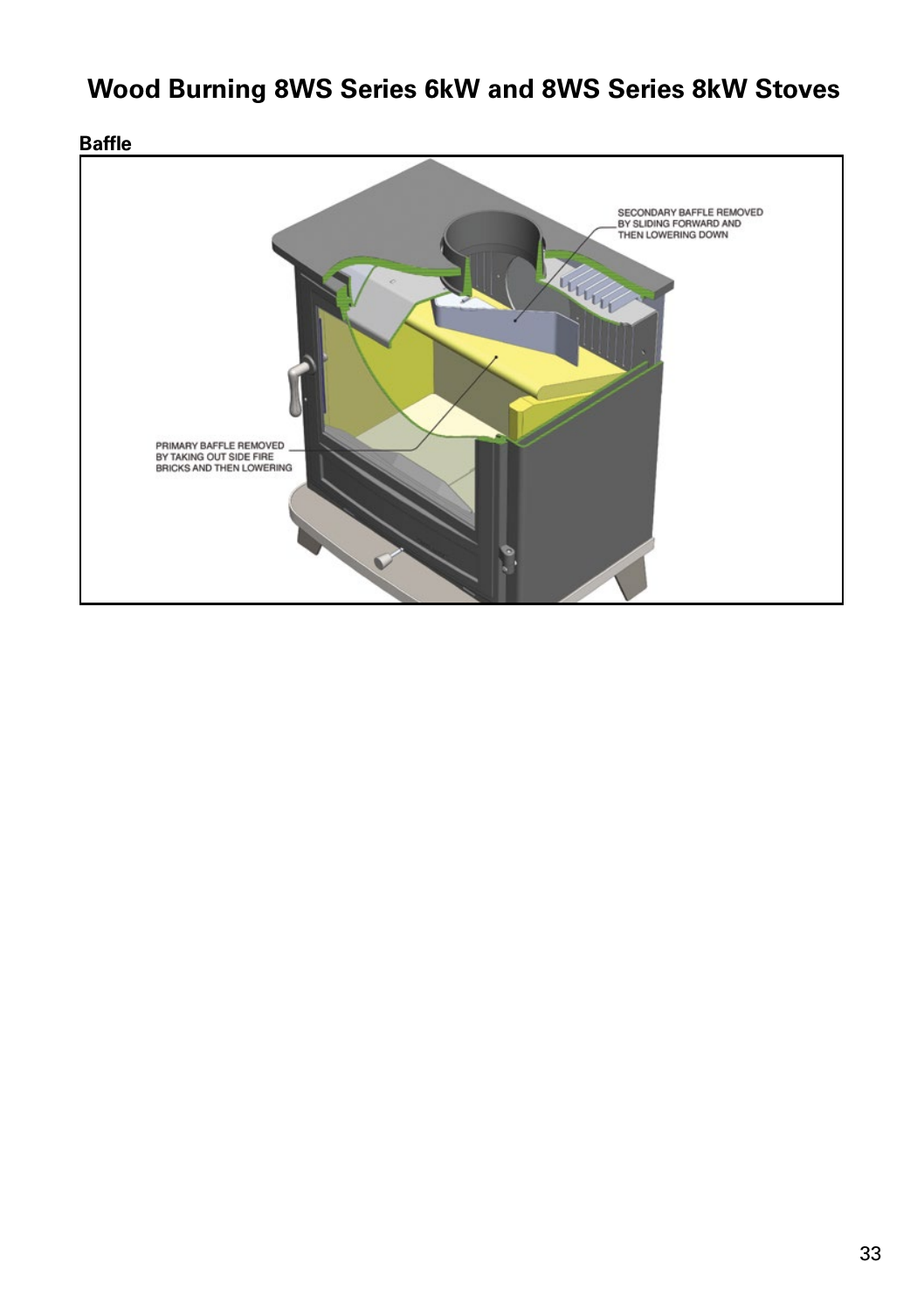# Wood Burning 8WS Series 6kW and 8WS Series 8kW Stoves

**Baffle**

SECONDARY BAFFLE REMOVED BY SLIDING FORWARD AND THEN LOWERING DOWN

PRIMARY BAFFLE REMOVED BY TAKING OUT SIDE FIRE BRICKS AND THEN LOWERING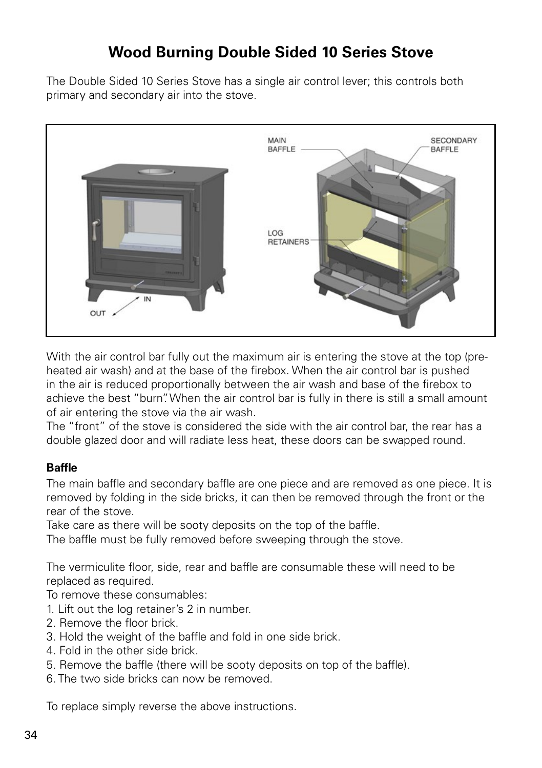# Wood Burning Double Sided 10 Series Stove

The Double Sided 10 Series Stove has a single air control lever; this controls both primary and secondary air into the stove.

With the air control bar fully out the maximum air is entering the stove at the top (pre-heated air wash) and at the base of the firebox. When the air control bar is pushed in the air is reduced proportionally between the air wash and base of the firebox to achieve the best "burn". When the air control bar is fully in there is still a small amount of air entering the stove via the air wash.

The "front" of the stove is considered the side with the air control bar, the rear has a double glazed door and will radiate less heat, these doors can be swapped round.

### Baffle

The main baffle and secondary baffle are one piece and are removed as one piece. It is removed by folding in the side bricks, it can then be removed through the front or the rear of the stove.

Take care as there will be sooty deposits on the top of the baffle.

The baffle must be fully removed before sweeping through the stove.

The vermiculite floor, side, rear and baffle are consumable these will need to be replaced as required.

To remove these consumables:

1. Lift out the log retainer's 2 in number.
2. Remove the floor brick.
3. Hold the weight of the baffle and fold in one side brick.
4. Fold in the other side brick.
5. Remove the baffle (there will be sooty deposits on top of the baffle).
6. The two side bricks can now be removed.

To replace simply reverse the above instructions.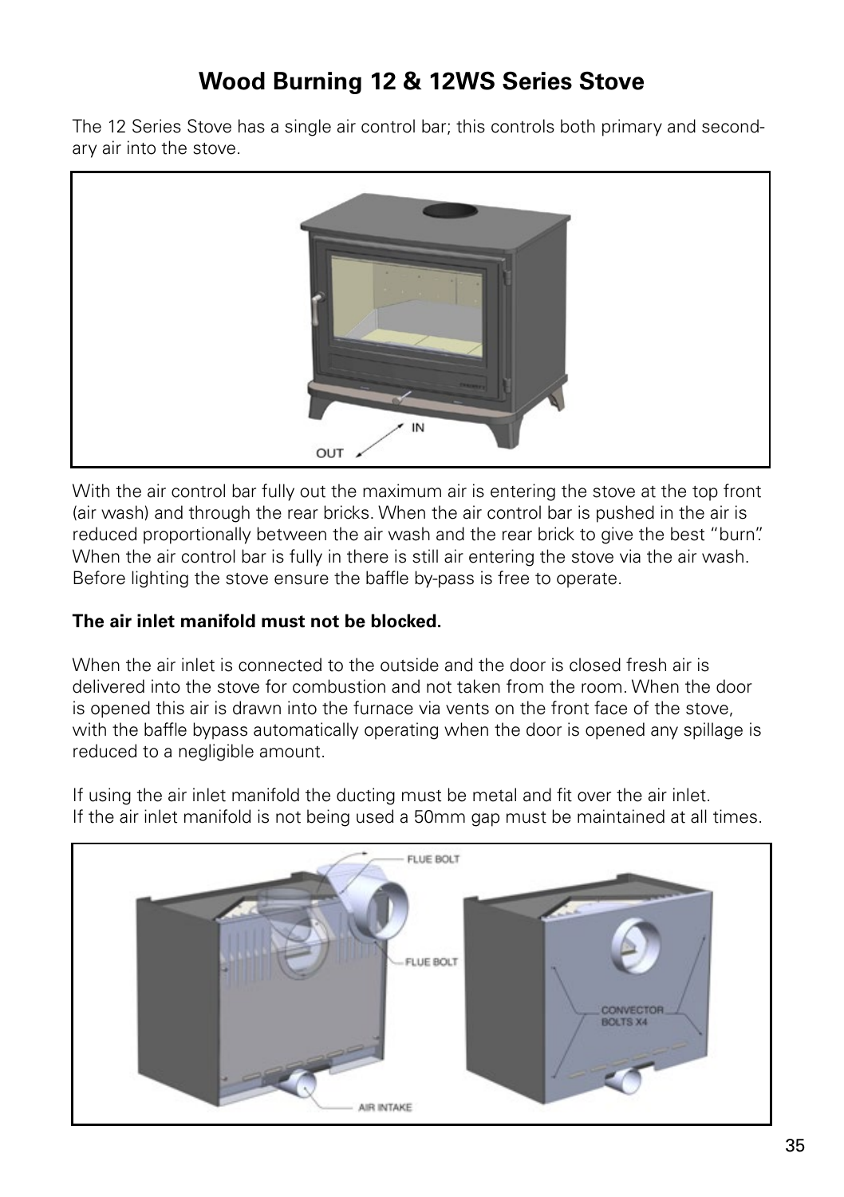# Wood Burning 12 & 12WS Series Stove

The 12 Series Stove has a single air control bar; this controls both primary and secondary air into the stove.

With the air control bar fully out the maximum air is entering the stove at the top front (air wash) and through the rear bricks. When the air control bar is pushed in the air is reduced proportionally between the air wash and the rear brick to give the best "burn". When the air control bar is fully in there is still air entering the stove via the air wash. Before lighting the stove ensure the baffle by-pass is free to operate.

**The air inlet manifold must not be blocked.**

When the air inlet is connected to the outside and the door is closed fresh air is delivered into the stove for combustion and not taken from the room. When the door is opened this air is drawn into the furnace via vents on the front face of the stove, with the baffle bypass automatically operating when the door is opened any spillage is reduced to a negligible amount.

If using the air inlet manifold the ducting must be metal and fit over the air inlet.
If the air inlet manifold is not being used a 50mm gap must be maintained at all times.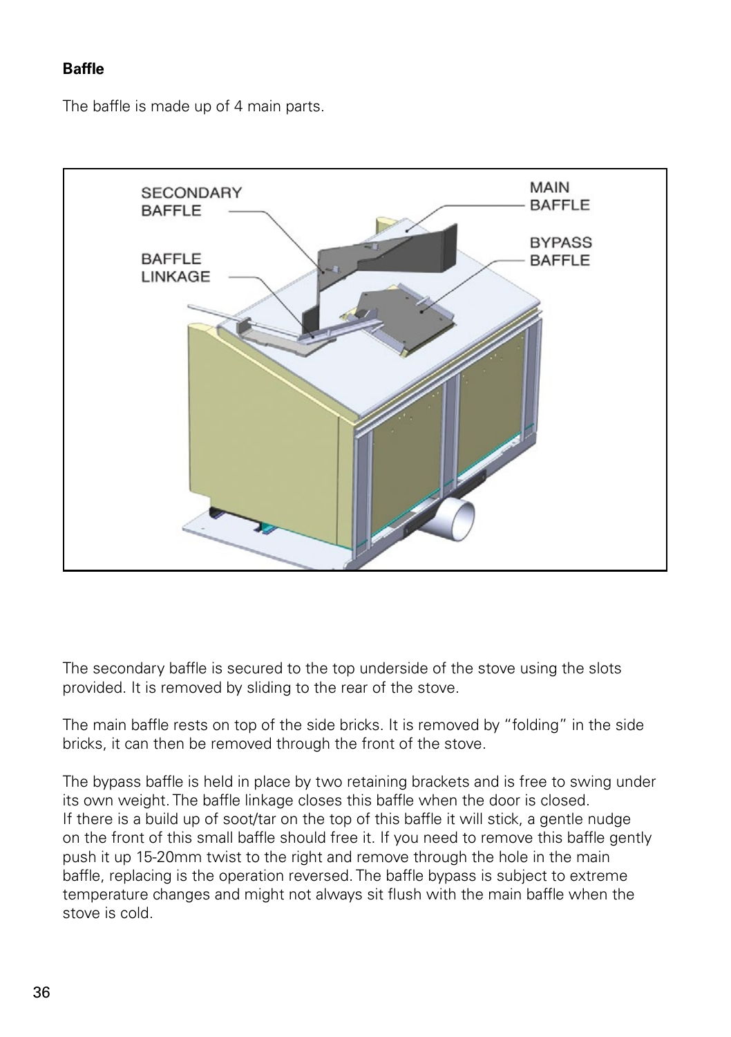**Baffle**

The baffle is made up of 4 main parts.

SECONDARY BAFFLE

BAFFLE LINKAGE

MAIN BAFFLE

BYPASS BAFFLE

The secondary baffle is secured to the top underside of the stove using the slots provided. It is removed by sliding to the rear of the stove.

The main baffle rests on top of the side bricks. It is removed by "folding" in the side bricks, it can then be removed through the front of the stove.

The bypass baffle is held in place by two retaining brackets and is free to swing under its own weight. The baffle linkage closes this baffle when the door is closed.
If there is a build up of soot/tar on the top of this baffle it will stick, a gentle nudge on the front of this small baffle should free it. If you need to remove this baffle gently push it up 15-20mm twist to the right and remove through the hole in the main baffle, replacing is the operation reversed. The baffle bypass is subject to extreme temperature changes and might not always sit flush with the main baffle when the stove is cold.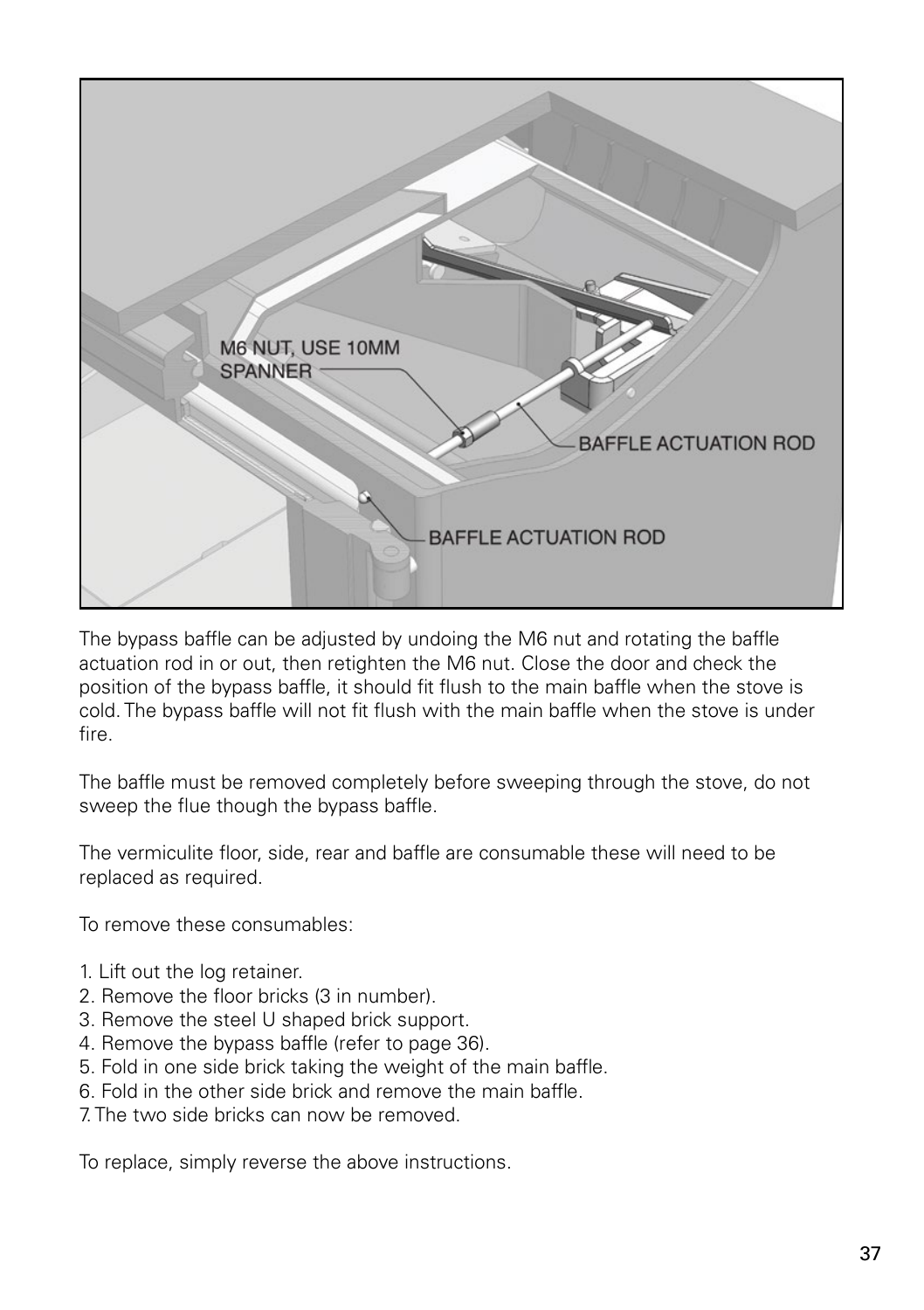The bypass baffle can be adjusted by undoing the M6 nut and rotating the baffle actuation rod in or out, then retighten the M6 nut. Close the door and check the position of the bypass baffle, it should fit flush to the main baffle when the stove is cold. The bypass baffle will not fit flush with the main baffle when the stove is under fire.

The baffle must be removed completely before sweeping through the stove, do not sweep the flue though the bypass baffle.

The vermiculite floor, side, rear and baffle are consumable these will need to be replaced as required.

To remove these consumables:

1. Lift out the log retainer.
2. Remove the floor bricks (3 in number).
3. Remove the steel U shaped brick support.
4. Remove the bypass baffle (refer to page 36).
5. Fold in one side brick taking the weight of the main baffle.
6. Fold in the other side brick and remove the main baffle.
7. The two side bricks can now be removed.

To replace, simply reverse the above instructions.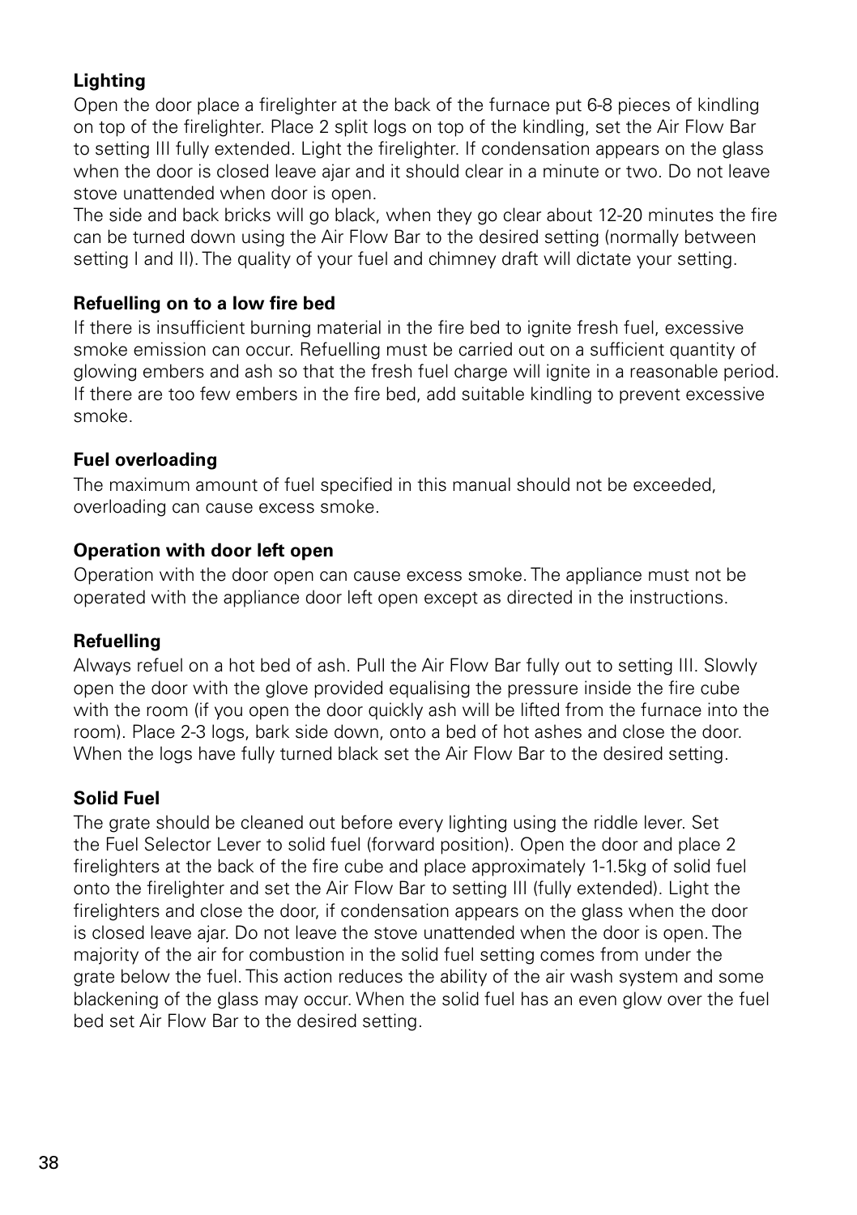**Lighting**

Open the door place a firelighter at the back of the furnace put 6-8 pieces of kindling on top of the firelighter. Place 2 split logs on top of the kindling, set the Air Flow Bar to setting III fully extended. Light the firelighter. If condensation appears on the glass when the door is closed leave ajar and it should clear in a minute or two. Do not leave stove unattended when door is open.

The side and back bricks will go black, when they go clear about 12-20 minutes the fire can be turned down using the Air Flow Bar to the desired setting (normally between setting I and II). The quality of your fuel and chimney draft will dictate your setting.

**Refuelling on to a low fire bed**

If there is insufficient burning material in the fire bed to ignite fresh fuel, excessive smoke emission can occur. Refuelling must be carried out on a sufficient quantity of glowing embers and ash so that the fresh fuel charge will ignite in a reasonable period. If there are too few embers in the fire bed, add suitable kindling to prevent excessive smoke.

**Fuel overloading**

The maximum amount of fuel specified in this manual should not be exceeded, overloading can cause excess smoke.

**Operation with door left open**

Operation with the door open can cause excess smoke. The appliance must not be operated with the appliance door left open except as directed in the instructions.

**Refuelling**

Always refuel on a hot bed of ash. Pull the Air Flow Bar fully out to setting III. Slowly open the door with the glove provided equalising the pressure inside the fire cube with the room (if you open the door quickly ash will be lifted from the furnace into the room). Place 2-3 logs, bark side down, onto a bed of hot ashes and close the door. When the logs have fully turned black set the Air Flow Bar to the desired setting.

**Solid Fuel**

The grate should be cleaned out before every lighting using the riddle lever. Set the Fuel Selector Lever to solid fuel (forward position). Open the door and place 2 firelighters at the back of the fire cube and place approximately 1-1.5kg of solid fuel onto the firelighter and set the Air Flow Bar to setting III (fully extended). Light the firelighters and close the door, if condensation appears on the glass when the door is closed leave ajar. Do not leave the stove unattended when the door is open. The majority of the air for combustion in the solid fuel setting comes from under the grate below the fuel. This action reduces the ability of the air wash system and some blackening of the glass may occur. When the solid fuel has an even glow over the fuel bed set Air Flow Bar to the desired setting.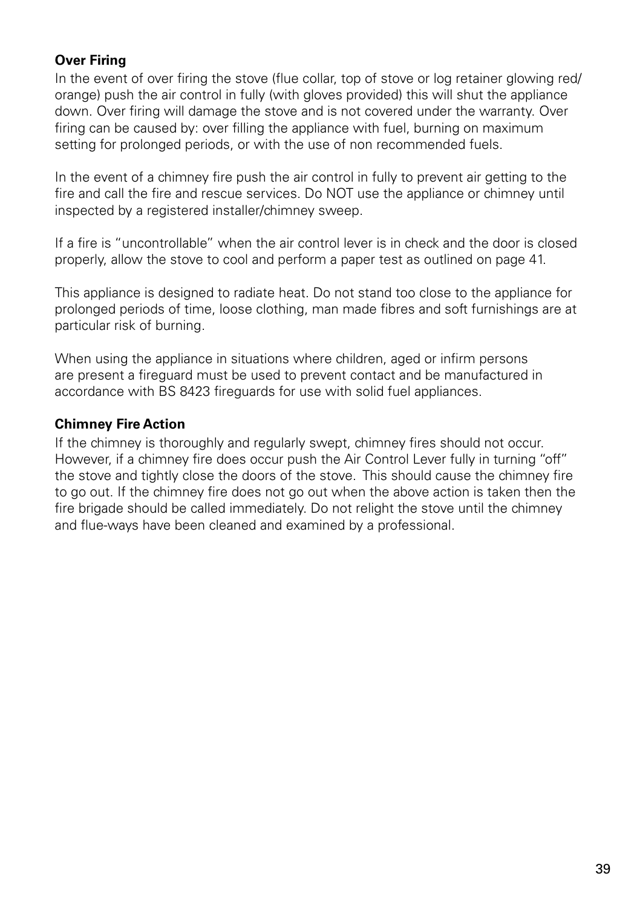**Over Firing**

In the event of over firing the stove (flue collar, top of stove or log retainer glowing red/ orange) push the air control in fully (with gloves provided) this will shut the appliance down. Over firing will damage the stove and is not covered under the warranty. Over firing can be caused by: over filling the appliance with fuel, burning on maximum setting for prolonged periods, or with the use of non recommended fuels.

In the event of a chimney fire push the air control in fully to prevent air getting to the fire and call the fire and rescue services. Do NOT use the appliance or chimney until inspected by a registered installer/chimney sweep.

If a fire is "uncontrollable" when the air control lever is in check and the door is closed properly, allow the stove to cool and perform a paper test as outlined on page 41.

This appliance is designed to radiate heat. Do not stand too close to the appliance for prolonged periods of time, loose clothing, man made fibres and soft furnishings are at particular risk of burning.

When using the appliance in situations where children, aged or infirm persons are present a fireguard must be used to prevent contact and be manufactured in accordance with BS 8423 fireguards for use with solid fuel appliances.

**Chimney Fire Action**

If the chimney is thoroughly and regularly swept, chimney fires should not occur. However, if a chimney fire does occur push the Air Control Lever fully in turning "off" the stove and tightly close the doors of the stove. This should cause the chimney fire to go out. If the chimney fire does not go out when the above action is taken then the fire brigade should be called immediately. Do not relight the stove until the chimney and flue-ways have been cleaned and examined by a professional.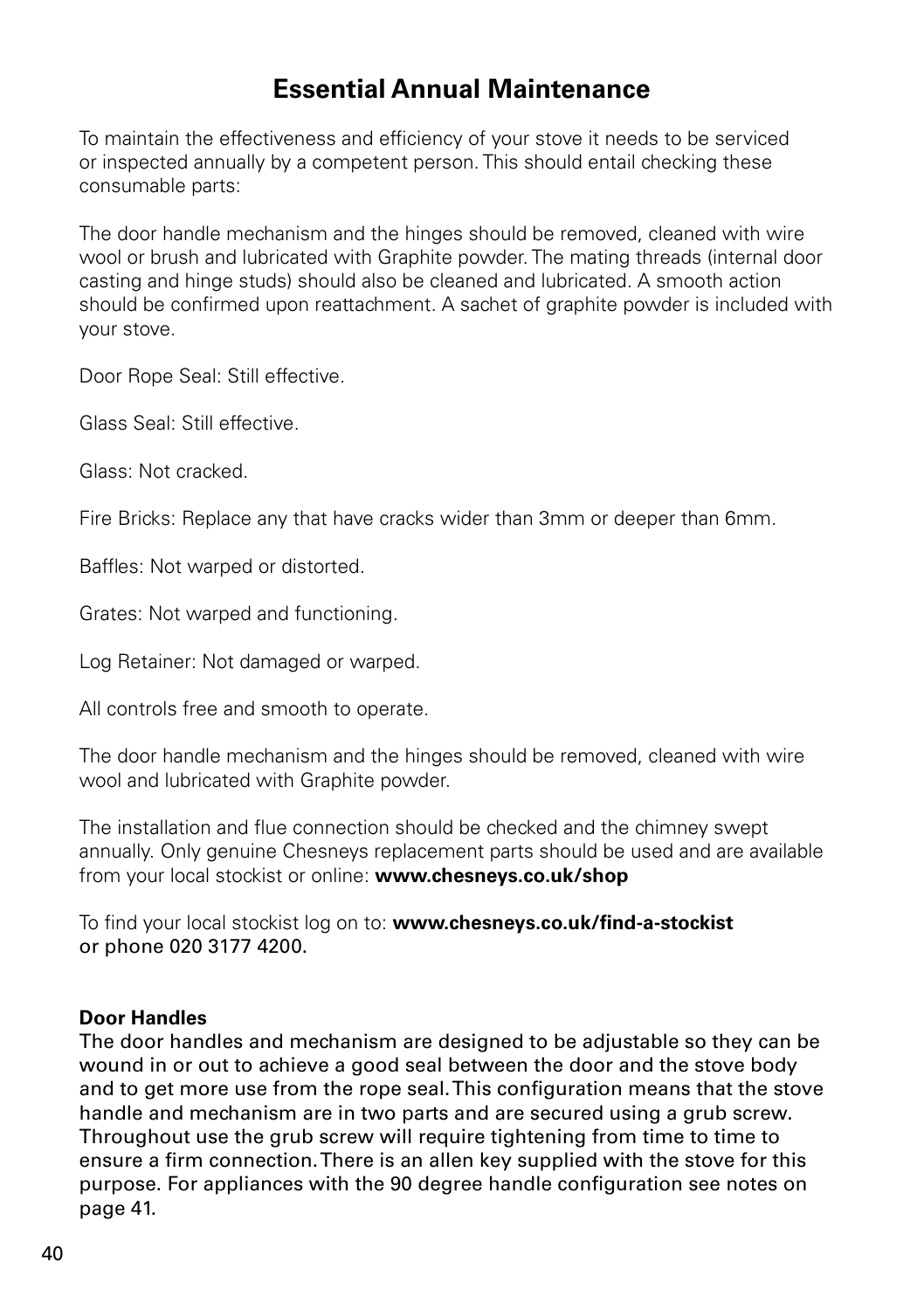# Essential Annual Maintenance

To maintain the effectiveness and efficiency of your stove it needs to be serviced or inspected annually by a competent person. This should entail checking these consumable parts:

The door handle mechanism and the hinges should be removed, cleaned with wire wool or brush and lubricated with Graphite powder. The mating threads (internal door casting and hinge studs) should also be cleaned and lubricated. A smooth action should be confirmed upon reattachment. A sachet of graphite powder is included with your stove.

Door Rope Seal: Still effective.

Glass Seal: Still effective.

Glass: Not cracked.

Fire Bricks: Replace any that have cracks wider than 3mm or deeper than 6mm.

Baffles: Not warped or distorted.

Grates: Not warped and functioning.

Log Retainer: Not damaged or warped.

All controls free and smooth to operate.

The door handle mechanism and the hinges should be removed, cleaned with wire wool and lubricated with Graphite powder.

The installation and flue connection should be checked and the chimney swept annually. Only genuine Chesneys replacement parts should be used and are available from your local stockist or online: **www.chesneys.co.uk/shop**

To find your local stockist log on to: **www.chesneys.co.uk/find-a-stockist** or phone 020 3177 4200.

**Door Handles**

The door handles and mechanism are designed to be adjustable so they can be wound in or out to achieve a good seal between the door and the stove body and to get more use from the rope seal. This configuration means that the stove handle and mechanism are in two parts and are secured using a grub screw. Throughout use the grub screw will require tightening from time to time to ensure a firm connection. There is an allen key supplied with the stove for this purpose. For appliances with the 90 degree handle configuration see notes on page 41.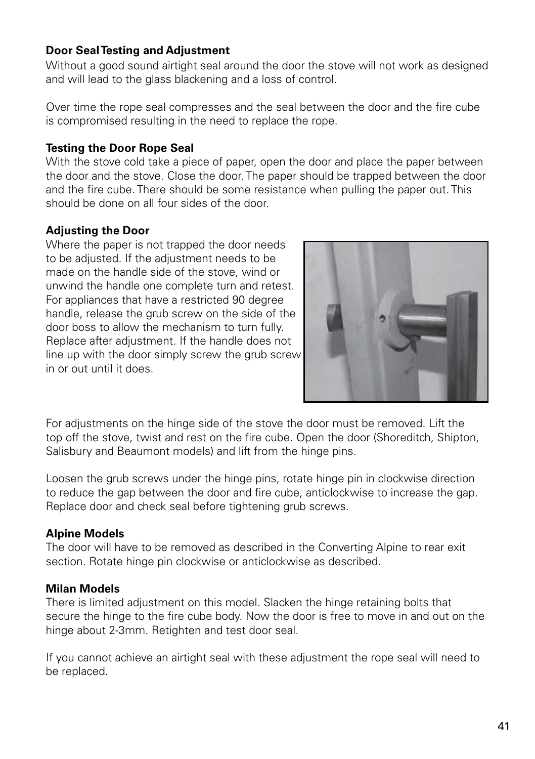## Door Seal Testing and Adjustment

Without a good sound airtight seal around the door the stove will not work as designed and will lead to the glass blackening and a loss of control.

Over time the rope seal compresses and the seal between the door and the fire cube is compromised resulting in the need to replace the rope.

### Testing the Door Rope Seal

With the stove cold take a piece of paper, open the door and place the paper between the door and the stove. Close the door. The paper should be trapped between the door and the fire cube. There should be some resistance when pulling the paper out. This should be done on all four sides of the door.

### Adjusting the Door

Where the paper is not trapped the door needs to be adjusted. If the adjustment needs to be made on the handle side of the stove, wind or unwind the handle one complete turn and retest. For appliances that have a restricted 90 degree handle, release the grub screw on the side of the door boss to allow the mechanism to turn fully. Replace after adjustment. If the handle does not line up with the door simply screw the grub screw in or out until it does.

For adjustments on the hinge side of the stove the door must be removed. Lift the top off the stove, twist and rest on the fire cube. Open the door (Shoreditch, Shipton, Salisbury and Beaumont models) and lift from the hinge pins.

Loosen the grub screws under the hinge pins, rotate hinge pin in clockwise direction to reduce the gap between the door and fire cube, anticlockwise to increase the gap. Replace door and check seal before tightening grub screws.

### Alpine Models

The door will have to be removed as described in the Converting Alpine to rear exit section. Rotate hinge pin clockwise or anticlockwise as described.

### Milan Models

There is limited adjustment on this model. Slacken the hinge retaining bolts that secure the hinge to the fire cube body. Now the door is free to move in and out on the hinge about 2-3mm. Retighten and test door seal.

If you cannot achieve an airtight seal with these adjustment the rope seal will need to be replaced.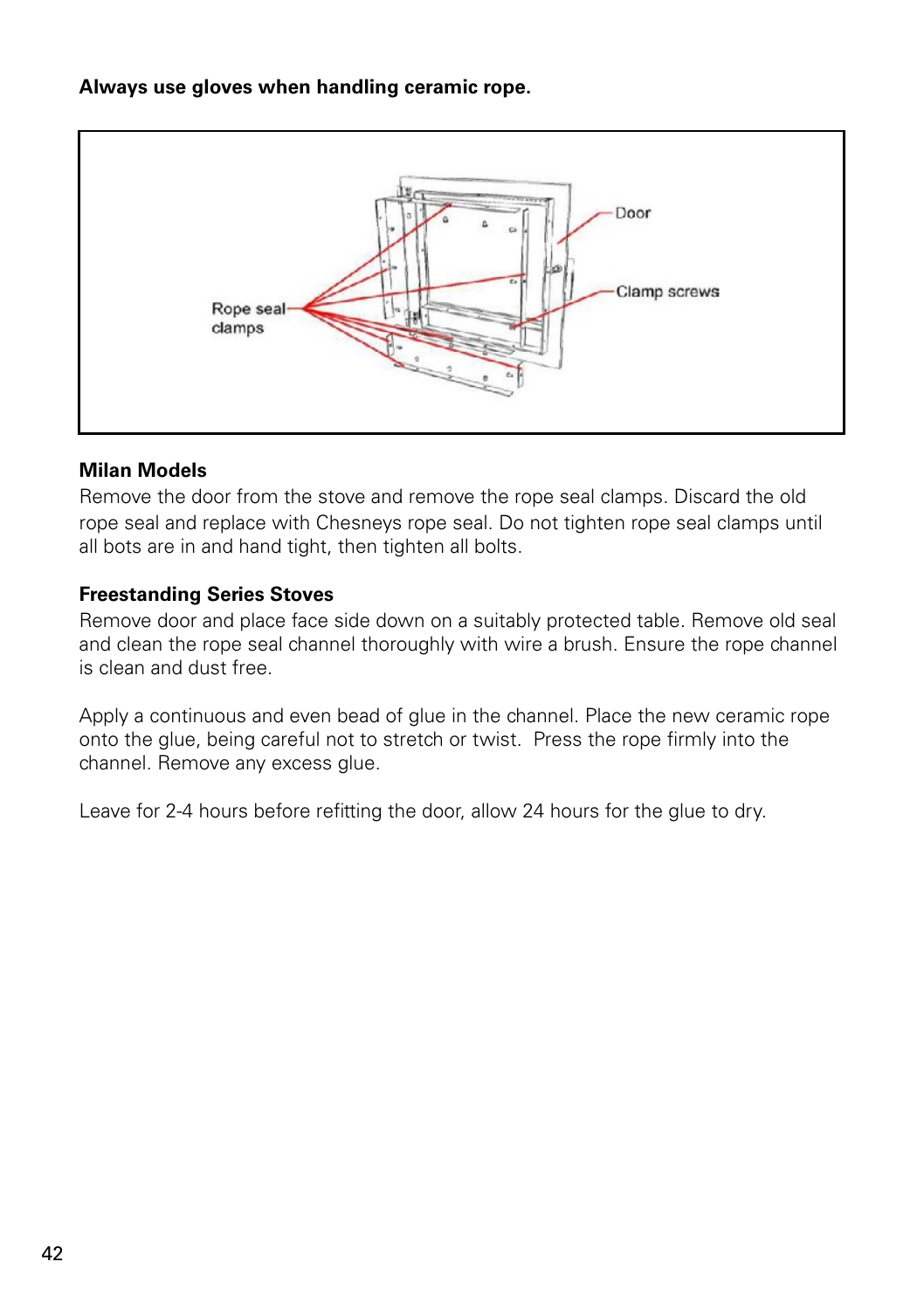**Always use gloves when handling ceramic rope.**

## Milan Models

Remove the door from the stove and remove the rope seal clamps. Discard the old rope seal and replace with Chesneys rope seal. Do not tighten rope seal clamps until all bots are in and hand tight, then tighten all bolts.

## Freestanding Series Stoves

Remove door and place face side down on a suitably protected table. Remove old seal and clean the rope seal channel thoroughly with wire a brush. Ensure the rope channel is clean and dust free.

Apply a continuous and even bead of glue in the channel. Place the new ceramic rope onto the glue, being careful not to stretch or twist. Press the rope firmly into the channel. Remove any excess glue.

Leave for 2-4 hours before refitting the door, allow 24 hours for the glue to dry.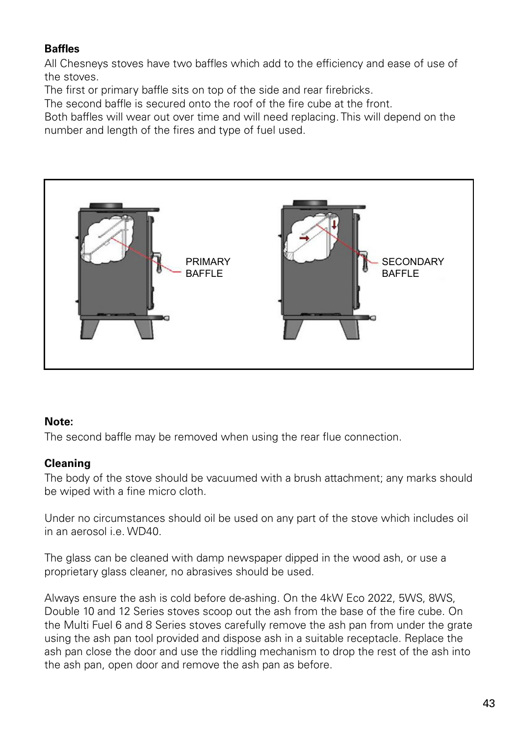**Baffles**

All Chesneys stoves have two baffles which add to the efficiency and ease of use of the stoves.

The first or primary baffle sits on top of the side and rear firebricks.

The second baffle is secured onto the roof of the fire cube at the front.

Both baffles will wear out over time and will need replacing. This will depend on the number and length of the fires and type of fuel used.

PRIMARY BAFFLE

SECONDARY BAFFLE

**Note:**

The second baffle may be removed when using the rear flue connection.

**Cleaning**

The body of the stove should be vacuumed with a brush attachment; any marks should be wiped with a fine micro cloth.

Under no circumstances should oil be used on any part of the stove which includes oil in an aerosol i.e. WD40.

The glass can be cleaned with damp newspaper dipped in the wood ash, or use a proprietary glass cleaner, no abrasives should be used.

Always ensure the ash is cold before de-ashing. On the 4kW Eco 2022, 5WS, 8WS, Double 10 and 12 Series stoves scoop out the ash from the base of the fire cube. On the Multi Fuel 6 and 8 Series stoves carefully remove the ash pan from under the grate using the ash pan tool provided and dispose ash in a suitable receptacle. Replace the ash pan close the door and use the riddling mechanism to drop the rest of the ash into the ash pan, open door and remove the ash pan as before.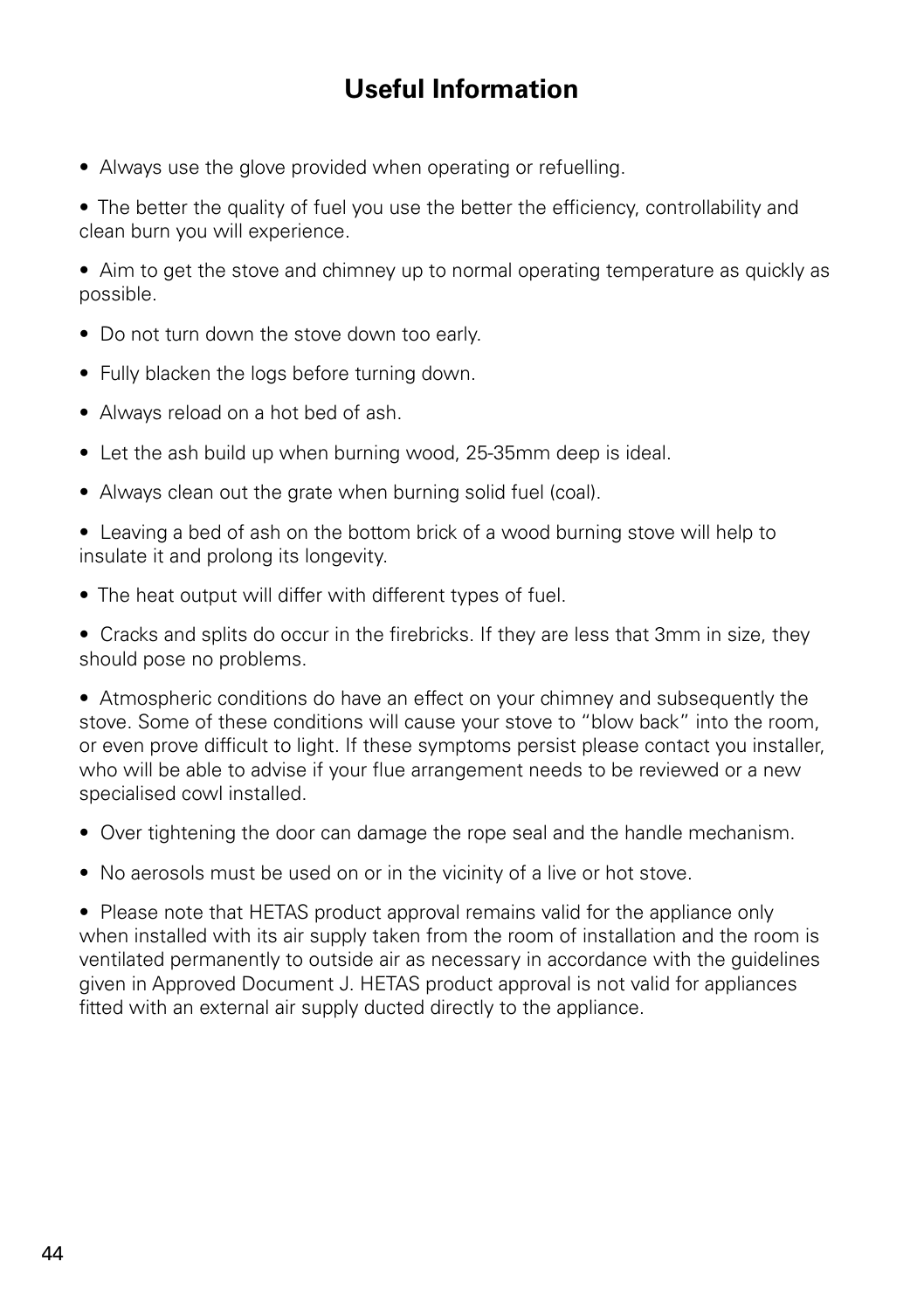# Useful Information

- Always use the glove provided when operating or refuelling.
- The better the quality of fuel you use the better the efficiency, controllability and clean burn you will experience.
- Aim to get the stove and chimney up to normal operating temperature as quickly as possible.
- Do not turn down the stove down too early.
- Fully blacken the logs before turning down.
- Always reload on a hot bed of ash.
- Let the ash build up when burning wood, 25-35mm deep is ideal.
- Always clean out the grate when burning solid fuel (coal).
- Leaving a bed of ash on the bottom brick of a wood burning stove will help to insulate it and prolong its longevity.
- The heat output will differ with different types of fuel.
- Cracks and splits do occur in the firebricks. If they are less that 3mm in size, they should pose no problems.
- Atmospheric conditions do have an effect on your chimney and subsequently the stove. Some of these conditions will cause your stove to "blow back" into the room, or even prove difficult to light. If these symptoms persist please contact you installer, who will be able to advise if your flue arrangement needs to be reviewed or a new specialised cowl installed.
- Over tightening the door can damage the rope seal and the handle mechanism.
- No aerosols must be used on or in the vicinity of a live or hot stove.
- Please note that HETAS product approval remains valid for the appliance only when installed with its air supply taken from the room of installation and the room is ventilated permanently to outside air as necessary in accordance with the guidelines given in Approved Document J. HETAS product approval is not valid for appliances fitted with an external air supply ducted directly to the appliance.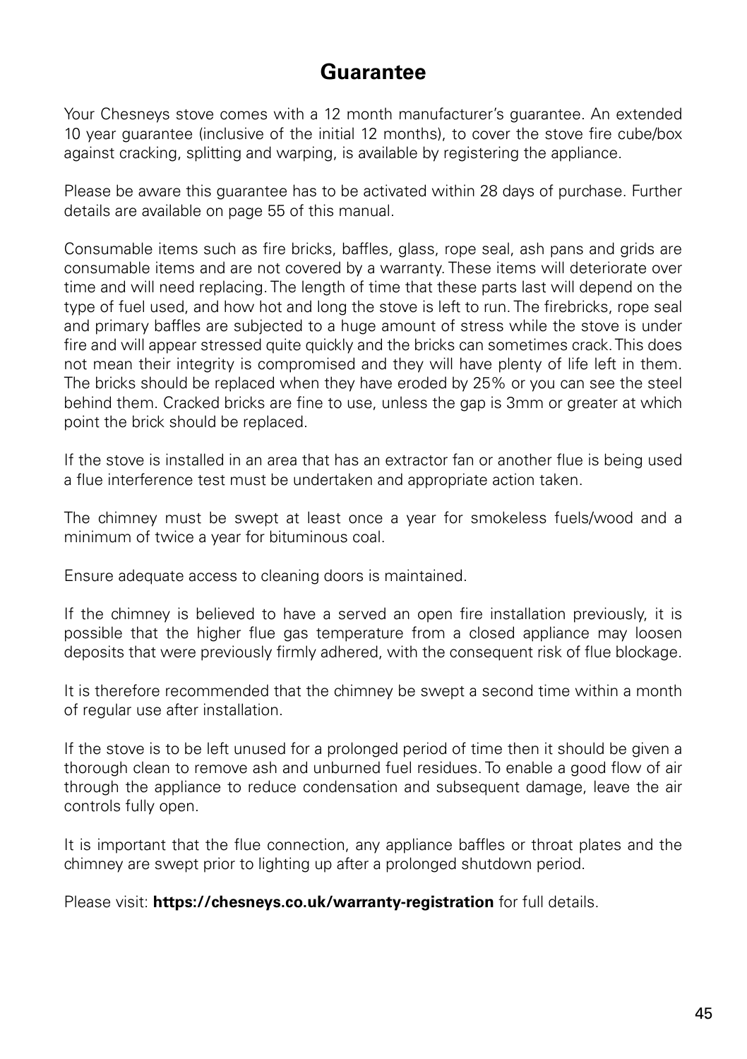# Guarantee

Your Chesneys stove comes with a 12 month manufacturer's guarantee. An extended 10 year guarantee (inclusive of the initial 12 months), to cover the stove fire cube/box against cracking, splitting and warping, is available by registering the appliance.

Please be aware this guarantee has to be activated within 28 days of purchase. Further details are available on page 55 of this manual.

Consumable items such as fire bricks, baffles, glass, rope seal, ash pans and grids are consumable items and are not covered by a warranty. These items will deteriorate over time and will need replacing. The length of time that these parts last will depend on the type of fuel used, and how hot and long the stove is left to run. The firebricks, rope seal and primary baffles are subjected to a huge amount of stress while the stove is under fire and will appear stressed quite quickly and the bricks can sometimes crack. This does not mean their integrity is compromised and they will have plenty of life left in them. The bricks should be replaced when they have eroded by 25% or you can see the steel behind them. Cracked bricks are fine to use, unless the gap is 3mm or greater at which point the brick should be replaced.

If the stove is installed in an area that has an extractor fan or another flue is being used a flue interference test must be undertaken and appropriate action taken.

The chimney must be swept at least once a year for smokeless fuels/wood and a minimum of twice a year for bituminous coal.

Ensure adequate access to cleaning doors is maintained.

If the chimney is believed to have a served an open fire installation previously, it is possible that the higher flue gas temperature from a closed appliance may loosen deposits that were previously firmly adhered, with the consequent risk of flue blockage.

It is therefore recommended that the chimney be swept a second time within a month of regular use after installation.

If the stove is to be left unused for a prolonged period of time then it should be given a thorough clean to remove ash and unburned fuel residues. To enable a good flow of air through the appliance to reduce condensation and subsequent damage, leave the air controls fully open.

It is important that the flue connection, any appliance baffles or throat plates and the chimney are swept prior to lighting up after a prolonged shutdown period.

Please visit: **https://chesneys.co.uk/warranty-registration** for full details.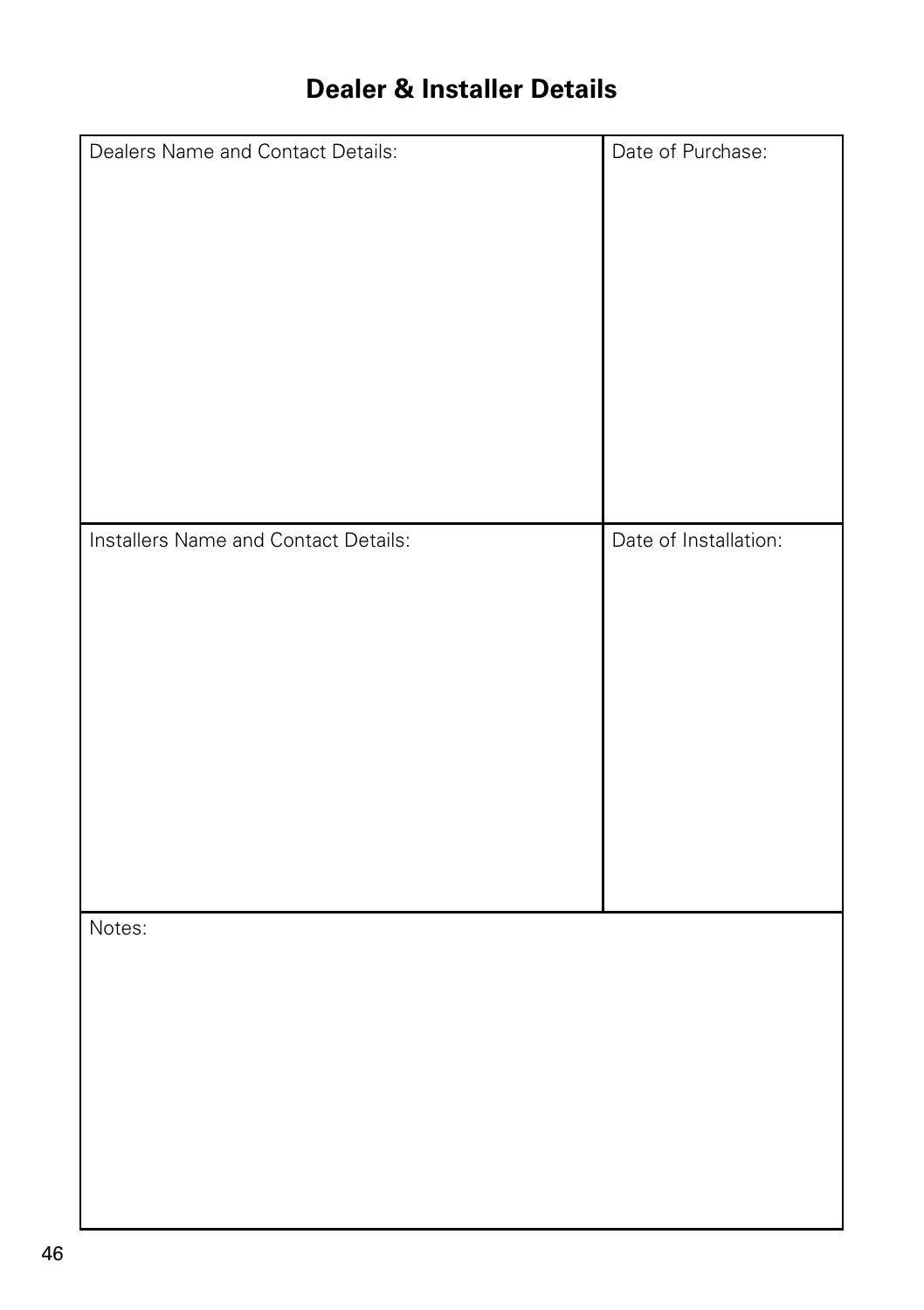## Dealer & Installer Details

| Dealers Name and Contact Details: | Date of Purchase: |
|---|---|
| Installers Name and Contact Details: | Date of Installation: |
| Notes: | |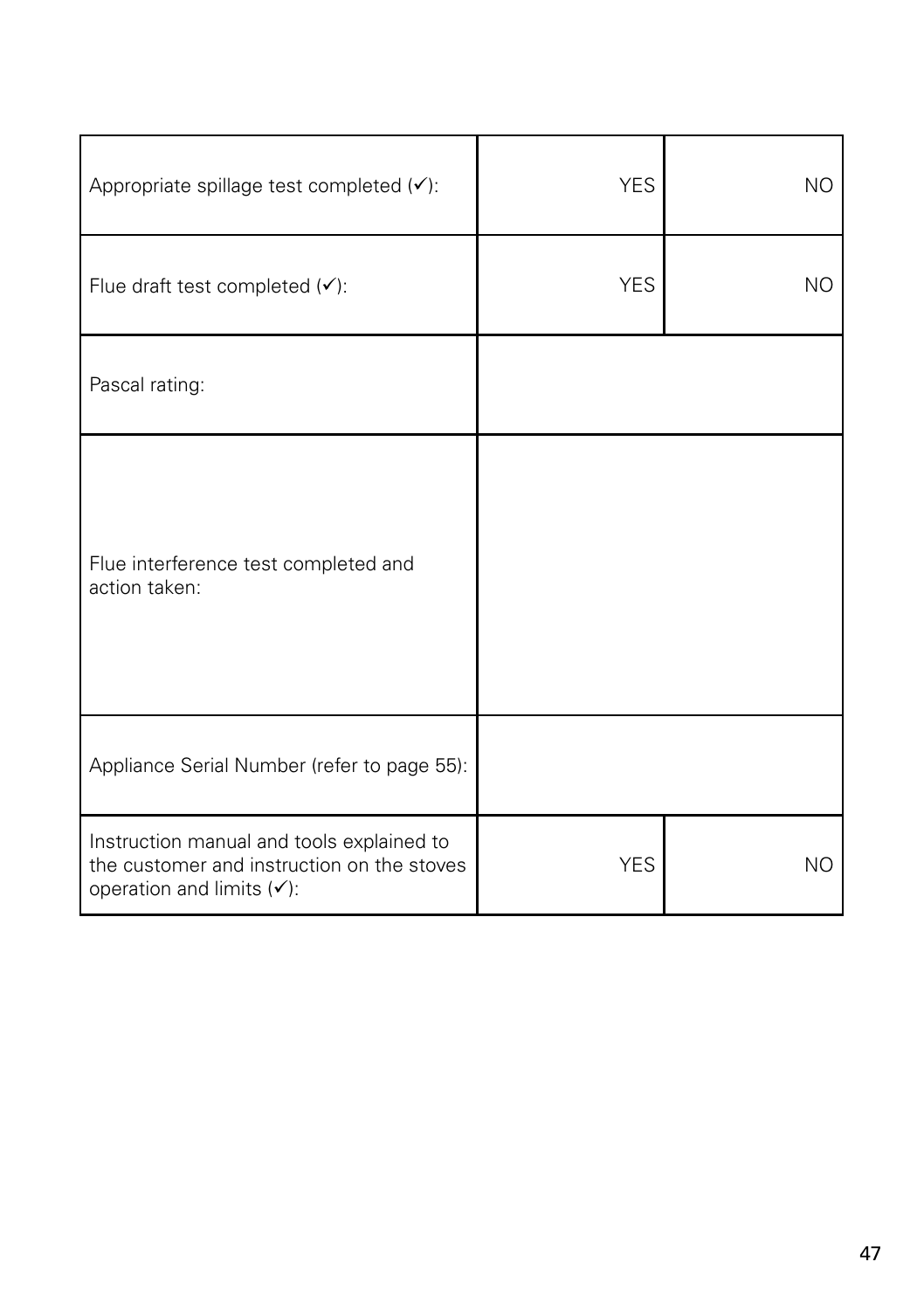| | | |
|---|---|---|
| Appropriate spillage test completed (✓): | YES | NO |
| Flue draft test completed (✓): | YES | NO |
| Pascal rating: | | |
| Flue interference test completed and action taken: | | |
| Appliance Serial Number (refer to page 55): | | |
| Instruction manual and tools explained to the customer and instruction on the stoves operation and limits (✓): | YES | NO |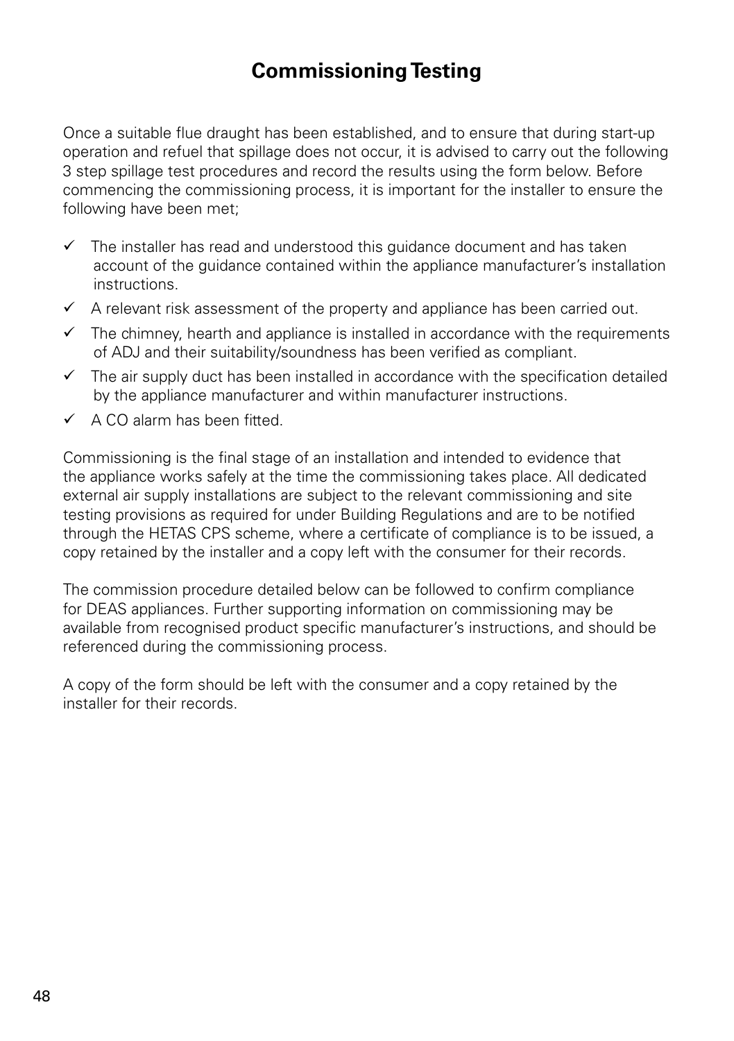# Commissioning Testing

Once a suitable flue draught has been established, and to ensure that during start-up operation and refuel that spillage does not occur, it is advised to carry out the following 3 step spillage test procedures and record the results using the form below. Before commencing the commissioning process, it is important for the installer to ensure the following have been met;

- ✓ The installer has read and understood this guidance document and has taken account of the guidance contained within the appliance manufacturer's installation instructions.
- ✓ A relevant risk assessment of the property and appliance has been carried out.
- ✓ The chimney, hearth and appliance is installed in accordance with the requirements of ADJ and their suitability/soundness has been verified as compliant.
- ✓ The air supply duct has been installed in accordance with the specification detailed by the appliance manufacturer and within manufacturer instructions.
- ✓ A CO alarm has been fitted.

Commissioning is the final stage of an installation and intended to evidence that the appliance works safely at the time the commissioning takes place. All dedicated external air supply installations are subject to the relevant commissioning and site testing provisions as required for under Building Regulations and are to be notified through the HETAS CPS scheme, where a certificate of compliance is to be issued, a copy retained by the installer and a copy left with the consumer for their records.

The commission procedure detailed below can be followed to confirm compliance for DEAS appliances. Further supporting information on commissioning may be available from recognised product specific manufacturer's instructions, and should be referenced during the commissioning process.

A copy of the form should be left with the consumer and a copy retained by the installer for their records.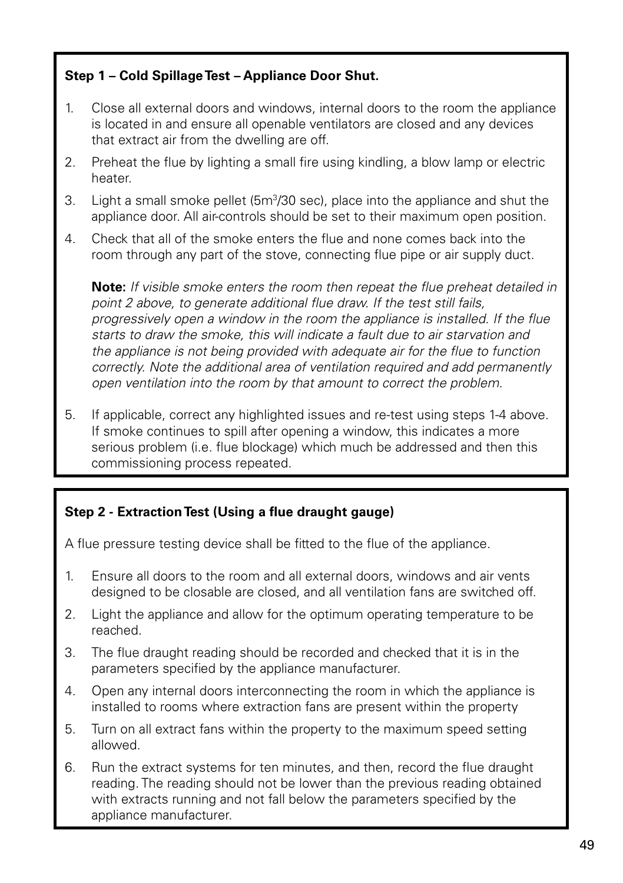**Step 1 – Cold Spillage Test – Appliance Door Shut.**

1. Close all external doors and windows, internal doors to the room the appliance is located in and ensure all openable ventilators are closed and any devices that extract air from the dwelling are off.
2. Preheat the flue by lighting a small fire using kindling, a blow lamp or electric heater.
3. Light a small smoke pellet (5m$^3$/30 sec), place into the appliance and shut the appliance door. All air-controls should be set to their maximum open position.
4. Check that all of the smoke enters the flue and none comes back into the room through any part of the stove, connecting flue pipe or air supply duct.

   **Note:** *If visible smoke enters the room then repeat the flue preheat detailed in point 2 above, to generate additional flue draw. If the test still fails, progressively open a window in the room the appliance is installed. If the flue starts to draw the smoke, this will indicate a fault due to air starvation and the appliance is not being provided with adequate air for the flue to function correctly. Note the additional area of ventilation required and add permanently open ventilation into the room by that amount to correct the problem.*

5. If applicable, correct any highlighted issues and re-test using steps 1-4 above. If smoke continues to spill after opening a window, this indicates a more serious problem (i.e. flue blockage) which much be addressed and then this commissioning process repeated.

**Step 2 - Extraction Test (Using a flue draught gauge)**

A flue pressure testing device shall be fitted to the flue of the appliance.

1. Ensure all doors to the room and all external doors, windows and air vents designed to be closable are closed, and all ventilation fans are switched off.
2. Light the appliance and allow for the optimum operating temperature to be reached.
3. The flue draught reading should be recorded and checked that it is in the parameters specified by the appliance manufacturer.
4. Open any internal doors interconnecting the room in which the appliance is installed to rooms where extraction fans are present within the property
5. Turn on all extract fans within the property to the maximum speed setting allowed.
6. Run the extract systems for ten minutes, and then, record the flue draught reading. The reading should not be lower than the previous reading obtained with extracts running and not fall below the parameters specified by the appliance manufacturer.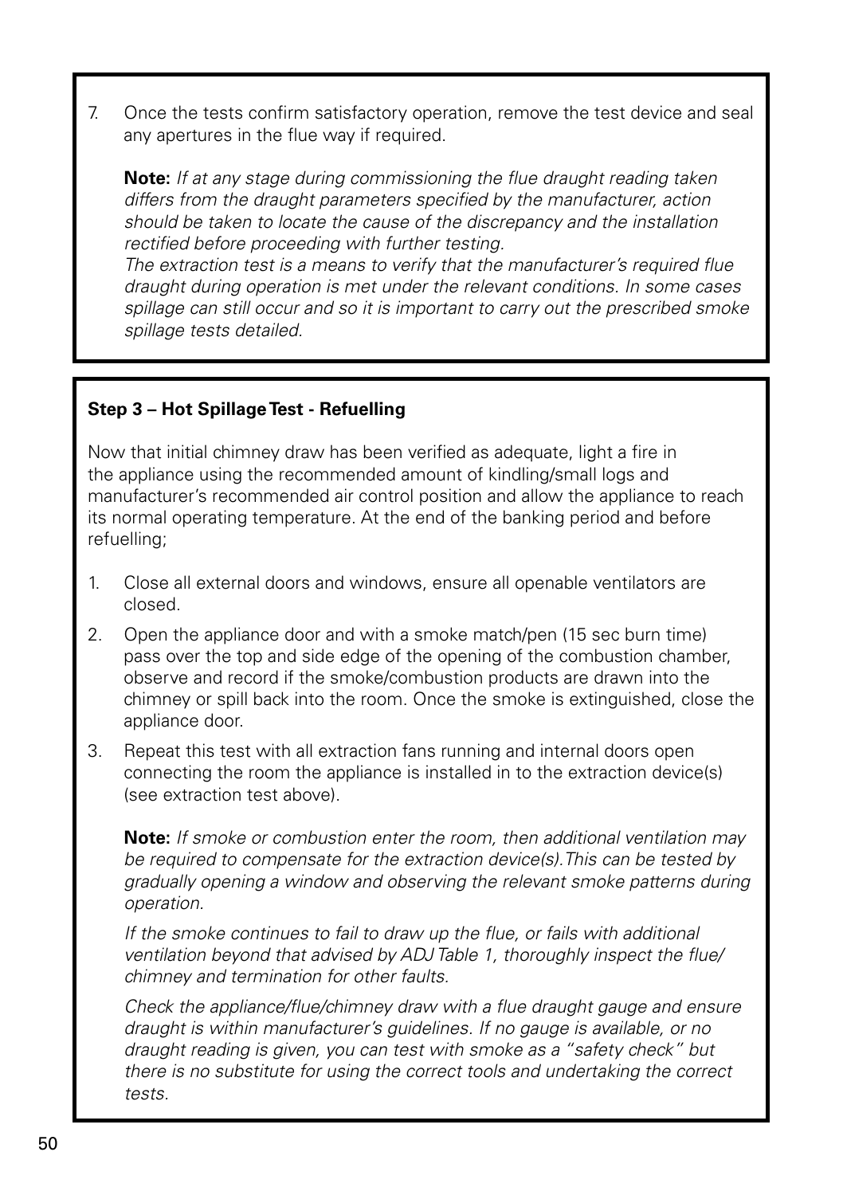7. Once the tests confirm satisfactory operation, remove the test device and seal any apertures in the flue way if required.

   **Note:** *If at any stage during commissioning the flue draught reading taken differs from the draught parameters specified by the manufacturer, action should be taken to locate the cause of the discrepancy and the installation rectified before proceeding with further testing.*
   *The extraction test is a means to verify that the manufacturer's required flue draught during operation is met under the relevant conditions. In some cases spillage can still occur and so it is important to carry out the prescribed smoke spillage tests detailed.*

**Step 3 – Hot Spillage Test - Refuelling**

Now that initial chimney draw has been verified as adequate, light a fire in the appliance using the recommended amount of kindling/small logs and manufacturer's recommended air control position and allow the appliance to reach its normal operating temperature. At the end of the banking period and before refuelling;

1. Close all external doors and windows, ensure all openable ventilators are closed.
2. Open the appliance door and with a smoke match/pen (15 sec burn time) pass over the top and side edge of the opening of the combustion chamber, observe and record if the smoke/combustion products are drawn into the chimney or spill back into the room. Once the smoke is extinguished, close the appliance door.
3. Repeat this test with all extraction fans running and internal doors open connecting the room the appliance is installed in to the extraction device(s) (see extraction test above).

   **Note:** *If smoke or combustion enter the room, then additional ventilation may be required to compensate for the extraction device(s). This can be tested by gradually opening a window and observing the relevant smoke patterns during operation.*

   *If the smoke continues to fail to draw up the flue, or fails with additional ventilation beyond that advised by ADJ Table 1, thoroughly inspect the flue/ chimney and termination for other faults.*

   *Check the appliance/flue/chimney draw with a flue draught gauge and ensure draught is within manufacturer's guidelines. If no gauge is available, or no draught reading is given, you can test with smoke as a "safety check" but there is no substitute for using the correct tools and undertaking the correct tests.*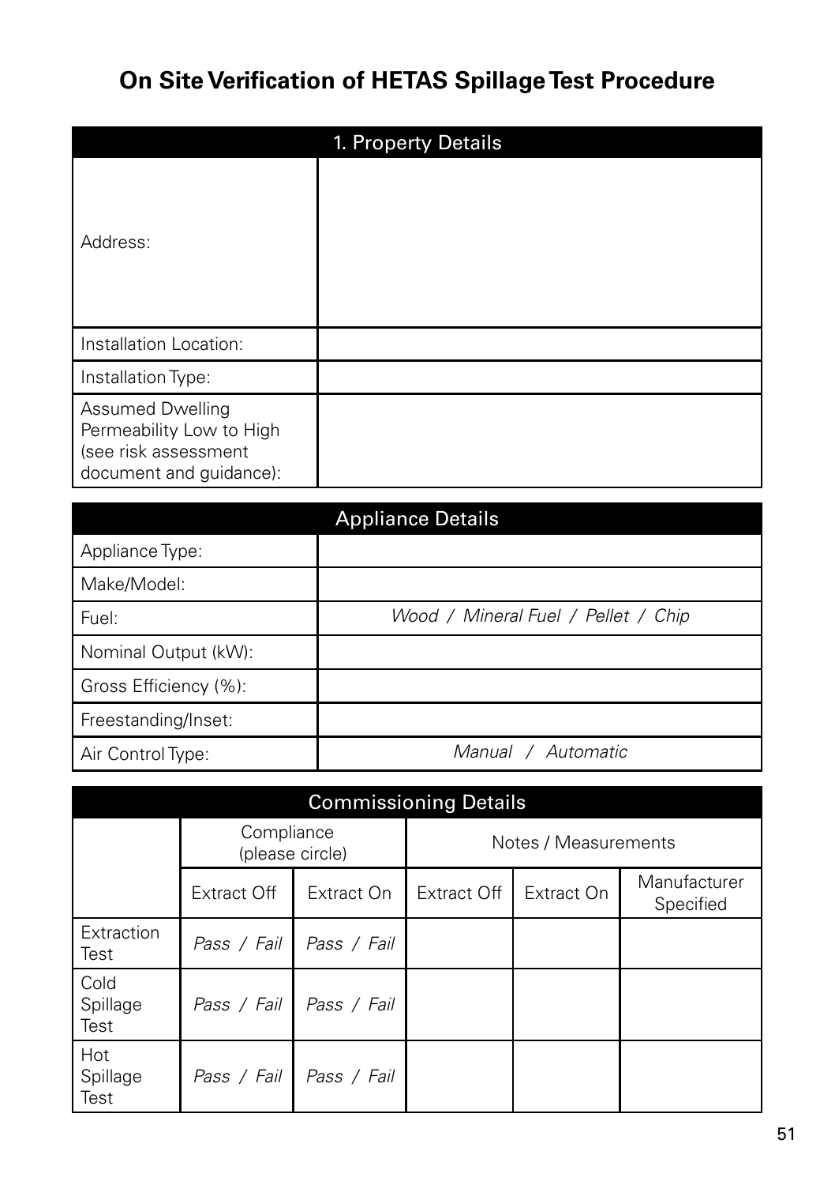# On Site Verification of HETAS Spillage Test Procedure

| 1. Property Details | |
|---|---|
| Address: | |
| Installation Location: | |
| Installation Type: | |
| Assumed Dwelling Permeability Low to High (see risk assessment document and guidance): | |

| Appliance Details | |
|---|---|
| Appliance Type: | |
| Make/Model: | |
| Fuel: | *Wood / Mineral Fuel / Pellet / Chip* |
| Nominal Output (kW): | |
| Gross Efficiency (%): | |
| Freestanding/Inset: | |
| Air Control Type: | *Manual / Automatic* |

| Commissioning Details | | | | | |
|---|---|---|---|---|---|
| | Compliance (please circle) | | Notes / Measurements | | |
| | Extract Off | Extract On | Extract Off | Extract On | Manufacturer Specified |
| Extraction Test | *Pass / Fail* | *Pass / Fail* | | | |
| Cold Spillage Test | *Pass / Fail* | *Pass / Fail* | | | |
| Hot Spillage Test | *Pass / Fail* | *Pass / Fail* | | | |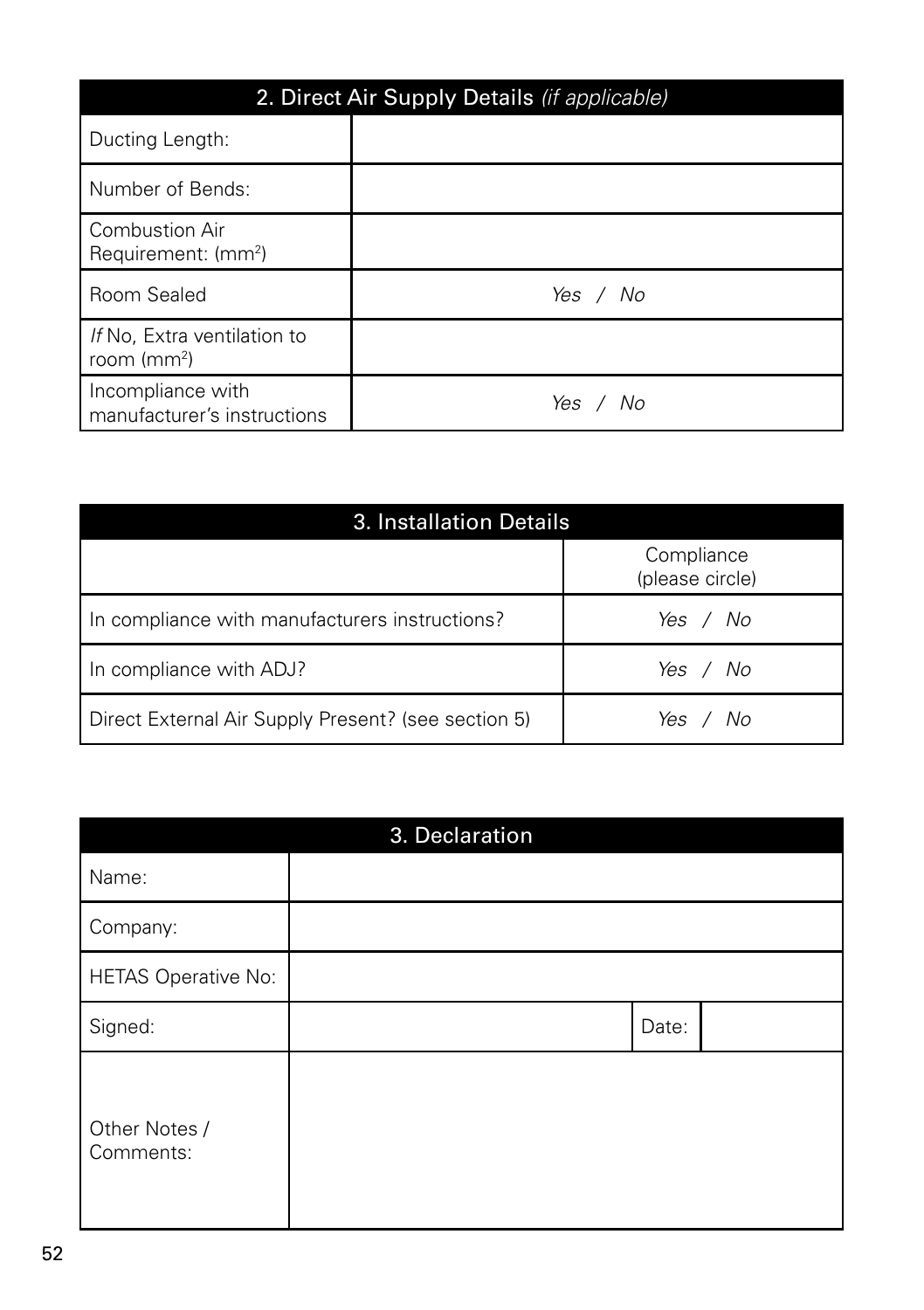## 2. Direct Air Supply Details *(if applicable)*

| | |
|---|---|
| Ducting Length: | |
| Number of Bends: | |
| Combustion Air Requirement: (mm$^2$) | |
| Room Sealed | *Yes / No* |
| *If* No, Extra ventilation to room (mm$^2$) | |
| Incompliance with manufacturer's instructions | *Yes / No* |

## 3. Installation Details

| | Compliance (please circle) |
|---|---|
| In compliance with manufacturers instructions? | *Yes / No* |
| In compliance with ADJ? | *Yes / No* |
| Direct External Air Supply Present? (see section 5) | *Yes / No* |

## 3. Declaration

| | | | |
|---|---|---|---|
| Name: | | | |
| Company: | | | |
| HETAS Operative No: | | | |
| Signed: | | Date: | |
| Other Notes / Comments: | | | |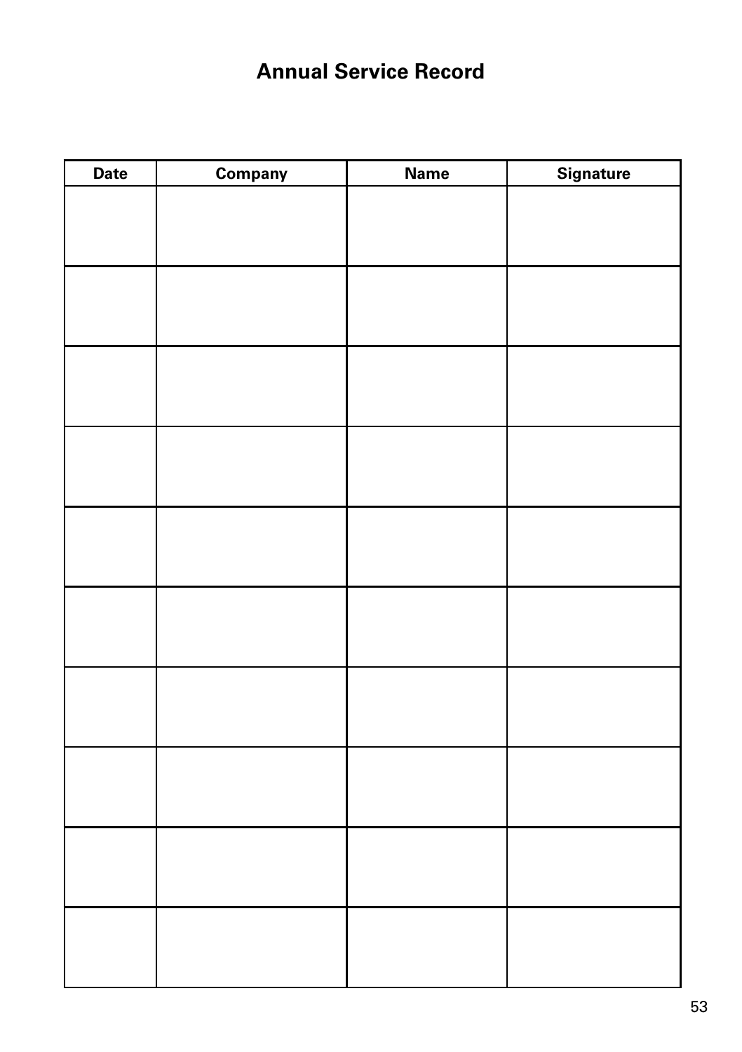# Annual Service Record

| Date | Company | Name | Signature |
| --- | --- | --- | --- |
| | | | |
| | | | |
| | | | |
| | | | |
| | | | |
| | | | |
| | | | |
| | | | |
| | | | |
| | | | |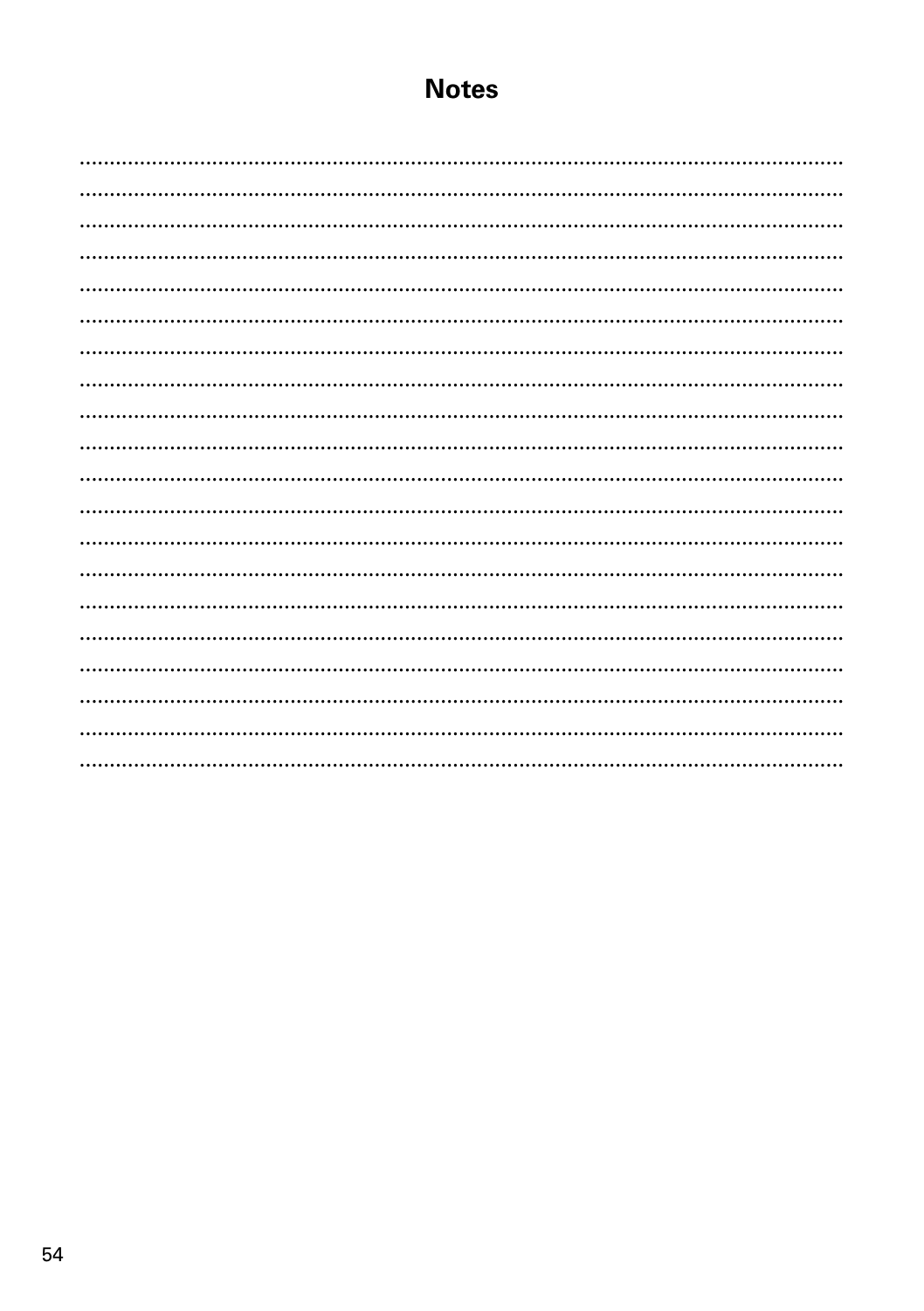# Notes

........................................................................................................................
........................................................................................................................
........................................................................................................................
........................................................................................................................
........................................................................................................................
........................................................................................................................
........................................................................................................................
........................................................................................................................
........................................................................................................................
........................................................................................................................
........................................................................................................................
........................................................................................................................
........................................................................................................................
........................................................................................................................
........................................................................................................................
........................................................................................................................
........................................................................................................................
........................................................................................................................
........................................................................................................................
........................................................................................................................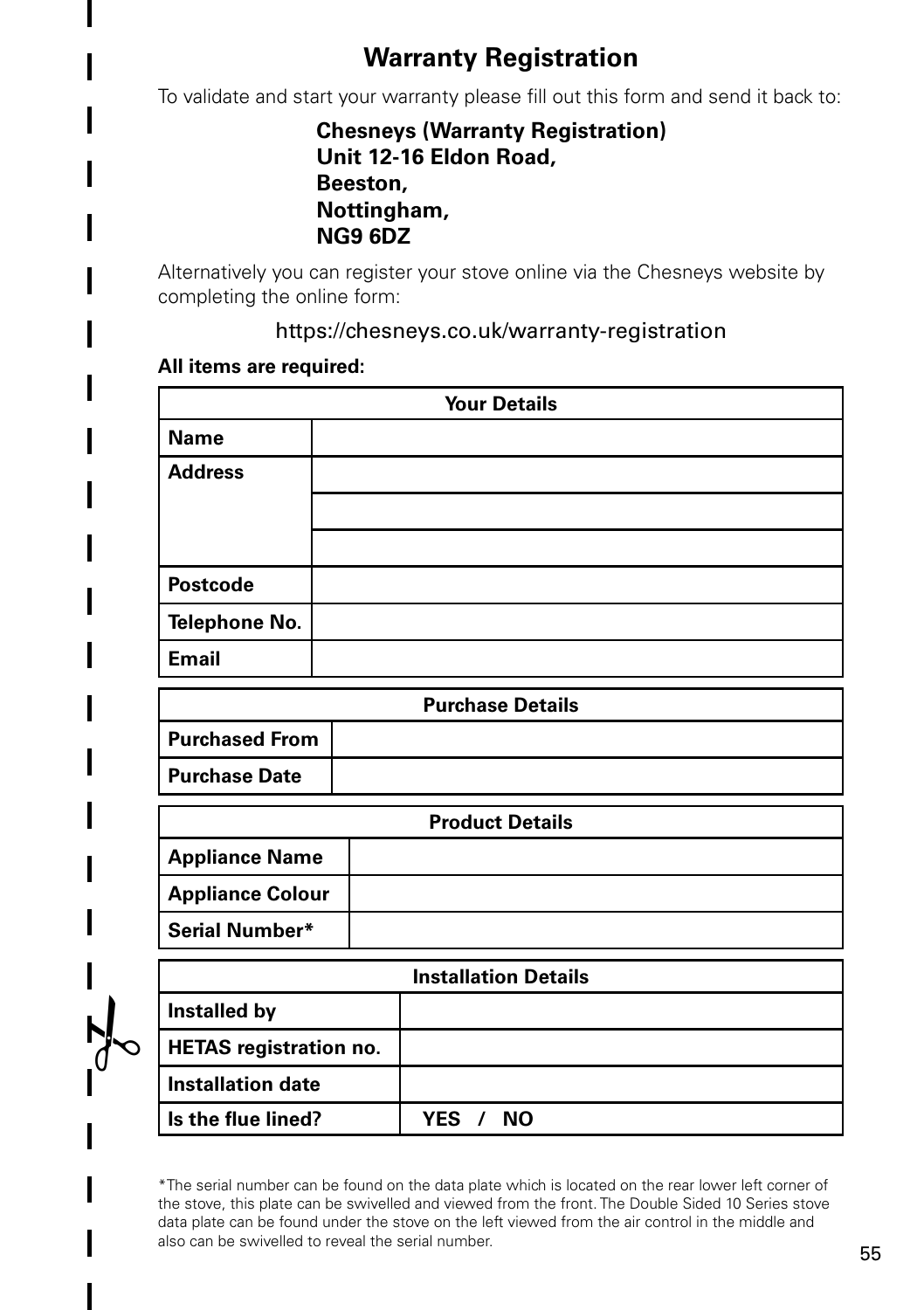# Warranty Registration

To validate and start your warranty please fill out this form and send it back to:

**Chesneys (Warranty Registration)**
**Unit 12-16 Eldon Road,**
**Beeston,**
**Nottingham,**
**NG9 6DZ**

Alternatively you can register your stove online via the Chesneys website by completing the online form:

https://chesneys.co.uk/warranty-registration

**All items are required:**

| **Your Details** | |
|---|---|
| **Name** | |
| **Address** | |
| | |
| | |
| **Postcode** | |
| **Telephone No.** | |
| **Email** | |

| **Purchase Details** | |
|---|---|
| **Purchased From** | |
| **Purchase Date** | |

| **Product Details** | |
|---|---|
| **Appliance Name** | |
| **Appliance Colour** | |
| **Serial Number*** | |

| **Installation Details** | |
|---|---|
| **Installed by** | |
| **HETAS registration no.** | |
| **Installation date** | |
| **Is the flue lined?** | **YES / NO** |

*The serial number can be found on the data plate which is located on the rear lower left corner of the stove, this plate can be swivelled and viewed from the front. The Double Sided 10 Series stove data plate can be found under the stove on the left viewed from the air control in the middle and also can be swivelled to reveal the serial number.